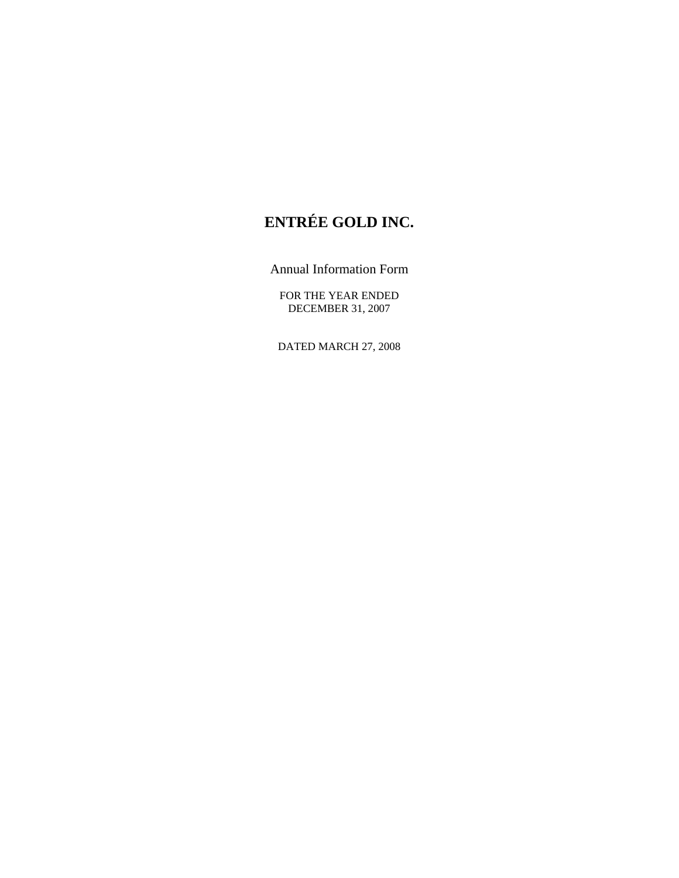# ENTRÉE GOLD INC.

Annual Information Form

FOR THE YEAR ENDED
DECEMBER 31, 2007

DATED MARCH 27, 2008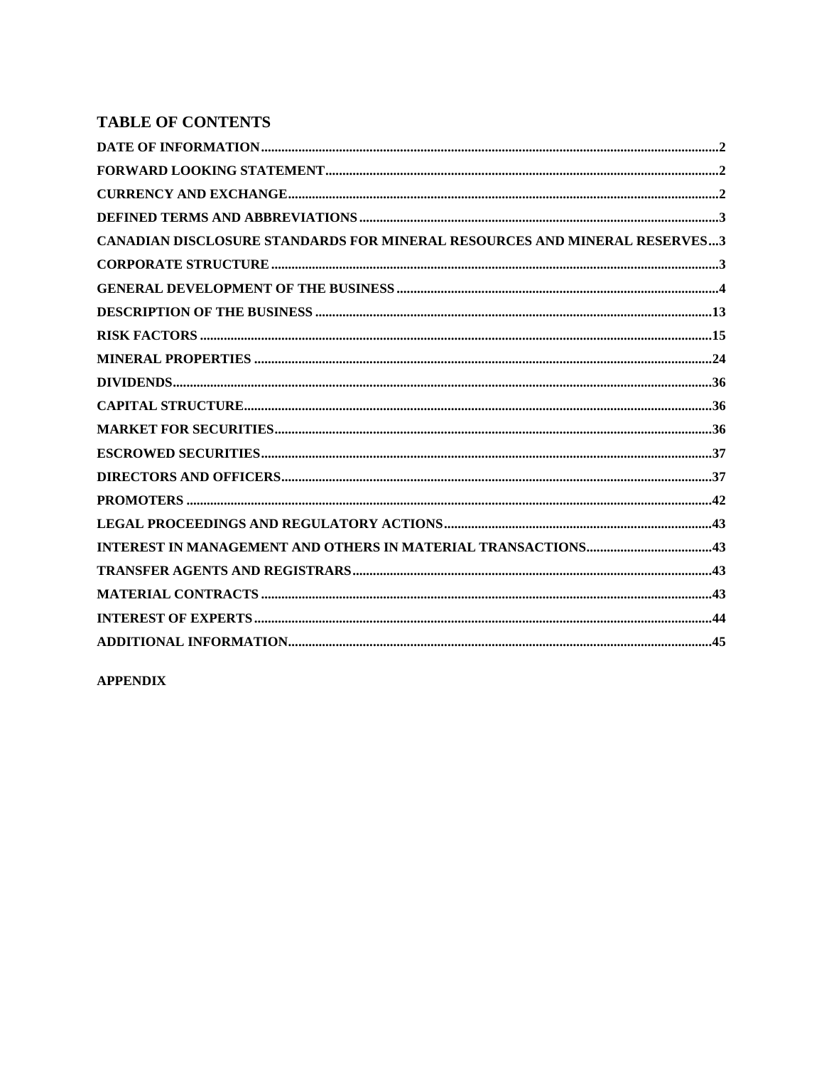## TABLE OF CONTENTS

**DATE OF INFORMATION**......................................................................................................................2

**FORWARD LOOKING STATEMENT**......................................................................................................2

**CURRENCY AND EXCHANGE**...............................................................................................................2

**DEFINED TERMS AND ABBREVIATIONS**..........................................................................................3

**CANADIAN DISCLOSURE STANDARDS FOR MINERAL RESOURCES AND MINERAL RESERVES**...3

**CORPORATE STRUCTURE**..................................................................................................................3

**GENERAL DEVELOPMENT OF THE BUSINESS**...............................................................................4

**DESCRIPTION OF THE BUSINESS**....................................................................................................13

**RISK FACTORS**.....................................................................................................................................15

**MINERAL PROPERTIES**......................................................................................................................24

**DIVIDENDS**...........................................................................................................................................36

**CAPITAL STRUCTURE**........................................................................................................................36

**MARKET FOR SECURITIES**................................................................................................................36

**ESCROWED SECURITIES**....................................................................................................................37

**DIRECTORS AND OFFICERS**..............................................................................................................37

**PROMOTERS**..........................................................................................................................................42

**LEGAL PROCEEDINGS AND REGULATORY ACTIONS**..............................................................43

**INTEREST IN MANAGEMENT AND OTHERS IN MATERIAL TRANSACTIONS**.....................43

**TRANSFER AGENTS AND REGISTRARS**.........................................................................................43

**MATERIAL CONTRACTS**....................................................................................................................43

**INTEREST OF EXPERTS**.....................................................................................................................44

**ADDITIONAL INFORMATION**............................................................................................................45

**APPENDIX**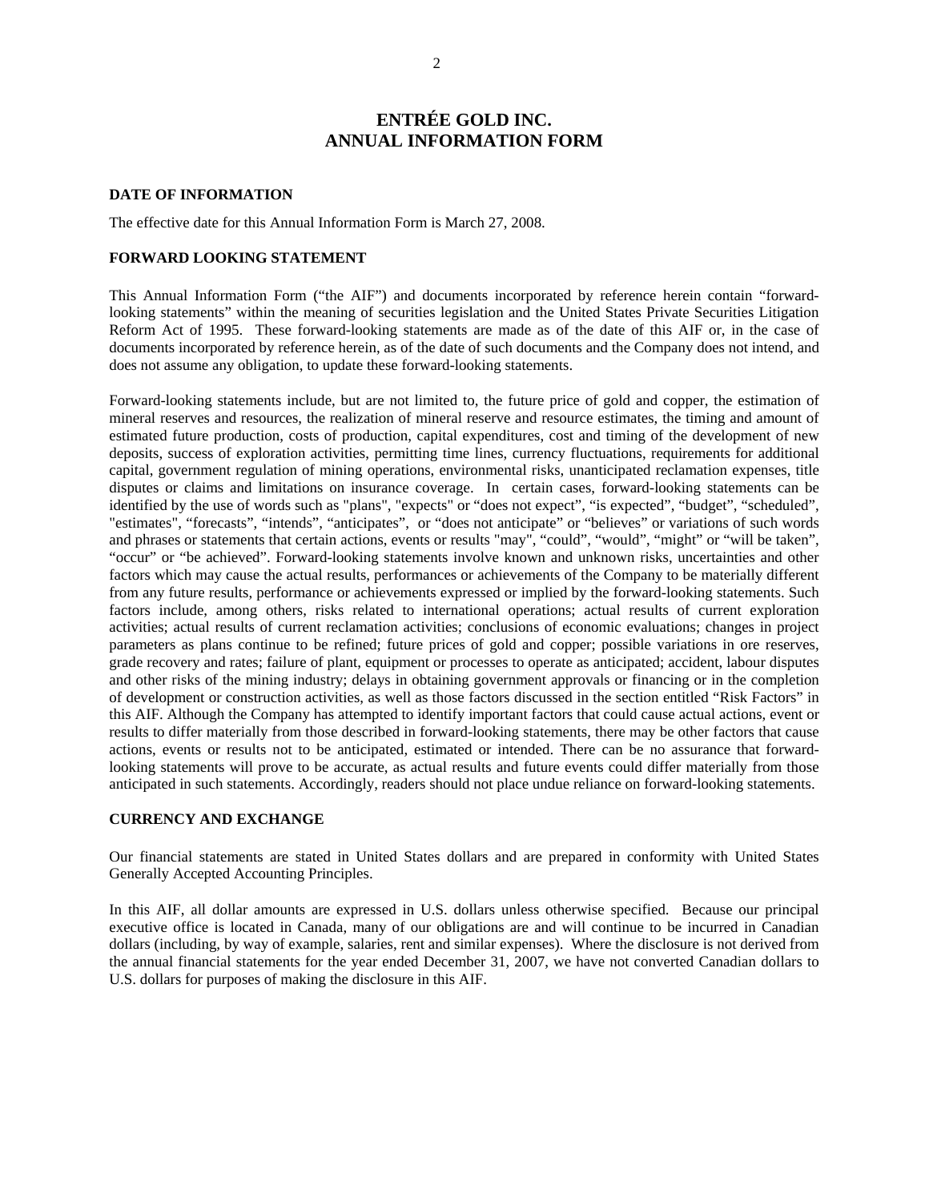# ENTRÉE GOLD INC.
# ANNUAL INFORMATION FORM

**DATE OF INFORMATION**

The effective date for this Annual Information Form is March 27, 2008.

**FORWARD LOOKING STATEMENT**

This Annual Information Form ("the AIF") and documents incorporated by reference herein contain "forward-looking statements" within the meaning of securities legislation and the United States Private Securities Litigation Reform Act of 1995. These forward-looking statements are made as of the date of this AIF or, in the case of documents incorporated by reference herein, as of the date of such documents and the Company does not intend, and does not assume any obligation, to update these forward-looking statements.

Forward-looking statements include, but are not limited to, the future price of gold and copper, the estimation of mineral reserves and resources, the realization of mineral reserve and resource estimates, the timing and amount of estimated future production, costs of production, capital expenditures, cost and timing of the development of new deposits, success of exploration activities, permitting time lines, currency fluctuations, requirements for additional capital, government regulation of mining operations, environmental risks, unanticipated reclamation expenses, title disputes or claims and limitations on insurance coverage. In certain cases, forward-looking statements can be identified by the use of words such as "plans", "expects" or "does not expect", "is expected", "budget", "scheduled", "estimates", "forecasts", "intends", "anticipates", or "does not anticipate" or "believes" or variations of such words and phrases or statements that certain actions, events or results "may", "could", "would", "might" or "will be taken", "occur" or "be achieved". Forward-looking statements involve known and unknown risks, uncertainties and other factors which may cause the actual results, performances or achievements of the Company to be materially different from any future results, performance or achievements expressed or implied by the forward-looking statements. Such factors include, among others, risks related to international operations; actual results of current exploration activities; actual results of current reclamation activities; conclusions of economic evaluations; changes in project parameters as plans continue to be refined; future prices of gold and copper; possible variations in ore reserves, grade recovery and rates; failure of plant, equipment or processes to operate as anticipated; accident, labour disputes and other risks of the mining industry; delays in obtaining government approvals or financing or in the completion of development or construction activities, as well as those factors discussed in the section entitled "Risk Factors" in this AIF. Although the Company has attempted to identify important factors that could cause actual actions, event or results to differ materially from those described in forward-looking statements, there may be other factors that cause actions, events or results not to be anticipated, estimated or intended. There can be no assurance that forward-looking statements will prove to be accurate, as actual results and future events could differ materially from those anticipated in such statements. Accordingly, readers should not place undue reliance on forward-looking statements.

**CURRENCY AND EXCHANGE**

Our financial statements are stated in United States dollars and are prepared in conformity with United States Generally Accepted Accounting Principles.

In this AIF, all dollar amounts are expressed in U.S. dollars unless otherwise specified. Because our principal executive office is located in Canada, many of our obligations are and will continue to be incurred in Canadian dollars (including, by way of example, salaries, rent and similar expenses). Where the disclosure is not derived from the annual financial statements for the year ended December 31, 2007, we have not converted Canadian dollars to U.S. dollars for purposes of making the disclosure in this AIF.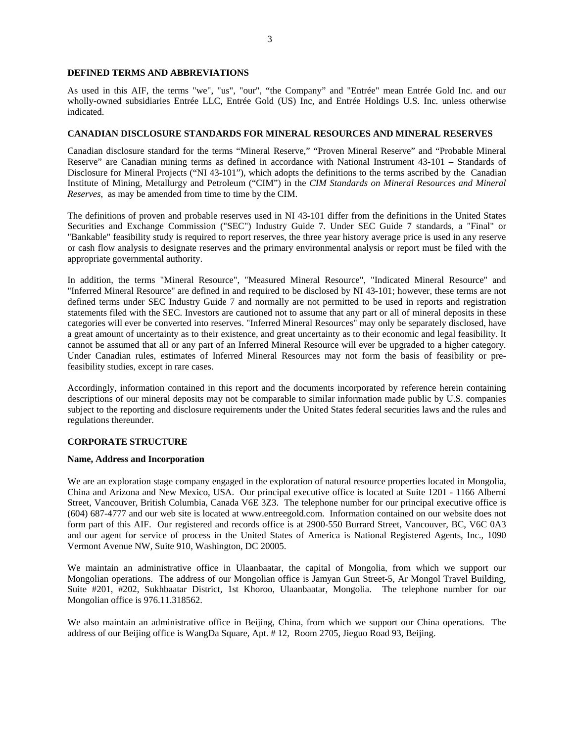## DEFINED TERMS AND ABBREVIATIONS

As used in this AIF, the terms "we", "us", "our", "the Company" and "Entrée" mean Entrée Gold Inc. and our wholly-owned subsidiaries Entrée LLC, Entrée Gold (US) Inc, and Entrée Holdings U.S. Inc. unless otherwise indicated.

## CANADIAN DISCLOSURE STANDARDS FOR MINERAL RESOURCES AND MINERAL RESERVES

Canadian disclosure standard for the terms "Mineral Reserve," "Proven Mineral Reserve" and "Probable Mineral Reserve" are Canadian mining terms as defined in accordance with National Instrument 43-101 – Standards of Disclosure for Mineral Projects ("NI 43-101"), which adopts the definitions to the terms ascribed by the Canadian Institute of Mining, Metallurgy and Petroleum ("CIM") in the *CIM Standards on Mineral Resources and Mineral Reserves*, as may be amended from time to time by the CIM.

The definitions of proven and probable reserves used in NI 43-101 differ from the definitions in the United States Securities and Exchange Commission ("SEC") Industry Guide 7. Under SEC Guide 7 standards, a "Final" or "Bankable" feasibility study is required to report reserves, the three year history average price is used in any reserve or cash flow analysis to designate reserves and the primary environmental analysis or report must be filed with the appropriate governmental authority.

In addition, the terms "Mineral Resource", "Measured Mineral Resource", "Indicated Mineral Resource" and "Inferred Mineral Resource" are defined in and required to be disclosed by NI 43-101; however, these terms are not defined terms under SEC Industry Guide 7 and normally are not permitted to be used in reports and registration statements filed with the SEC. Investors are cautioned not to assume that any part or all of mineral deposits in these categories will ever be converted into reserves. "Inferred Mineral Resources" may only be separately disclosed, have a great amount of uncertainty as to their existence, and great uncertainty as to their economic and legal feasibility. It cannot be assumed that all or any part of an Inferred Mineral Resource will ever be upgraded to a higher category. Under Canadian rules, estimates of Inferred Mineral Resources may not form the basis of feasibility or pre-feasibility studies, except in rare cases.

Accordingly, information contained in this report and the documents incorporated by reference herein containing descriptions of our mineral deposits may not be comparable to similar information made public by U.S. companies subject to the reporting and disclosure requirements under the United States federal securities laws and the rules and regulations thereunder.

## CORPORATE STRUCTURE

### Name, Address and Incorporation

We are an exploration stage company engaged in the exploration of natural resource properties located in Mongolia, China and Arizona and New Mexico, USA. Our principal executive office is located at Suite 1201 - 1166 Alberni Street, Vancouver, British Columbia, Canada V6E 3Z3. The telephone number for our principal executive office is (604) 687-4777 and our web site is located at www.entreegold.com. Information contained on our website does not form part of this AIF. Our registered and records office is at 2900-550 Burrard Street, Vancouver, BC, V6C 0A3 and our agent for service of process in the United States of America is National Registered Agents, Inc., 1090 Vermont Avenue NW, Suite 910, Washington, DC 20005.

We maintain an administrative office in Ulaanbaatar, the capital of Mongolia, from which we support our Mongolian operations. The address of our Mongolian office is Jamyan Gun Street-5, Ar Mongol Travel Building, Suite #201, #202, Sukhbaatar District, 1st Khoroo, Ulaanbaatar, Mongolia. The telephone number for our Mongolian office is 976.11.318562.

We also maintain an administrative office in Beijing, China, from which we support our China operations. The address of our Beijing office is WangDa Square, Apt. # 12, Room 2705, Jieguo Road 93, Beijing.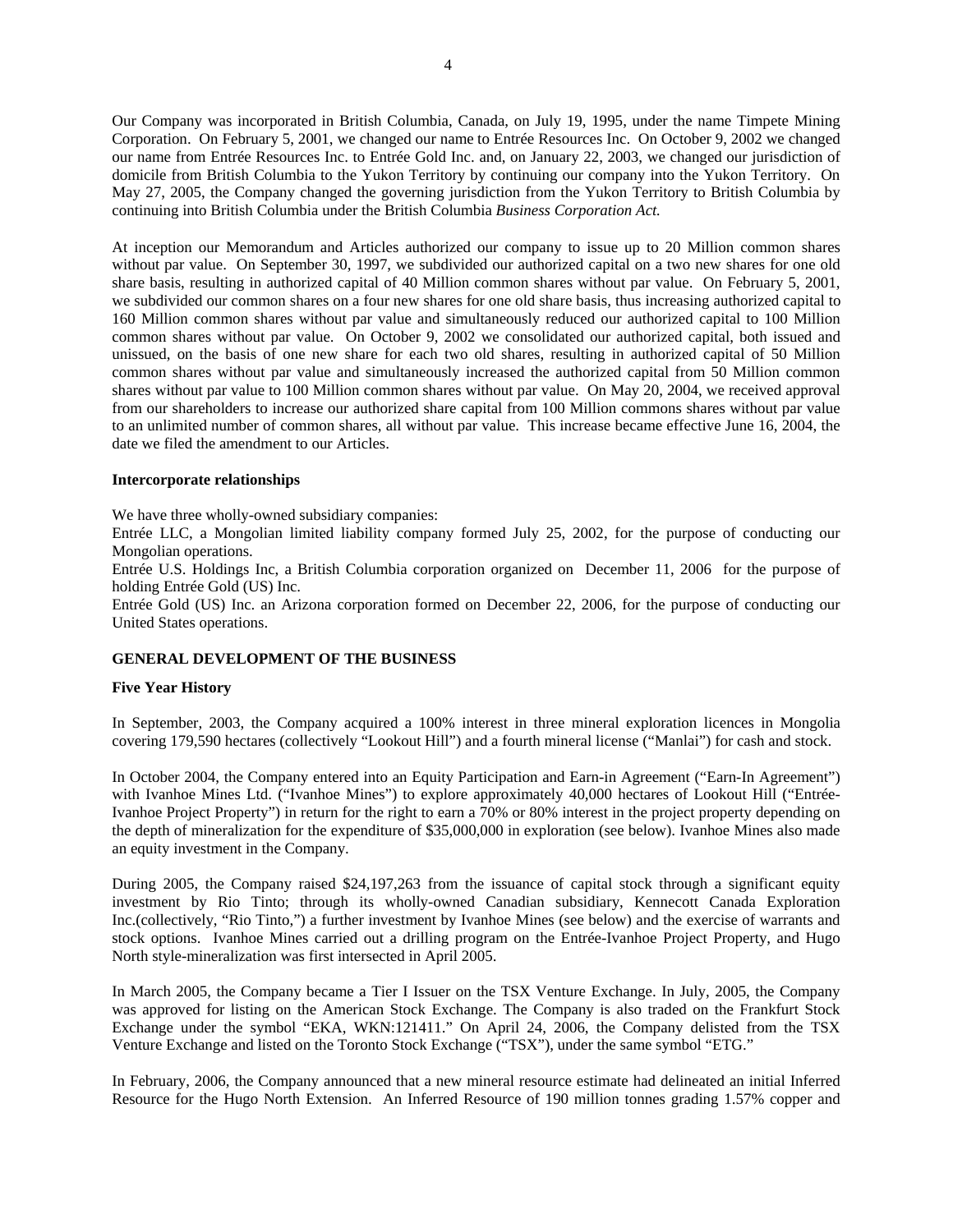Our Company was incorporated in British Columbia, Canada, on July 19, 1995, under the name Timpete Mining Corporation. On February 5, 2001, we changed our name to Entrée Resources Inc. On October 9, 2002 we changed our name from Entrée Resources Inc. to Entrée Gold Inc. and, on January 22, 2003, we changed our jurisdiction of domicile from British Columbia to the Yukon Territory by continuing our company into the Yukon Territory. On May 27, 2005, the Company changed the governing jurisdiction from the Yukon Territory to British Columbia by continuing into British Columbia under the British Columbia *Business Corporation Act.*

At inception our Memorandum and Articles authorized our company to issue up to 20 Million common shares without par value. On September 30, 1997, we subdivided our authorized capital on a two new shares for one old share basis, resulting in authorized capital of 40 Million common shares without par value. On February 5, 2001, we subdivided our common shares on a four new shares for one old share basis, thus increasing authorized capital to 160 Million common shares without par value and simultaneously reduced our authorized capital to 100 Million common shares without par value. On October 9, 2002 we consolidated our authorized capital, both issued and unissued, on the basis of one new share for each two old shares, resulting in authorized capital of 50 Million common shares without par value and simultaneously increased the authorized capital from 50 Million common shares without par value to 100 Million common shares without par value. On May 20, 2004, we received approval from our shareholders to increase our authorized share capital from 100 Million commons shares without par value to an unlimited number of common shares, all without par value. This increase became effective June 16, 2004, the date we filed the amendment to our Articles.

**Intercorporate relationships**

We have three wholly-owned subsidiary companies:

Entrée LLC, a Mongolian limited liability company formed July 25, 2002, for the purpose of conducting our Mongolian operations.

Entrée U.S. Holdings Inc, a British Columbia corporation organized on December 11, 2006 for the purpose of holding Entrée Gold (US) Inc.

Entrée Gold (US) Inc. an Arizona corporation formed on December 22, 2006, for the purpose of conducting our United States operations.

## GENERAL DEVELOPMENT OF THE BUSINESS

**Five Year History**

In September, 2003, the Company acquired a 100% interest in three mineral exploration licences in Mongolia covering 179,590 hectares (collectively "Lookout Hill") and a fourth mineral license ("Manlai") for cash and stock.

In October 2004, the Company entered into an Equity Participation and Earn-in Agreement ("Earn-In Agreement") with Ivanhoe Mines Ltd. ("Ivanhoe Mines") to explore approximately 40,000 hectares of Lookout Hill ("Entrée-Ivanhoe Project Property") in return for the right to earn a 70% or 80% interest in the project property depending on the depth of mineralization for the expenditure of $35,000,000 in exploration (see below). Ivanhoe Mines also made an equity investment in the Company.

During 2005, the Company raised $24,197,263 from the issuance of capital stock through a significant equity investment by Rio Tinto; through its wholly-owned Canadian subsidiary, Kennecott Canada Exploration Inc.(collectively, "Rio Tinto,") a further investment by Ivanhoe Mines (see below) and the exercise of warrants and stock options. Ivanhoe Mines carried out a drilling program on the Entrée-Ivanhoe Project Property, and Hugo North style-mineralization was first intersected in April 2005.

In March 2005, the Company became a Tier I Issuer on the TSX Venture Exchange. In July, 2005, the Company was approved for listing on the American Stock Exchange. The Company is also traded on the Frankfurt Stock Exchange under the symbol "EKA, WKN:121411." On April 24, 2006, the Company delisted from the TSX Venture Exchange and listed on the Toronto Stock Exchange ("TSX"), under the same symbol "ETG."

In February, 2006, the Company announced that a new mineral resource estimate had delineated an initial Inferred Resource for the Hugo North Extension. An Inferred Resource of 190 million tonnes grading 1.57% copper and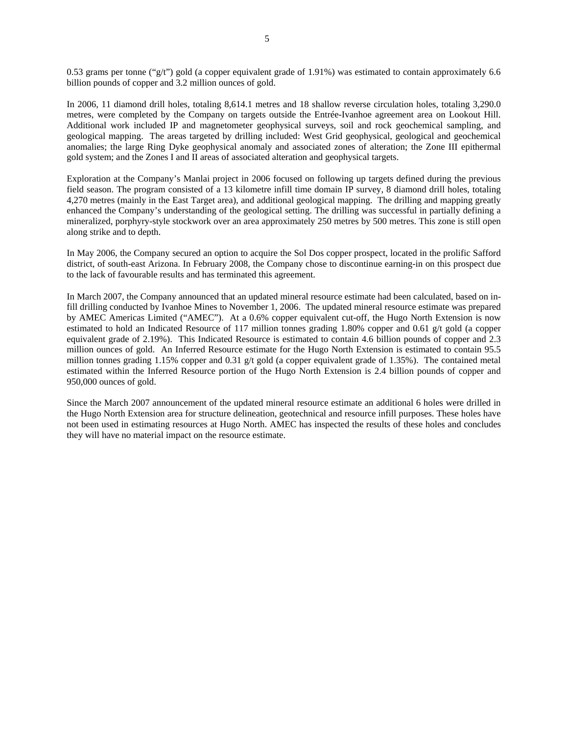0.53 grams per tonne ("g/t") gold (a copper equivalent grade of 1.91%) was estimated to contain approximately 6.6 billion pounds of copper and 3.2 million ounces of gold.

In 2006, 11 diamond drill holes, totaling 8,614.1 metres and 18 shallow reverse circulation holes, totaling 3,290.0 metres, were completed by the Company on targets outside the Entrée-Ivanhoe agreement area on Lookout Hill. Additional work included IP and magnetometer geophysical surveys, soil and rock geochemical sampling, and geological mapping. The areas targeted by drilling included: West Grid geophysical, geological and geochemical anomalies; the large Ring Dyke geophysical anomaly and associated zones of alteration; the Zone III epithermal gold system; and the Zones I and II areas of associated alteration and geophysical targets.

Exploration at the Company's Manlai project in 2006 focused on following up targets defined during the previous field season. The program consisted of a 13 kilometre infill time domain IP survey, 8 diamond drill holes, totaling 4,270 metres (mainly in the East Target area), and additional geological mapping. The drilling and mapping greatly enhanced the Company's understanding of the geological setting. The drilling was successful in partially defining a mineralized, porphyry-style stockwork over an area approximately 250 metres by 500 metres. This zone is still open along strike and to depth.

In May 2006, the Company secured an option to acquire the Sol Dos copper prospect, located in the prolific Safford district, of south-east Arizona. In February 2008, the Company chose to discontinue earning-in on this prospect due to the lack of favourable results and has terminated this agreement.

In March 2007, the Company announced that an updated mineral resource estimate had been calculated, based on in-fill drilling conducted by Ivanhoe Mines to November 1, 2006. The updated mineral resource estimate was prepared by AMEC Americas Limited ("AMEC"). At a 0.6% copper equivalent cut-off, the Hugo North Extension is now estimated to hold an Indicated Resource of 117 million tonnes grading 1.80% copper and 0.61 g/t gold (a copper equivalent grade of 2.19%). This Indicated Resource is estimated to contain 4.6 billion pounds of copper and 2.3 million ounces of gold. An Inferred Resource estimate for the Hugo North Extension is estimated to contain 95.5 million tonnes grading 1.15% copper and 0.31 g/t gold (a copper equivalent grade of 1.35%). The contained metal estimated within the Inferred Resource portion of the Hugo North Extension is 2.4 billion pounds of copper and 950,000 ounces of gold.

Since the March 2007 announcement of the updated mineral resource estimate an additional 6 holes were drilled in the Hugo North Extension area for structure delineation, geotechnical and resource infill purposes. These holes have not been used in estimating resources at Hugo North. AMEC has inspected the results of these holes and concludes they will have no material impact on the resource estimate.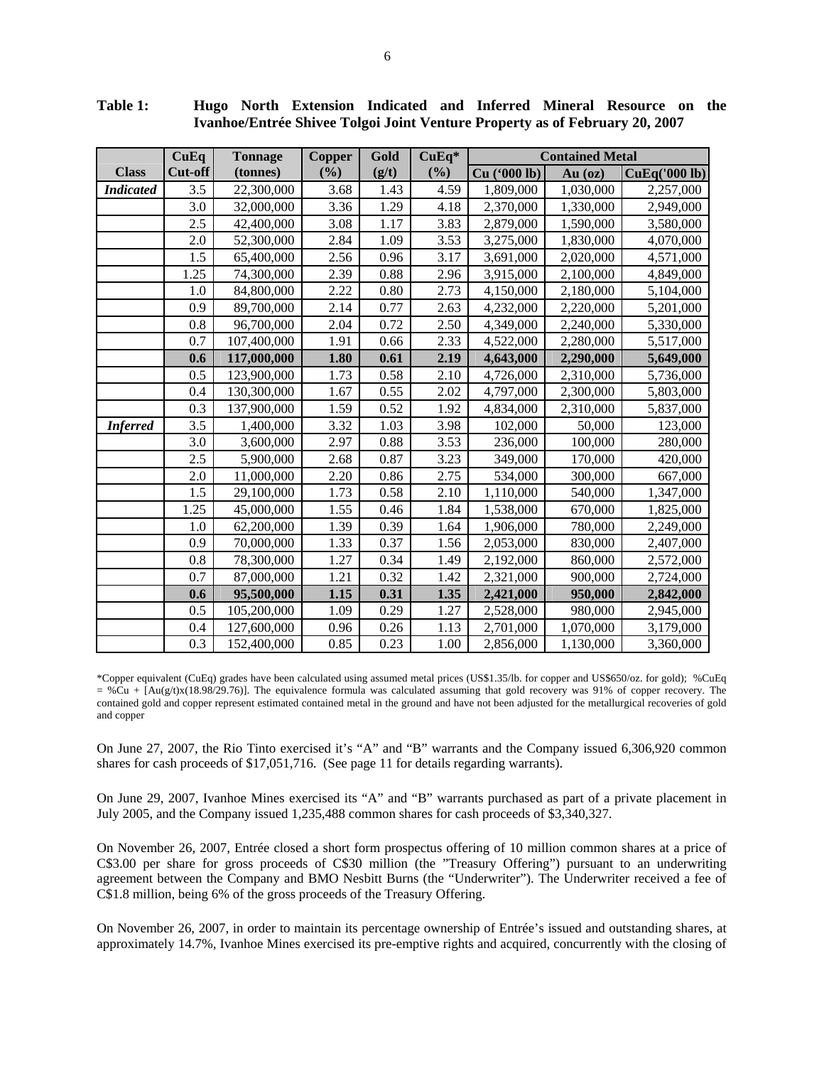**Table 1: Hugo North Extension Indicated and Inferred Mineral Resource on the Ivanhoe/Entrée Shivee Tolgoi Joint Venture Property as of February 20, 2007**

| Class | CuEq Cut-off | Tonnage (tonnes) | Copper (%) | Gold (g/t) | CuEq* (%) | Contained Metal Cu ('000 lb) | Au (oz) | CuEq('000 lb) |
|---|---|---|---|---|---|---|---|---|
| ***Indicated*** | 3.5 | 22,300,000 | 3.68 | 1.43 | 4.59 | 1,809,000 | 1,030,000 | 2,257,000 |
| | 3.0 | 32,000,000 | 3.36 | 1.29 | 4.18 | 2,370,000 | 1,330,000 | 2,949,000 |
| | 2.5 | 42,400,000 | 3.08 | 1.17 | 3.83 | 2,879,000 | 1,590,000 | 3,580,000 |
| | 2.0 | 52,300,000 | 2.84 | 1.09 | 3.53 | 3,275,000 | 1,830,000 | 4,070,000 |
| | 1.5 | 65,400,000 | 2.56 | 0.96 | 3.17 | 3,691,000 | 2,020,000 | 4,571,000 |
| | 1.25 | 74,300,000 | 2.39 | 0.88 | 2.96 | 3,915,000 | 2,100,000 | 4,849,000 |
| | 1.0 | 84,800,000 | 2.22 | 0.80 | 2.73 | 4,150,000 | 2,180,000 | 5,104,000 |
| | 0.9 | 89,700,000 | 2.14 | 0.77 | 2.63 | 4,232,000 | 2,220,000 | 5,201,000 |
| | 0.8 | 96,700,000 | 2.04 | 0.72 | 2.50 | 4,349,000 | 2,240,000 | 5,330,000 |
| | 0.7 | 107,400,000 | 1.91 | 0.66 | 2.33 | 4,522,000 | 2,280,000 | 5,517,000 |
| | **0.6** | **117,000,000** | **1.80** | **0.61** | **2.19** | **4,643,000** | **2,290,000** | **5,649,000** |
| | 0.5 | 123,900,000 | 1.73 | 0.58 | 2.10 | 4,726,000 | 2,310,000 | 5,736,000 |
| | 0.4 | 130,300,000 | 1.67 | 0.55 | 2.02 | 4,797,000 | 2,300,000 | 5,803,000 |
| | 0.3 | 137,900,000 | 1.59 | 0.52 | 1.92 | 4,834,000 | 2,310,000 | 5,837,000 |
| ***Inferred*** | 3.5 | 1,400,000 | 3.32 | 1.03 | 3.98 | 102,000 | 50,000 | 123,000 |
| | 3.0 | 3,600,000 | 2.97 | 0.88 | 3.53 | 236,000 | 100,000 | 280,000 |
| | 2.5 | 5,900,000 | 2.68 | 0.87 | 3.23 | 349,000 | 170,000 | 420,000 |
| | 2.0 | 11,000,000 | 2.20 | 0.86 | 2.75 | 534,000 | 300,000 | 667,000 |
| | 1.5 | 29,100,000 | 1.73 | 0.58 | 2.10 | 1,110,000 | 540,000 | 1,347,000 |
| | 1.25 | 45,000,000 | 1.55 | 0.46 | 1.84 | 1,538,000 | 670,000 | 1,825,000 |
| | 1.0 | 62,200,000 | 1.39 | 0.39 | 1.64 | 1,906,000 | 780,000 | 2,249,000 |
| | 0.9 | 70,000,000 | 1.33 | 0.37 | 1.56 | 2,053,000 | 830,000 | 2,407,000 |
| | 0.8 | 78,300,000 | 1.27 | 0.34 | 1.49 | 2,192,000 | 860,000 | 2,572,000 |
| | 0.7 | 87,000,000 | 1.21 | 0.32 | 1.42 | 2,321,000 | 900,000 | 2,724,000 |
| | **0.6** | **95,500,000** | **1.15** | **0.31** | **1.35** | **2,421,000** | **950,000** | **2,842,000** |
| | 0.5 | 105,200,000 | 1.09 | 0.29 | 1.27 | 2,528,000 | 980,000 | 2,945,000 |
| | 0.4 | 127,600,000 | 0.96 | 0.26 | 1.13 | 2,701,000 | 1,070,000 | 3,179,000 |
| | 0.3 | 152,400,000 | 0.85 | 0.23 | 1.00 | 2,856,000 | 1,130,000 | 3,360,000 |

*Copper equivalent (CuEq) grades have been calculated using assumed metal prices (US$1.35/lb. for copper and US$650/oz. for gold); %CuEq = %Cu + [Au(g/t)x(18.98/29.76)]. The equivalence formula was calculated assuming that gold recovery was 91% of copper recovery. The contained gold and copper represent estimated contained metal in the ground and have not been adjusted for the metallurgical recoveries of gold and copper

On June 27, 2007, the Rio Tinto exercised it's "A" and "B" warrants and the Company issued 6,306,920 common shares for cash proceeds of $17,051,716. (See page 11 for details regarding warrants).

On June 29, 2007, Ivanhoe Mines exercised its "A" and "B" warrants purchased as part of a private placement in July 2005, and the Company issued 1,235,488 common shares for cash proceeds of $3,340,327.

On November 26, 2007, Entrée closed a short form prospectus offering of 10 million common shares at a price of C$3.00 per share for gross proceeds of C$30 million (the "Treasury Offering") pursuant to an underwriting agreement between the Company and BMO Nesbitt Burns (the "Underwriter"). The Underwriter received a fee of C$1.8 million, being 6% of the gross proceeds of the Treasury Offering.

On November 26, 2007, in order to maintain its percentage ownership of Entrée's issued and outstanding shares, at approximately 14.7%, Ivanhoe Mines exercised its pre-emptive rights and acquired, concurrently with the closing of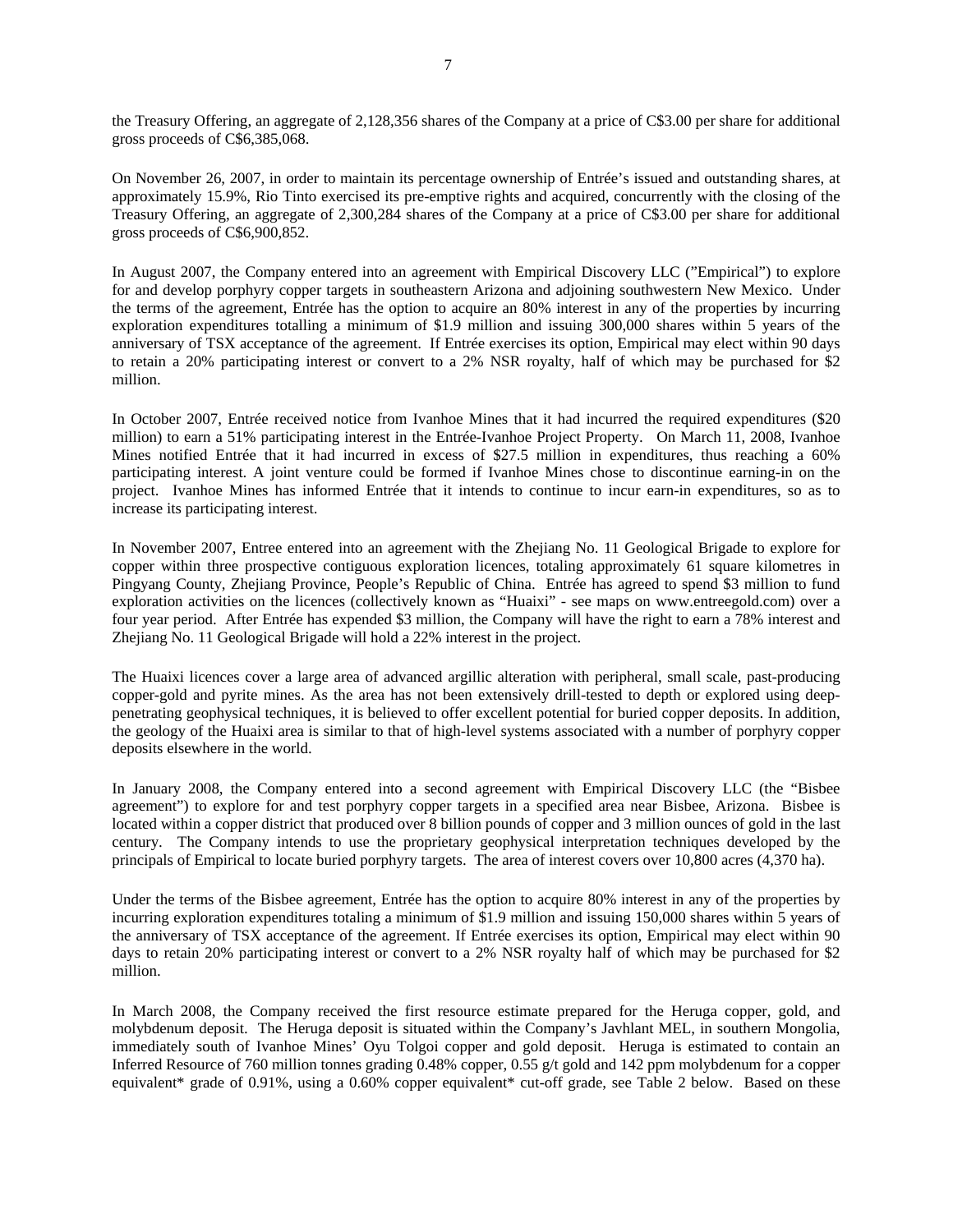the Treasury Offering, an aggregate of 2,128,356 shares of the Company at a price of C$3.00 per share for additional gross proceeds of C$6,385,068.

On November 26, 2007, in order to maintain its percentage ownership of Entrée's issued and outstanding shares, at approximately 15.9%, Rio Tinto exercised its pre-emptive rights and acquired, concurrently with the closing of the Treasury Offering, an aggregate of 2,300,284 shares of the Company at a price of C$3.00 per share for additional gross proceeds of C$6,900,852.

In August 2007, the Company entered into an agreement with Empirical Discovery LLC ("Empirical") to explore for and develop porphyry copper targets in southeastern Arizona and adjoining southwestern New Mexico. Under the terms of the agreement, Entrée has the option to acquire an 80% interest in any of the properties by incurring exploration expenditures totalling a minimum of $1.9 million and issuing 300,000 shares within 5 years of the anniversary of TSX acceptance of the agreement. If Entrée exercises its option, Empirical may elect within 90 days to retain a 20% participating interest or convert to a 2% NSR royalty, half of which may be purchased for $2 million.

In October 2007, Entrée received notice from Ivanhoe Mines that it had incurred the required expenditures ($20 million) to earn a 51% participating interest in the Entrée-Ivanhoe Project Property. On March 11, 2008, Ivanhoe Mines notified Entrée that it had incurred in excess of $27.5 million in expenditures, thus reaching a 60% participating interest. A joint venture could be formed if Ivanhoe Mines chose to discontinue earning-in on the project. Ivanhoe Mines has informed Entrée that it intends to continue to incur earn-in expenditures, so as to increase its participating interest.

In November 2007, Entree entered into an agreement with the Zhejiang No. 11 Geological Brigade to explore for copper within three prospective contiguous exploration licences, totaling approximately 61 square kilometres in Pingyang County, Zhejiang Province, People's Republic of China. Entrée has agreed to spend $3 million to fund exploration activities on the licences (collectively known as "Huaixi" - see maps on www.entreegold.com) over a four year period. After Entrée has expended $3 million, the Company will have the right to earn a 78% interest and Zhejiang No. 11 Geological Brigade will hold a 22% interest in the project.

The Huaixi licences cover a large area of advanced argillic alteration with peripheral, small scale, past-producing copper-gold and pyrite mines. As the area has not been extensively drill-tested to depth or explored using deep-penetrating geophysical techniques, it is believed to offer excellent potential for buried copper deposits. In addition, the geology of the Huaixi area is similar to that of high-level systems associated with a number of porphyry copper deposits elsewhere in the world.

In January 2008, the Company entered into a second agreement with Empirical Discovery LLC (the "Bisbee agreement") to explore for and test porphyry copper targets in a specified area near Bisbee, Arizona. Bisbee is located within a copper district that produced over 8 billion pounds of copper and 3 million ounces of gold in the last century. The Company intends to use the proprietary geophysical interpretation techniques developed by the principals of Empirical to locate buried porphyry targets. The area of interest covers over 10,800 acres (4,370 ha).

Under the terms of the Bisbee agreement, Entrée has the option to acquire 80% interest in any of the properties by incurring exploration expenditures totaling a minimum of $1.9 million and issuing 150,000 shares within 5 years of the anniversary of TSX acceptance of the agreement. If Entrée exercises its option, Empirical may elect within 90 days to retain 20% participating interest or convert to a 2% NSR royalty half of which may be purchased for $2 million.

In March 2008, the Company received the first resource estimate prepared for the Heruga copper, gold, and molybdenum deposit. The Heruga deposit is situated within the Company's Javhlant MEL, in southern Mongolia, immediately south of Ivanhoe Mines' Oyu Tolgoi copper and gold deposit. Heruga is estimated to contain an Inferred Resource of 760 million tonnes grading 0.48% copper, 0.55 g/t gold and 142 ppm molybdenum for a copper equivalent* grade of 0.91%, using a 0.60% copper equivalent* cut-off grade, see Table 2 below. Based on these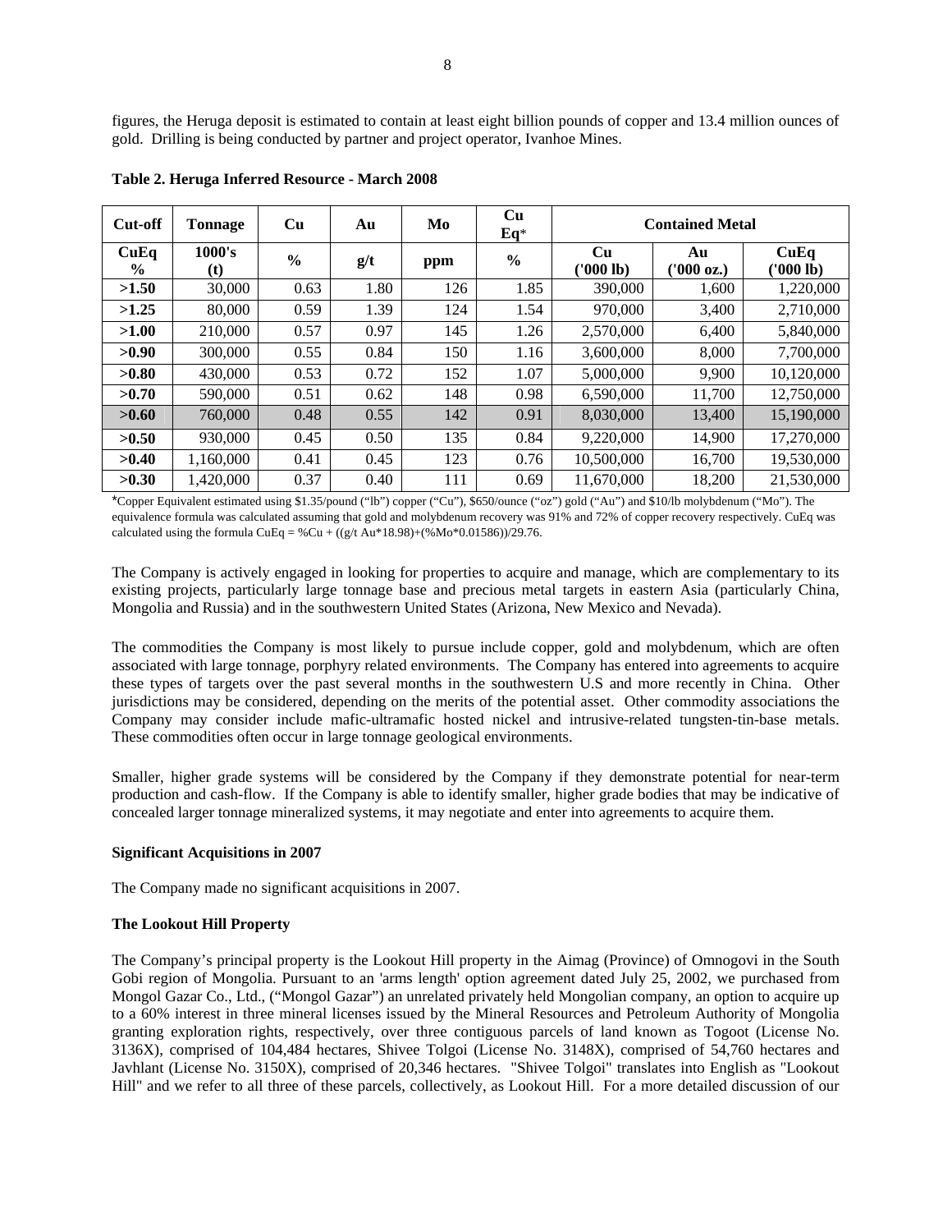figures, the Heruga deposit is estimated to contain at least eight billion pounds of copper and 13.4 million ounces of gold. Drilling is being conducted by partner and project operator, Ivanhoe Mines.

**Table 2. Heruga Inferred Resource - March 2008**

| Cut-off | Tonnage | Cu | Au | Mo | Cu Eq* | Contained Metal | | |
|---|---|---|---|---|---|---|---|---|
| CuEq % | 1000's (t) | % | g/t | ppm | % | Cu ('000 lb) | Au ('000 oz.) | CuEq ('000 lb) |
| >1.50 | 30,000 | 0.63 | 1.80 | 126 | 1.85 | 390,000 | 1,600 | 1,220,000 |
| >1.25 | 80,000 | 0.59 | 1.39 | 124 | 1.54 | 970,000 | 3,400 | 2,710,000 |
| >1.00 | 210,000 | 0.57 | 0.97 | 145 | 1.26 | 2,570,000 | 6,400 | 5,840,000 |
| >0.90 | 300,000 | 0.55 | 0.84 | 150 | 1.16 | 3,600,000 | 8,000 | 7,700,000 |
| >0.80 | 430,000 | 0.53 | 0.72 | 152 | 1.07 | 5,000,000 | 9,900 | 10,120,000 |
| >0.70 | 590,000 | 0.51 | 0.62 | 148 | 0.98 | 6,590,000 | 11,700 | 12,750,000 |
| >0.60 | 760,000 | 0.48 | 0.55 | 142 | 0.91 | 8,030,000 | 13,400 | 15,190,000 |
| >0.50 | 930,000 | 0.45 | 0.50 | 135 | 0.84 | 9,220,000 | 14,900 | 17,270,000 |
| >0.40 | 1,160,000 | 0.41 | 0.45 | 123 | 0.76 | 10,500,000 | 16,700 | 19,530,000 |
| >0.30 | 1,420,000 | 0.37 | 0.40 | 111 | 0.69 | 11,670,000 | 18,200 | 21,530,000 |

*Copper Equivalent estimated using $1.35/pound ("lb") copper ("Cu"), $650/ounce ("oz") gold ("Au") and $10/lb molybdenum ("Mo"). The equivalence formula was calculated assuming that gold and molybdenum recovery was 91% and 72% of copper recovery respectively. CuEq was calculated using the formula CuEq = %Cu + ((g/t Au*18.98)+(%Mo*0.01586))/29.76.

The Company is actively engaged in looking for properties to acquire and manage, which are complementary to its existing projects, particularly large tonnage base and precious metal targets in eastern Asia (particularly China, Mongolia and Russia) and in the southwestern United States (Arizona, New Mexico and Nevada).

The commodities the Company is most likely to pursue include copper, gold and molybdenum, which are often associated with large tonnage, porphyry related environments. The Company has entered into agreements to acquire these types of targets over the past several months in the southwestern U.S and more recently in China. Other jurisdictions may be considered, depending on the merits of the potential asset. Other commodity associations the Company may consider include mafic-ultramafic hosted nickel and intrusive-related tungsten-tin-base metals. These commodities often occur in large tonnage geological environments.

Smaller, higher grade systems will be considered by the Company if they demonstrate potential for near-term production and cash-flow. If the Company is able to identify smaller, higher grade bodies that may be indicative of concealed larger tonnage mineralized systems, it may negotiate and enter into agreements to acquire them.

**Significant Acquisitions in 2007**

The Company made no significant acquisitions in 2007.

**The Lookout Hill Property**

The Company's principal property is the Lookout Hill property in the Aimag (Province) of Omnogovi in the South Gobi region of Mongolia. Pursuant to an 'arms length' option agreement dated July 25, 2002, we purchased from Mongol Gazar Co., Ltd., ("Mongol Gazar") an unrelated privately held Mongolian company, an option to acquire up to a 60% interest in three mineral licenses issued by the Mineral Resources and Petroleum Authority of Mongolia granting exploration rights, respectively, over three contiguous parcels of land known as Togoot (License No. 3136X), comprised of 104,484 hectares, Shivee Tolgoi (License No. 3148X), comprised of 54,760 hectares and Javhlant (License No. 3150X), comprised of 20,346 hectares. "Shivee Tolgoi" translates into English as "Lookout Hill" and we refer to all three of these parcels, collectively, as Lookout Hill. For a more detailed discussion of our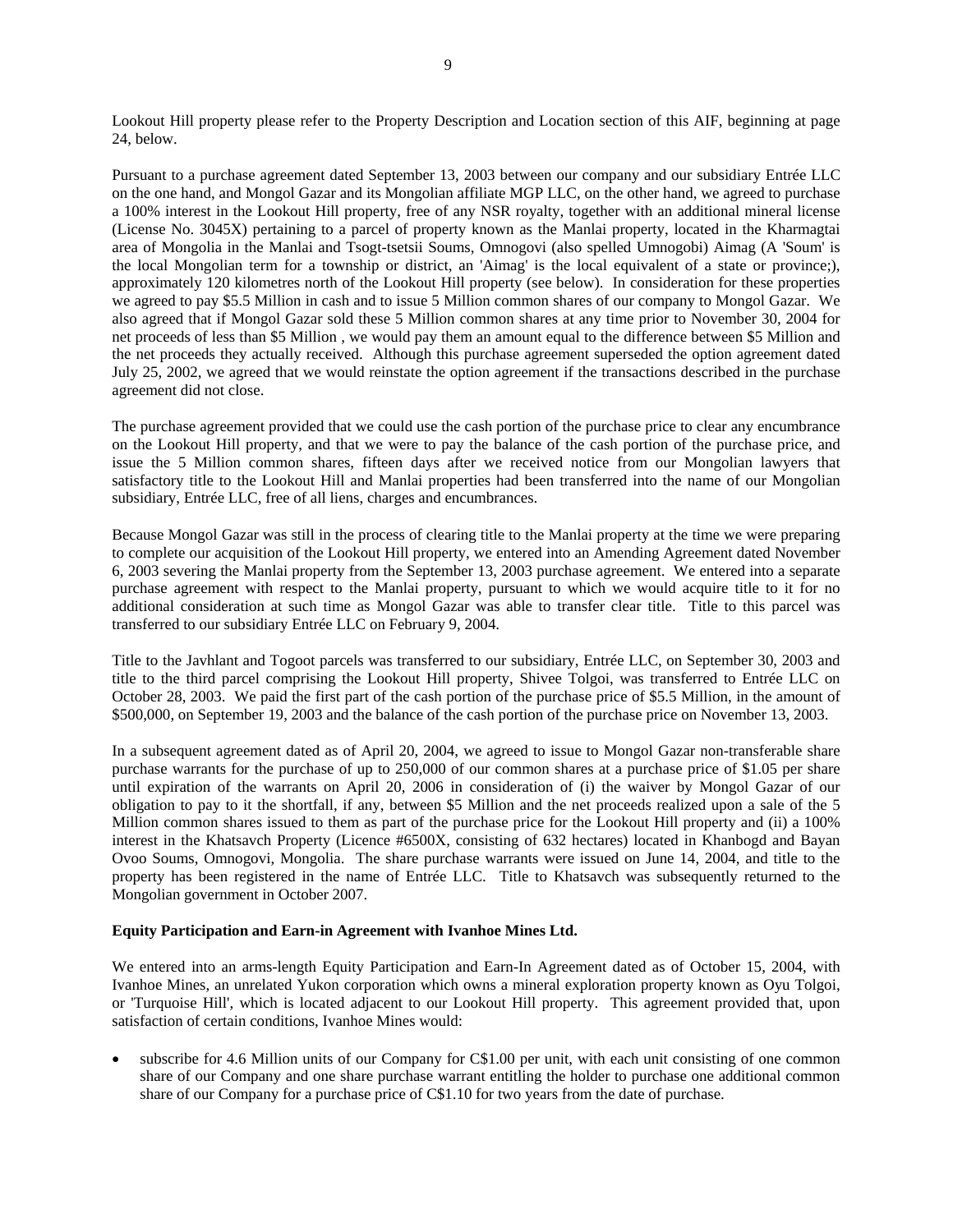Lookout Hill property please refer to the Property Description and Location section of this AIF, beginning at page 24, below.

Pursuant to a purchase agreement dated September 13, 2003 between our company and our subsidiary Entrée LLC on the one hand, and Mongol Gazar and its Mongolian affiliate MGP LLC, on the other hand, we agreed to purchase a 100% interest in the Lookout Hill property, free of any NSR royalty, together with an additional mineral license (License No. 3045X) pertaining to a parcel of property known as the Manlai property, located in the Kharmagtai area of Mongolia in the Manlai and Tsogt-tsetsii Soums, Omnogovi (also spelled Umnogobi) Aimag (A 'Soum' is the local Mongolian term for a township or district, an 'Aimag' is the local equivalent of a state or province;), approximately 120 kilometres north of the Lookout Hill property (see below). In consideration for these properties we agreed to pay $5.5 Million in cash and to issue 5 Million common shares of our company to Mongol Gazar. We also agreed that if Mongol Gazar sold these 5 Million common shares at any time prior to November 30, 2004 for net proceeds of less than $5 Million , we would pay them an amount equal to the difference between $5 Million and the net proceeds they actually received. Although this purchase agreement superseded the option agreement dated July 25, 2002, we agreed that we would reinstate the option agreement if the transactions described in the purchase agreement did not close.

The purchase agreement provided that we could use the cash portion of the purchase price to clear any encumbrance on the Lookout Hill property, and that we were to pay the balance of the cash portion of the purchase price, and issue the 5 Million common shares, fifteen days after we received notice from our Mongolian lawyers that satisfactory title to the Lookout Hill and Manlai properties had been transferred into the name of our Mongolian subsidiary, Entrée LLC, free of all liens, charges and encumbrances.

Because Mongol Gazar was still in the process of clearing title to the Manlai property at the time we were preparing to complete our acquisition of the Lookout Hill property, we entered into an Amending Agreement dated November 6, 2003 severing the Manlai property from the September 13, 2003 purchase agreement. We entered into a separate purchase agreement with respect to the Manlai property, pursuant to which we would acquire title to it for no additional consideration at such time as Mongol Gazar was able to transfer clear title. Title to this parcel was transferred to our subsidiary Entrée LLC on February 9, 2004.

Title to the Javhlant and Togoot parcels was transferred to our subsidiary, Entrée LLC, on September 30, 2003 and title to the third parcel comprising the Lookout Hill property, Shivee Tolgoi, was transferred to Entrée LLC on October 28, 2003. We paid the first part of the cash portion of the purchase price of $5.5 Million, in the amount of $500,000, on September 19, 2003 and the balance of the cash portion of the purchase price on November 13, 2003.

In a subsequent agreement dated as of April 20, 2004, we agreed to issue to Mongol Gazar non-transferable share purchase warrants for the purchase of up to 250,000 of our common shares at a purchase price of $1.05 per share until expiration of the warrants on April 20, 2006 in consideration of (i) the waiver by Mongol Gazar of our obligation to pay to it the shortfall, if any, between $5 Million and the net proceeds realized upon a sale of the 5 Million common shares issued to them as part of the purchase price for the Lookout Hill property and (ii) a 100% interest in the Khatsavch Property (Licence #6500X, consisting of 632 hectares) located in Khanbogd and Bayan Ovoo Soums, Omnogovi, Mongolia. The share purchase warrants were issued on June 14, 2004, and title to the property has been registered in the name of Entrée LLC. Title to Khatsavch was subsequently returned to the Mongolian government in October 2007.

**Equity Participation and Earn-in Agreement with Ivanhoe Mines Ltd.**

We entered into an arms-length Equity Participation and Earn-In Agreement dated as of October 15, 2004, with Ivanhoe Mines, an unrelated Yukon corporation which owns a mineral exploration property known as Oyu Tolgoi, or 'Turquoise Hill', which is located adjacent to our Lookout Hill property. This agreement provided that, upon satisfaction of certain conditions, Ivanhoe Mines would:

- subscribe for 4.6 Million units of our Company for C$1.00 per unit, with each unit consisting of one common share of our Company and one share purchase warrant entitling the holder to purchase one additional common share of our Company for a purchase price of C$1.10 for two years from the date of purchase.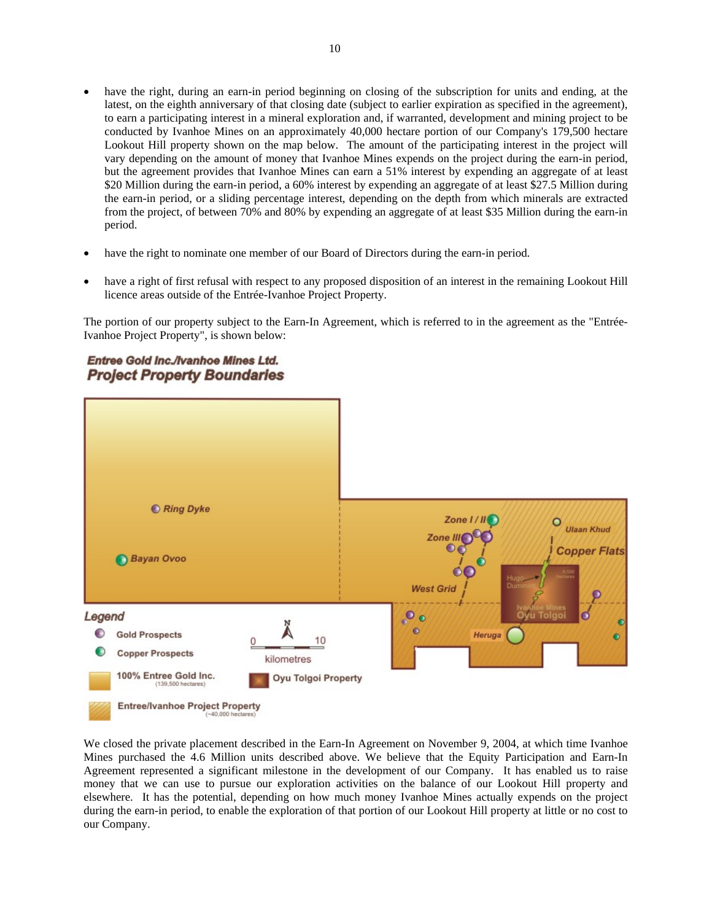- have the right, during an earn-in period beginning on closing of the subscription for units and ending, at the latest, on the eighth anniversary of that closing date (subject to earlier expiration as specified in the agreement), to earn a participating interest in a mineral exploration and, if warranted, development and mining project to be conducted by Ivanhoe Mines on an approximately 40,000 hectare portion of our Company's 179,500 hectare Lookout Hill property shown on the map below. The amount of the participating interest in the project will vary depending on the amount of money that Ivanhoe Mines expends on the project during the earn-in period, but the agreement provides that Ivanhoe Mines can earn a 51% interest by expending an aggregate of at least $20 Million during the earn-in period, a 60% interest by expending an aggregate of at least $27.5 Million during the earn-in period, or a sliding percentage interest, depending on the depth from which minerals are extracted from the project, of between 70% and 80% by expending an aggregate of at least $35 Million during the earn-in period.

- have the right to nominate one member of our Board of Directors during the earn-in period.

- have a right of first refusal with respect to any proposed disposition of an interest in the remaining Lookout Hill licence areas outside of the Entrée-Ivanhoe Project Property.

The portion of our property subject to the Earn-In Agreement, which is referred to in the agreement as the "Entrée-Ivanhoe Project Property", is shown below:

**Entree Gold Inc./Ivanhoe Mines Ltd.**
**Project Property Boundaries**

Ring Dyke
Bayan Ovoo
Zone I / II
Zone III
West Grid
Ulaan Khud
Copper Flats
Hugo Dummett
Ivanhoe Mines Oyu Tolgoi
Heruga

Legend
- Gold Prospects
- Copper Prospects
- 100% Entree Gold Inc. (139,500 hectares)
- Oyu Tolgoi Property
- Entree/Ivanhoe Project Property (~40,000 hectares)

0 — 10 kilometres

We closed the private placement described in the Earn-In Agreement on November 9, 2004, at which time Ivanhoe Mines purchased the 4.6 Million units described above. We believe that the Equity Participation and Earn-In Agreement represented a significant milestone in the development of our Company. It has enabled us to raise money that we can use to pursue our exploration activities on the balance of our Lookout Hill property and elsewhere. It has the potential, depending on how much money Ivanhoe Mines actually expends on the project during the earn-in period, to enable the exploration of that portion of our Lookout Hill property at little or no cost to our Company.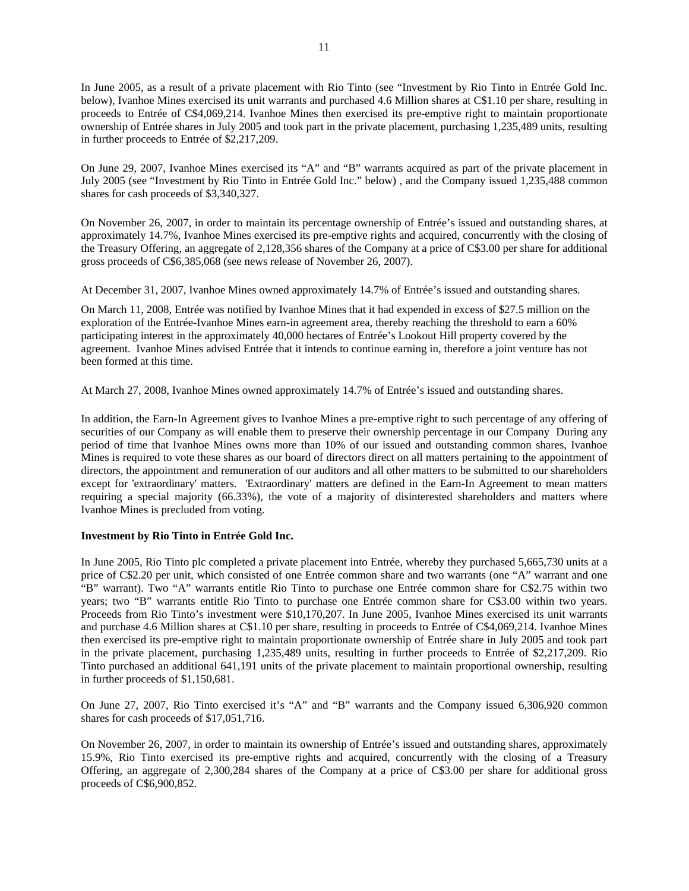In June 2005, as a result of a private placement with Rio Tinto (see "Investment by Rio Tinto in Entrée Gold Inc. below), Ivanhoe Mines exercised its unit warrants and purchased 4.6 Million shares at C$1.10 per share, resulting in proceeds to Entrée of C$4,069,214. Ivanhoe Mines then exercised its pre-emptive right to maintain proportionate ownership of Entrée shares in July 2005 and took part in the private placement, purchasing 1,235,489 units, resulting in further proceeds to Entrée of $2,217,209.

On June 29, 2007, Ivanhoe Mines exercised its "A" and "B" warrants acquired as part of the private placement in July 2005 (see "Investment by Rio Tinto in Entrée Gold Inc." below) , and the Company issued 1,235,488 common shares for cash proceeds of $3,340,327.

On November 26, 2007, in order to maintain its percentage ownership of Entrée's issued and outstanding shares, at approximately 14.7%, Ivanhoe Mines exercised its pre-emptive rights and acquired, concurrently with the closing of the Treasury Offering, an aggregate of 2,128,356 shares of the Company at a price of C$3.00 per share for additional gross proceeds of C$6,385,068 (see news release of November 26, 2007).

At December 31, 2007, Ivanhoe Mines owned approximately 14.7% of Entrée's issued and outstanding shares.

On March 11, 2008, Entrée was notified by Ivanhoe Mines that it had expended in excess of $27.5 million on the exploration of the Entrée-Ivanhoe Mines earn-in agreement area, thereby reaching the threshold to earn a 60% participating interest in the approximately 40,000 hectares of Entrée's Lookout Hill property covered by the agreement. Ivanhoe Mines advised Entrée that it intends to continue earning in, therefore a joint venture has not been formed at this time.

At March 27, 2008, Ivanhoe Mines owned approximately 14.7% of Entrée's issued and outstanding shares.

In addition, the Earn-In Agreement gives to Ivanhoe Mines a pre-emptive right to such percentage of any offering of securities of our Company as will enable them to preserve their ownership percentage in our Company During any period of time that Ivanhoe Mines owns more than 10% of our issued and outstanding common shares, Ivanhoe Mines is required to vote these shares as our board of directors direct on all matters pertaining to the appointment of directors, the appointment and remuneration of our auditors and all other matters to be submitted to our shareholders except for 'extraordinary' matters. 'Extraordinary' matters are defined in the Earn-In Agreement to mean matters requiring a special majority (66.33%), the vote of a majority of disinterested shareholders and matters where Ivanhoe Mines is precluded from voting.

**Investment by Rio Tinto in Entrée Gold Inc.**

In June 2005, Rio Tinto plc completed a private placement into Entrée, whereby they purchased 5,665,730 units at a price of C$2.20 per unit, which consisted of one Entrée common share and two warrants (one "A" warrant and one "B" warrant). Two "A" warrants entitle Rio Tinto to purchase one Entrée common share for C$2.75 within two years; two "B" warrants entitle Rio Tinto to purchase one Entrée common share for C$3.00 within two years. Proceeds from Rio Tinto's investment were $10,170,207. In June 2005, Ivanhoe Mines exercised its unit warrants and purchase 4.6 Million shares at C$1.10 per share, resulting in proceeds to Entrée of C$4,069,214. Ivanhoe Mines then exercised its pre-emptive right to maintain proportionate ownership of Entrée share in July 2005 and took part in the private placement, purchasing 1,235,489 units, resulting in further proceeds to Entrée of $2,217,209. Rio Tinto purchased an additional 641,191 units of the private placement to maintain proportional ownership, resulting in further proceeds of $1,150,681.

On June 27, 2007, Rio Tinto exercised it's "A" and "B" warrants and the Company issued 6,306,920 common shares for cash proceeds of $17,051,716.

On November 26, 2007, in order to maintain its ownership of Entrée's issued and outstanding shares, approximately 15.9%, Rio Tinto exercised its pre-emptive rights and acquired, concurrently with the closing of a Treasury Offering, an aggregate of 2,300,284 shares of the Company at a price of C$3.00 per share for additional gross proceeds of C$6,900,852.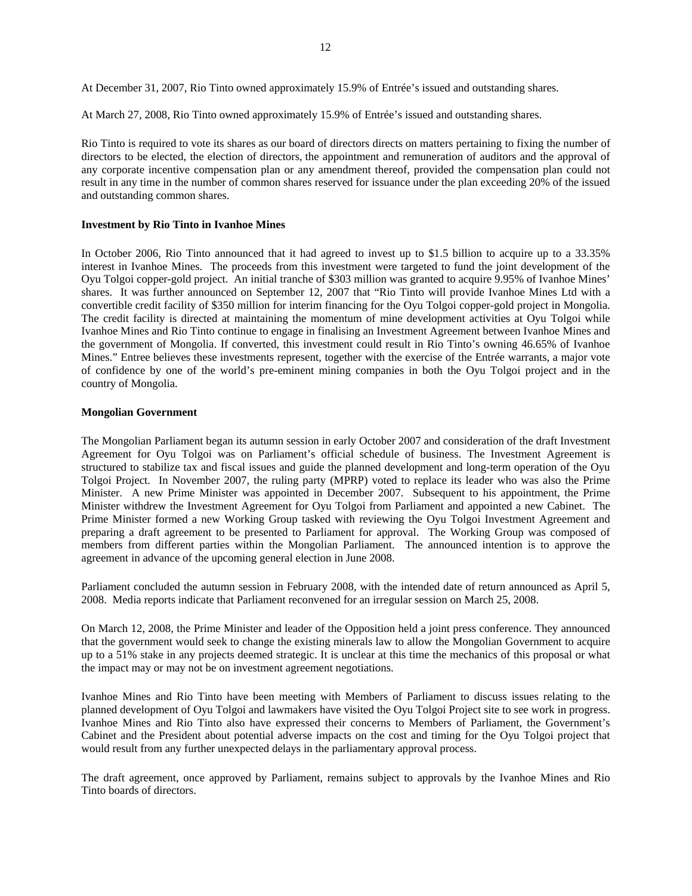At December 31, 2007, Rio Tinto owned approximately 15.9% of Entrée's issued and outstanding shares.

At March 27, 2008, Rio Tinto owned approximately 15.9% of Entrée's issued and outstanding shares.

Rio Tinto is required to vote its shares as our board of directors directs on matters pertaining to fixing the number of directors to be elected, the election of directors, the appointment and remuneration of auditors and the approval of any corporate incentive compensation plan or any amendment thereof, provided the compensation plan could not result in any time in the number of common shares reserved for issuance under the plan exceeding 20% of the issued and outstanding common shares.

**Investment by Rio Tinto in Ivanhoe Mines**

In October 2006, Rio Tinto announced that it had agreed to invest up to $1.5 billion to acquire up to a 33.35% interest in Ivanhoe Mines. The proceeds from this investment were targeted to fund the joint development of the Oyu Tolgoi copper-gold project. An initial tranche of $303 million was granted to acquire 9.95% of Ivanhoe Mines' shares. It was further announced on September 12, 2007 that "Rio Tinto will provide Ivanhoe Mines Ltd with a convertible credit facility of $350 million for interim financing for the Oyu Tolgoi copper-gold project in Mongolia. The credit facility is directed at maintaining the momentum of mine development activities at Oyu Tolgoi while Ivanhoe Mines and Rio Tinto continue to engage in finalising an Investment Agreement between Ivanhoe Mines and the government of Mongolia. If converted, this investment could result in Rio Tinto's owning 46.65% of Ivanhoe Mines." Entree believes these investments represent, together with the exercise of the Entrée warrants, a major vote of confidence by one of the world's pre-eminent mining companies in both the Oyu Tolgoi project and in the country of Mongolia.

**Mongolian Government**

The Mongolian Parliament began its autumn session in early October 2007 and consideration of the draft Investment Agreement for Oyu Tolgoi was on Parliament's official schedule of business. The Investment Agreement is structured to stabilize tax and fiscal issues and guide the planned development and long-term operation of the Oyu Tolgoi Project. In November 2007, the ruling party (MPRP) voted to replace its leader who was also the Prime Minister. A new Prime Minister was appointed in December 2007. Subsequent to his appointment, the Prime Minister withdrew the Investment Agreement for Oyu Tolgoi from Parliament and appointed a new Cabinet. The Prime Minister formed a new Working Group tasked with reviewing the Oyu Tolgoi Investment Agreement and preparing a draft agreement to be presented to Parliament for approval. The Working Group was composed of members from different parties within the Mongolian Parliament. The announced intention is to approve the agreement in advance of the upcoming general election in June 2008.

Parliament concluded the autumn session in February 2008, with the intended date of return announced as April 5, 2008. Media reports indicate that Parliament reconvened for an irregular session on March 25, 2008.

On March 12, 2008, the Prime Minister and leader of the Opposition held a joint press conference. They announced that the government would seek to change the existing minerals law to allow the Mongolian Government to acquire up to a 51% stake in any projects deemed strategic. It is unclear at this time the mechanics of this proposal or what the impact may or may not be on investment agreement negotiations.

Ivanhoe Mines and Rio Tinto have been meeting with Members of Parliament to discuss issues relating to the planned development of Oyu Tolgoi and lawmakers have visited the Oyu Tolgoi Project site to see work in progress. Ivanhoe Mines and Rio Tinto also have expressed their concerns to Members of Parliament, the Government's Cabinet and the President about potential adverse impacts on the cost and timing for the Oyu Tolgoi project that would result from any further unexpected delays in the parliamentary approval process.

The draft agreement, once approved by Parliament, remains subject to approvals by the Ivanhoe Mines and Rio Tinto boards of directors.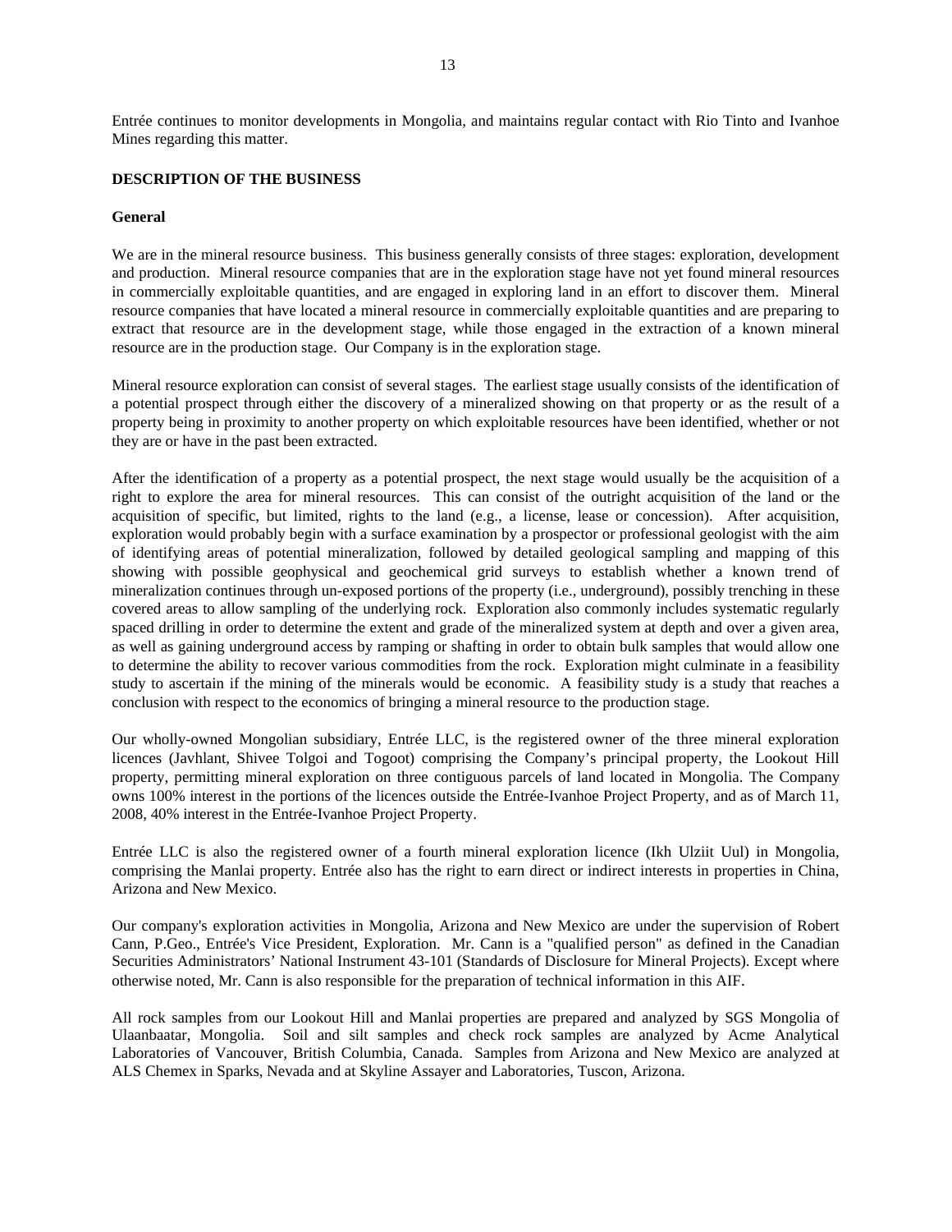Entrée continues to monitor developments in Mongolia, and maintains regular contact with Rio Tinto and Ivanhoe Mines regarding this matter.

## DESCRIPTION OF THE BUSINESS

### General

We are in the mineral resource business. This business generally consists of three stages: exploration, development and production. Mineral resource companies that are in the exploration stage have not yet found mineral resources in commercially exploitable quantities, and are engaged in exploring land in an effort to discover them. Mineral resource companies that have located a mineral resource in commercially exploitable quantities and are preparing to extract that resource are in the development stage, while those engaged in the extraction of a known mineral resource are in the production stage. Our Company is in the exploration stage.

Mineral resource exploration can consist of several stages. The earliest stage usually consists of the identification of a potential prospect through either the discovery of a mineralized showing on that property or as the result of a property being in proximity to another property on which exploitable resources have been identified, whether or not they are or have in the past been extracted.

After the identification of a property as a potential prospect, the next stage would usually be the acquisition of a right to explore the area for mineral resources. This can consist of the outright acquisition of the land or the acquisition of specific, but limited, rights to the land (e.g., a license, lease or concession). After acquisition, exploration would probably begin with a surface examination by a prospector or professional geologist with the aim of identifying areas of potential mineralization, followed by detailed geological sampling and mapping of this showing with possible geophysical and geochemical grid surveys to establish whether a known trend of mineralization continues through un-exposed portions of the property (i.e., underground), possibly trenching in these covered areas to allow sampling of the underlying rock. Exploration also commonly includes systematic regularly spaced drilling in order to determine the extent and grade of the mineralized system at depth and over a given area, as well as gaining underground access by ramping or shafting in order to obtain bulk samples that would allow one to determine the ability to recover various commodities from the rock. Exploration might culminate in a feasibility study to ascertain if the mining of the minerals would be economic. A feasibility study is a study that reaches a conclusion with respect to the economics of bringing a mineral resource to the production stage.

Our wholly-owned Mongolian subsidiary, Entrée LLC, is the registered owner of the three mineral exploration licences (Javhlant, Shivee Tolgoi and Togoot) comprising the Company's principal property, the Lookout Hill property, permitting mineral exploration on three contiguous parcels of land located in Mongolia. The Company owns 100% interest in the portions of the licences outside the Entrée-Ivanhoe Project Property, and as of March 11, 2008, 40% interest in the Entrée-Ivanhoe Project Property.

Entrée LLC is also the registered owner of a fourth mineral exploration licence (Ikh Ulziit Uul) in Mongolia, comprising the Manlai property. Entrée also has the right to earn direct or indirect interests in properties in China, Arizona and New Mexico.

Our company's exploration activities in Mongolia, Arizona and New Mexico are under the supervision of Robert Cann, P.Geo., Entrée's Vice President, Exploration. Mr. Cann is a "qualified person" as defined in the Canadian Securities Administrators' National Instrument 43-101 (Standards of Disclosure for Mineral Projects). Except where otherwise noted, Mr. Cann is also responsible for the preparation of technical information in this AIF.

All rock samples from our Lookout Hill and Manlai properties are prepared and analyzed by SGS Mongolia of Ulaanbaatar, Mongolia. Soil and silt samples and check rock samples are analyzed by Acme Analytical Laboratories of Vancouver, British Columbia, Canada. Samples from Arizona and New Mexico are analyzed at ALS Chemex in Sparks, Nevada and at Skyline Assayer and Laboratories, Tuscon, Arizona.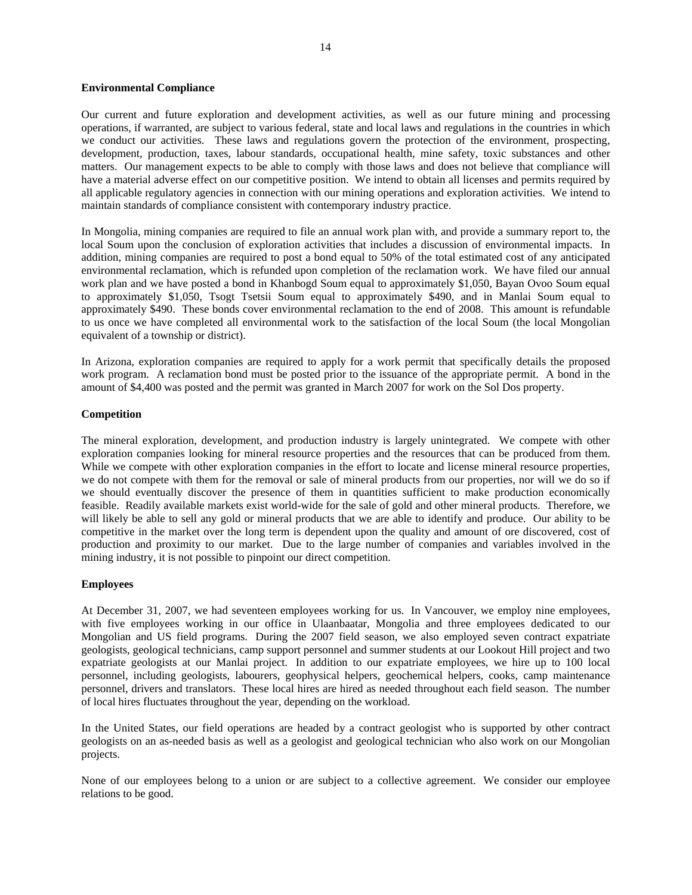**Environmental Compliance**

Our current and future exploration and development activities, as well as our future mining and processing operations, if warranted, are subject to various federal, state and local laws and regulations in the countries in which we conduct our activities. These laws and regulations govern the protection of the environment, prospecting, development, production, taxes, labour standards, occupational health, mine safety, toxic substances and other matters. Our management expects to be able to comply with those laws and does not believe that compliance will have a material adverse effect on our competitive position. We intend to obtain all licenses and permits required by all applicable regulatory agencies in connection with our mining operations and exploration activities. We intend to maintain standards of compliance consistent with contemporary industry practice.

In Mongolia, mining companies are required to file an annual work plan with, and provide a summary report to, the local Soum upon the conclusion of exploration activities that includes a discussion of environmental impacts. In addition, mining companies are required to post a bond equal to 50% of the total estimated cost of any anticipated environmental reclamation, which is refunded upon completion of the reclamation work. We have filed our annual work plan and we have posted a bond in Khanbogd Soum equal to approximately $1,050, Bayan Ovoo Soum equal to approximately $1,050, Tsogt Tsetsii Soum equal to approximately $490, and in Manlai Soum equal to approximately $490. These bonds cover environmental reclamation to the end of 2008. This amount is refundable to us once we have completed all environmental work to the satisfaction of the local Soum (the local Mongolian equivalent of a township or district).

In Arizona, exploration companies are required to apply for a work permit that specifically details the proposed work program. A reclamation bond must be posted prior to the issuance of the appropriate permit. A bond in the amount of $4,400 was posted and the permit was granted in March 2007 for work on the Sol Dos property.

**Competition**

The mineral exploration, development, and production industry is largely unintegrated. We compete with other exploration companies looking for mineral resource properties and the resources that can be produced from them. While we compete with other exploration companies in the effort to locate and license mineral resource properties, we do not compete with them for the removal or sale of mineral products from our properties, nor will we do so if we should eventually discover the presence of them in quantities sufficient to make production economically feasible. Readily available markets exist world-wide for the sale of gold and other mineral products. Therefore, we will likely be able to sell any gold or mineral products that we are able to identify and produce. Our ability to be competitive in the market over the long term is dependent upon the quality and amount of ore discovered, cost of production and proximity to our market. Due to the large number of companies and variables involved in the mining industry, it is not possible to pinpoint our direct competition.

**Employees**

At December 31, 2007, we had seventeen employees working for us. In Vancouver, we employ nine employees, with five employees working in our office in Ulaanbaatar, Mongolia and three employees dedicated to our Mongolian and US field programs. During the 2007 field season, we also employed seven contract expatriate geologists, geological technicians, camp support personnel and summer students at our Lookout Hill project and two expatriate geologists at our Manlai project. In addition to our expatriate employees, we hire up to 100 local personnel, including geologists, labourers, geophysical helpers, geochemical helpers, cooks, camp maintenance personnel, drivers and translators. These local hires are hired as needed throughout each field season. The number of local hires fluctuates throughout the year, depending on the workload.

In the United States, our field operations are headed by a contract geologist who is supported by other contract geologists on an as-needed basis as well as a geologist and geological technician who also work on our Mongolian projects.

None of our employees belong to a union or are subject to a collective agreement. We consider our employee relations to be good.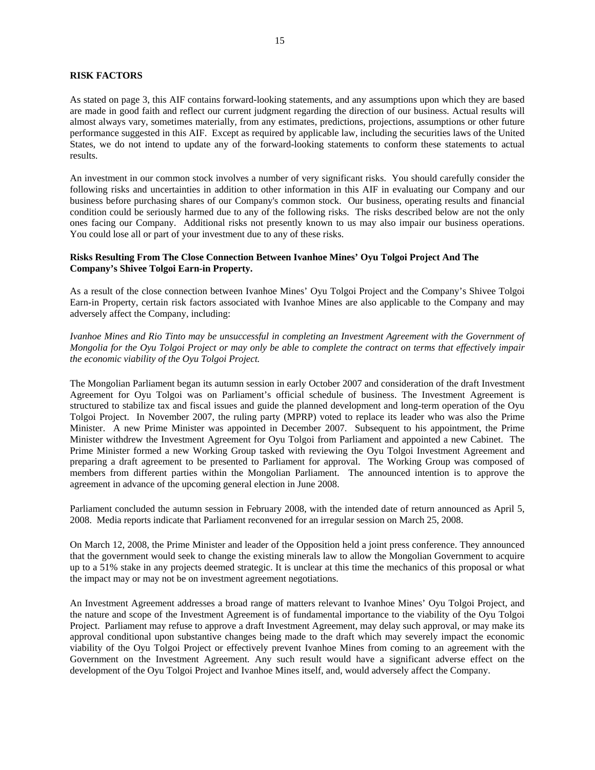## RISK FACTORS

As stated on page 3, this AIF contains forward-looking statements, and any assumptions upon which they are based are made in good faith and reflect our current judgment regarding the direction of our business. Actual results will almost always vary, sometimes materially, from any estimates, predictions, projections, assumptions or other future performance suggested in this AIF. Except as required by applicable law, including the securities laws of the United States, we do not intend to update any of the forward-looking statements to conform these statements to actual results.

An investment in our common stock involves a number of very significant risks. You should carefully consider the following risks and uncertainties in addition to other information in this AIF in evaluating our Company and our business before purchasing shares of our Company's common stock. Our business, operating results and financial condition could be seriously harmed due to any of the following risks. The risks described below are not the only ones facing our Company. Additional risks not presently known to us may also impair our business operations. You could lose all or part of your investment due to any of these risks.

### Risks Resulting From The Close Connection Between Ivanhoe Mines' Oyu Tolgoi Project And The Company's Shivee Tolgoi Earn-in Property.

As a result of the close connection between Ivanhoe Mines' Oyu Tolgoi Project and the Company's Shivee Tolgoi Earn-in Property, certain risk factors associated with Ivanhoe Mines are also applicable to the Company and may adversely affect the Company, including:

*Ivanhoe Mines and Rio Tinto may be unsuccessful in completing an Investment Agreement with the Government of Mongolia for the Oyu Tolgoi Project or may only be able to complete the contract on terms that effectively impair the economic viability of the Oyu Tolgoi Project.*

The Mongolian Parliament began its autumn session in early October 2007 and consideration of the draft Investment Agreement for Oyu Tolgoi was on Parliament's official schedule of business. The Investment Agreement is structured to stabilize tax and fiscal issues and guide the planned development and long-term operation of the Oyu Tolgoi Project. In November 2007, the ruling party (MPRP) voted to replace its leader who was also the Prime Minister. A new Prime Minister was appointed in December 2007. Subsequent to his appointment, the Prime Minister withdrew the Investment Agreement for Oyu Tolgoi from Parliament and appointed a new Cabinet. The Prime Minister formed a new Working Group tasked with reviewing the Oyu Tolgoi Investment Agreement and preparing a draft agreement to be presented to Parliament for approval. The Working Group was composed of members from different parties within the Mongolian Parliament. The announced intention is to approve the agreement in advance of the upcoming general election in June 2008.

Parliament concluded the autumn session in February 2008, with the intended date of return announced as April 5, 2008. Media reports indicate that Parliament reconvened for an irregular session on March 25, 2008.

On March 12, 2008, the Prime Minister and leader of the Opposition held a joint press conference. They announced that the government would seek to change the existing minerals law to allow the Mongolian Government to acquire up to a 51% stake in any projects deemed strategic. It is unclear at this time the mechanics of this proposal or what the impact may or may not be on investment agreement negotiations.

An Investment Agreement addresses a broad range of matters relevant to Ivanhoe Mines' Oyu Tolgoi Project, and the nature and scope of the Investment Agreement is of fundamental importance to the viability of the Oyu Tolgoi Project. Parliament may refuse to approve a draft Investment Agreement, may delay such approval, or may make its approval conditional upon substantive changes being made to the draft which may severely impact the economic viability of the Oyu Tolgoi Project or effectively prevent Ivanhoe Mines from coming to an agreement with the Government on the Investment Agreement. Any such result would have a significant adverse effect on the development of the Oyu Tolgoi Project and Ivanhoe Mines itself, and, would adversely affect the Company.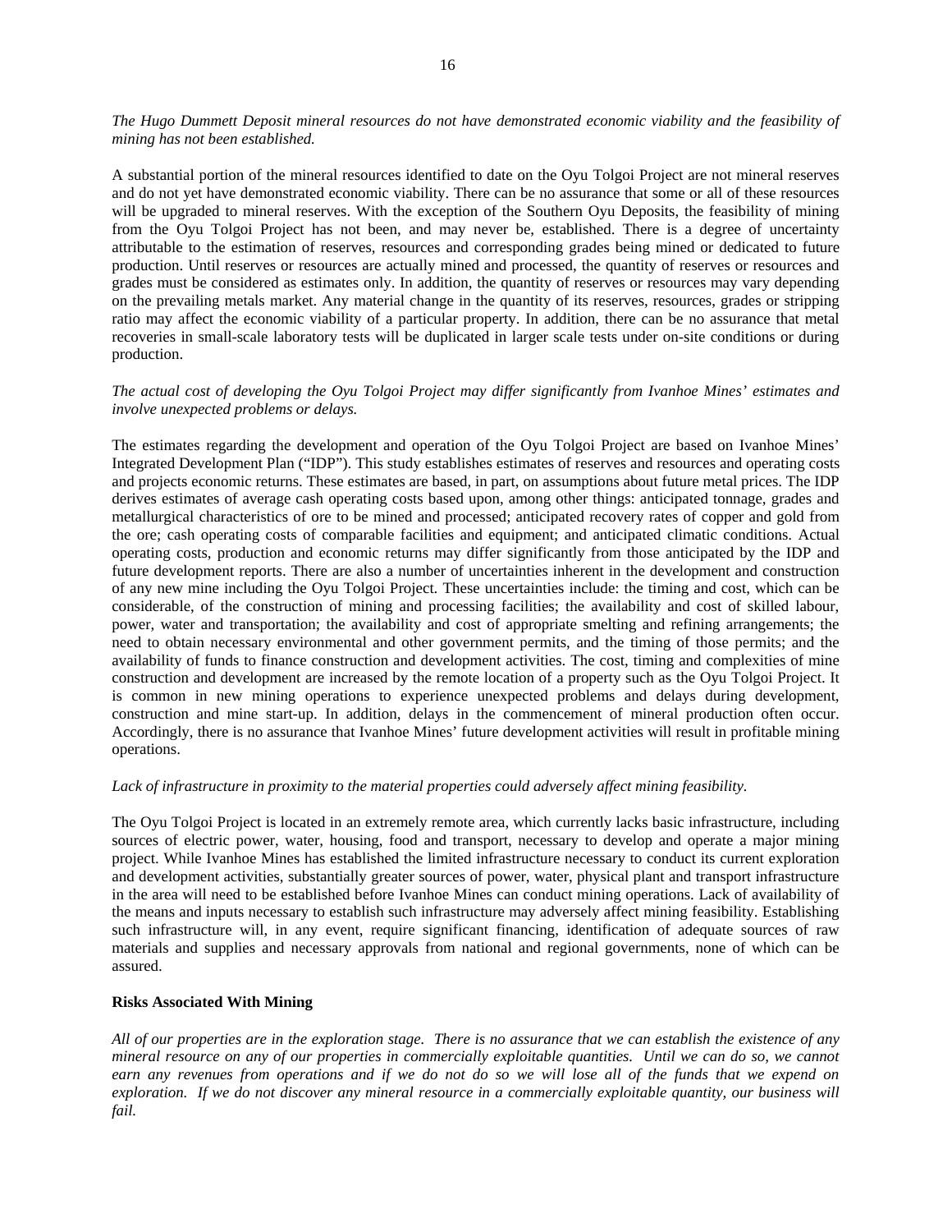*The Hugo Dummett Deposit mineral resources do not have demonstrated economic viability and the feasibility of mining has not been established.*

A substantial portion of the mineral resources identified to date on the Oyu Tolgoi Project are not mineral reserves and do not yet have demonstrated economic viability. There can be no assurance that some or all of these resources will be upgraded to mineral reserves. With the exception of the Southern Oyu Deposits, the feasibility of mining from the Oyu Tolgoi Project has not been, and may never be, established. There is a degree of uncertainty attributable to the estimation of reserves, resources and corresponding grades being mined or dedicated to future production. Until reserves or resources are actually mined and processed, the quantity of reserves or resources and grades must be considered as estimates only. In addition, the quantity of reserves or resources may vary depending on the prevailing metals market. Any material change in the quantity of its reserves, resources, grades or stripping ratio may affect the economic viability of a particular property. In addition, there can be no assurance that metal recoveries in small-scale laboratory tests will be duplicated in larger scale tests under on-site conditions or during production.

*The actual cost of developing the Oyu Tolgoi Project may differ significantly from Ivanhoe Mines' estimates and involve unexpected problems or delays.*

The estimates regarding the development and operation of the Oyu Tolgoi Project are based on Ivanhoe Mines' Integrated Development Plan ("IDP"). This study establishes estimates of reserves and resources and operating costs and projects economic returns. These estimates are based, in part, on assumptions about future metal prices. The IDP derives estimates of average cash operating costs based upon, among other things: anticipated tonnage, grades and metallurgical characteristics of ore to be mined and processed; anticipated recovery rates of copper and gold from the ore; cash operating costs of comparable facilities and equipment; and anticipated climatic conditions. Actual operating costs, production and economic returns may differ significantly from those anticipated by the IDP and future development reports. There are also a number of uncertainties inherent in the development and construction of any new mine including the Oyu Tolgoi Project. These uncertainties include: the timing and cost, which can be considerable, of the construction of mining and processing facilities; the availability and cost of skilled labour, power, water and transportation; the availability and cost of appropriate smelting and refining arrangements; the need to obtain necessary environmental and other government permits, and the timing of those permits; and the availability of funds to finance construction and development activities. The cost, timing and complexities of mine construction and development are increased by the remote location of a property such as the Oyu Tolgoi Project. It is common in new mining operations to experience unexpected problems and delays during development, construction and mine start-up. In addition, delays in the commencement of mineral production often occur. Accordingly, there is no assurance that Ivanhoe Mines' future development activities will result in profitable mining operations.

*Lack of infrastructure in proximity to the material properties could adversely affect mining feasibility.*

The Oyu Tolgoi Project is located in an extremely remote area, which currently lacks basic infrastructure, including sources of electric power, water, housing, food and transport, necessary to develop and operate a major mining project. While Ivanhoe Mines has established the limited infrastructure necessary to conduct its current exploration and development activities, substantially greater sources of power, water, physical plant and transport infrastructure in the area will need to be established before Ivanhoe Mines can conduct mining operations. Lack of availability of the means and inputs necessary to establish such infrastructure may adversely affect mining feasibility. Establishing such infrastructure will, in any event, require significant financing, identification of adequate sources of raw materials and supplies and necessary approvals from national and regional governments, none of which can be assured.

**Risks Associated With Mining**

*All of our properties are in the exploration stage. There is no assurance that we can establish the existence of any mineral resource on any of our properties in commercially exploitable quantities. Until we can do so, we cannot earn any revenues from operations and if we do not do so we will lose all of the funds that we expend on exploration. If we do not discover any mineral resource in a commercially exploitable quantity, our business will fail.*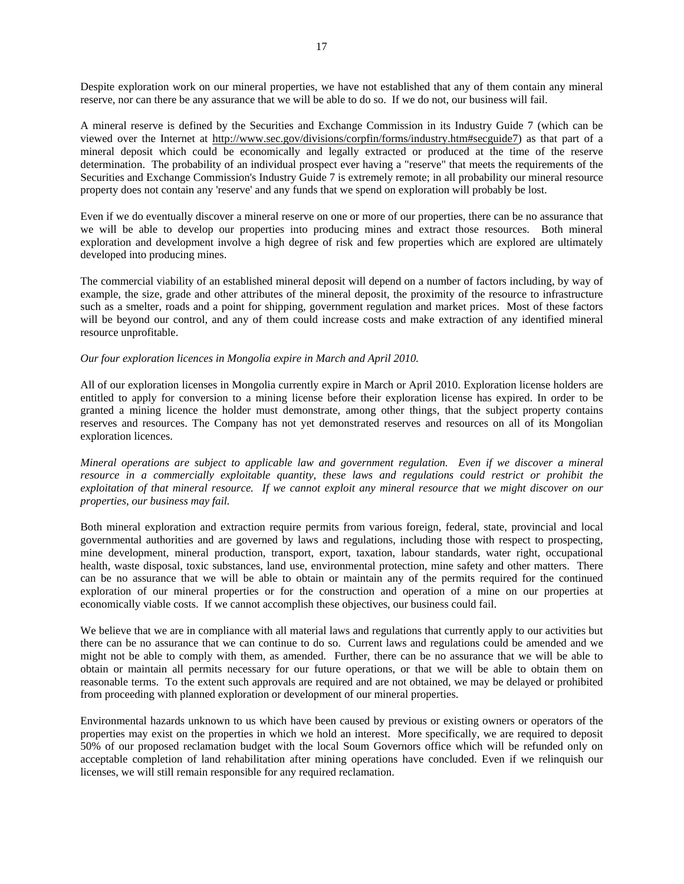Despite exploration work on our mineral properties, we have not established that any of them contain any mineral reserve, nor can there be any assurance that we will be able to do so. If we do not, our business will fail.

A mineral reserve is defined by the Securities and Exchange Commission in its Industry Guide 7 (which can be viewed over the Internet at http://www.sec.gov/divisions/corpfin/forms/industry.htm#secguide7) as that part of a mineral deposit which could be economically and legally extracted or produced at the time of the reserve determination. The probability of an individual prospect ever having a "reserve" that meets the requirements of the Securities and Exchange Commission's Industry Guide 7 is extremely remote; in all probability our mineral resource property does not contain any 'reserve' and any funds that we spend on exploration will probably be lost.

Even if we do eventually discover a mineral reserve on one or more of our properties, there can be no assurance that we will be able to develop our properties into producing mines and extract those resources. Both mineral exploration and development involve a high degree of risk and few properties which are explored are ultimately developed into producing mines.

The commercial viability of an established mineral deposit will depend on a number of factors including, by way of example, the size, grade and other attributes of the mineral deposit, the proximity of the resource to infrastructure such as a smelter, roads and a point for shipping, government regulation and market prices. Most of these factors will be beyond our control, and any of them could increase costs and make extraction of any identified mineral resource unprofitable.

*Our four exploration licences in Mongolia expire in March and April 2010.*

All of our exploration licenses in Mongolia currently expire in March or April 2010. Exploration license holders are entitled to apply for conversion to a mining license before their exploration license has expired. In order to be granted a mining licence the holder must demonstrate, among other things, that the subject property contains reserves and resources. The Company has not yet demonstrated reserves and resources on all of its Mongolian exploration licences.

*Mineral operations are subject to applicable law and government regulation. Even if we discover a mineral resource in a commercially exploitable quantity, these laws and regulations could restrict or prohibit the exploitation of that mineral resource. If we cannot exploit any mineral resource that we might discover on our properties, our business may fail.*

Both mineral exploration and extraction require permits from various foreign, federal, state, provincial and local governmental authorities and are governed by laws and regulations, including those with respect to prospecting, mine development, mineral production, transport, export, taxation, labour standards, water right, occupational health, waste disposal, toxic substances, land use, environmental protection, mine safety and other matters. There can be no assurance that we will be able to obtain or maintain any of the permits required for the continued exploration of our mineral properties or for the construction and operation of a mine on our properties at economically viable costs. If we cannot accomplish these objectives, our business could fail.

We believe that we are in compliance with all material laws and regulations that currently apply to our activities but there can be no assurance that we can continue to do so. Current laws and regulations could be amended and we might not be able to comply with them, as amended. Further, there can be no assurance that we will be able to obtain or maintain all permits necessary for our future operations, or that we will be able to obtain them on reasonable terms. To the extent such approvals are required and are not obtained, we may be delayed or prohibited from proceeding with planned exploration or development of our mineral properties.

Environmental hazards unknown to us which have been caused by previous or existing owners or operators of the properties may exist on the properties in which we hold an interest. More specifically, we are required to deposit 50% of our proposed reclamation budget with the local Soum Governors office which will be refunded only on acceptable completion of land rehabilitation after mining operations have concluded. Even if we relinquish our licenses, we will still remain responsible for any required reclamation.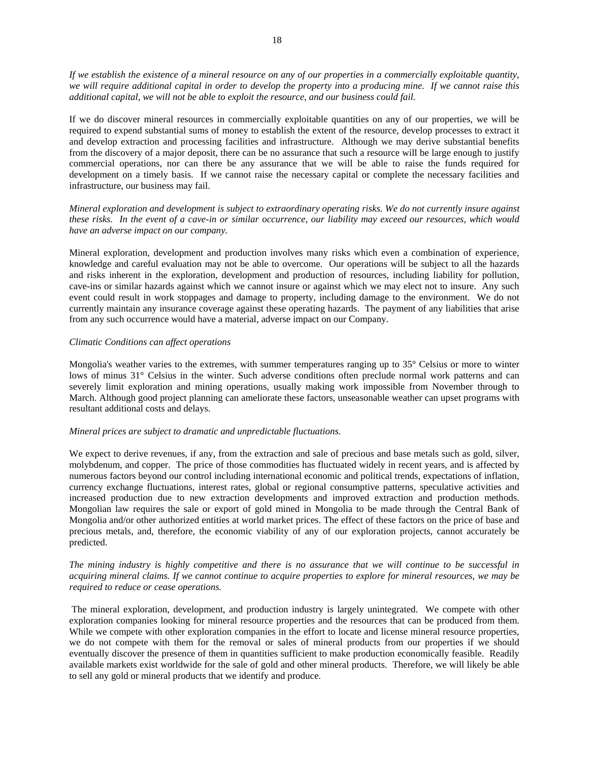*If we establish the existence of a mineral resource on any of our properties in a commercially exploitable quantity, we will require additional capital in order to develop the property into a producing mine. If we cannot raise this additional capital, we will not be able to exploit the resource, and our business could fail.*

If we do discover mineral resources in commercially exploitable quantities on any of our properties, we will be required to expend substantial sums of money to establish the extent of the resource, develop processes to extract it and develop extraction and processing facilities and infrastructure. Although we may derive substantial benefits from the discovery of a major deposit, there can be no assurance that such a resource will be large enough to justify commercial operations, nor can there be any assurance that we will be able to raise the funds required for development on a timely basis. If we cannot raise the necessary capital or complete the necessary facilities and infrastructure, our business may fail.

*Mineral exploration and development is subject to extraordinary operating risks. We do not currently insure against these risks. In the event of a cave-in or similar occurrence, our liability may exceed our resources, which would have an adverse impact on our company.*

Mineral exploration, development and production involves many risks which even a combination of experience, knowledge and careful evaluation may not be able to overcome. Our operations will be subject to all the hazards and risks inherent in the exploration, development and production of resources, including liability for pollution, cave-ins or similar hazards against which we cannot insure or against which we may elect not to insure. Any such event could result in work stoppages and damage to property, including damage to the environment. We do not currently maintain any insurance coverage against these operating hazards. The payment of any liabilities that arise from any such occurrence would have a material, adverse impact on our Company.

*Climatic Conditions can affect operations*

Mongolia's weather varies to the extremes, with summer temperatures ranging up to 35° Celsius or more to winter lows of minus 31° Celsius in the winter. Such adverse conditions often preclude normal work patterns and can severely limit exploration and mining operations, usually making work impossible from November through to March. Although good project planning can ameliorate these factors, unseasonable weather can upset programs with resultant additional costs and delays.

*Mineral prices are subject to dramatic and unpredictable fluctuations.*

We expect to derive revenues, if any, from the extraction and sale of precious and base metals such as gold, silver, molybdenum, and copper. The price of those commodities has fluctuated widely in recent years, and is affected by numerous factors beyond our control including international economic and political trends, expectations of inflation, currency exchange fluctuations, interest rates, global or regional consumptive patterns, speculative activities and increased production due to new extraction developments and improved extraction and production methods. Mongolian law requires the sale or export of gold mined in Mongolia to be made through the Central Bank of Mongolia and/or other authorized entities at world market prices. The effect of these factors on the price of base and precious metals, and, therefore, the economic viability of any of our exploration projects, cannot accurately be predicted.

*The mining industry is highly competitive and there is no assurance that we will continue to be successful in acquiring mineral claims. If we cannot continue to acquire properties to explore for mineral resources, we may be required to reduce or cease operations.*

The mineral exploration, development, and production industry is largely unintegrated. We compete with other exploration companies looking for mineral resource properties and the resources that can be produced from them. While we compete with other exploration companies in the effort to locate and license mineral resource properties, we do not compete with them for the removal or sales of mineral products from our properties if we should eventually discover the presence of them in quantities sufficient to make production economically feasible. Readily available markets exist worldwide for the sale of gold and other mineral products. Therefore, we will likely be able to sell any gold or mineral products that we identify and produce.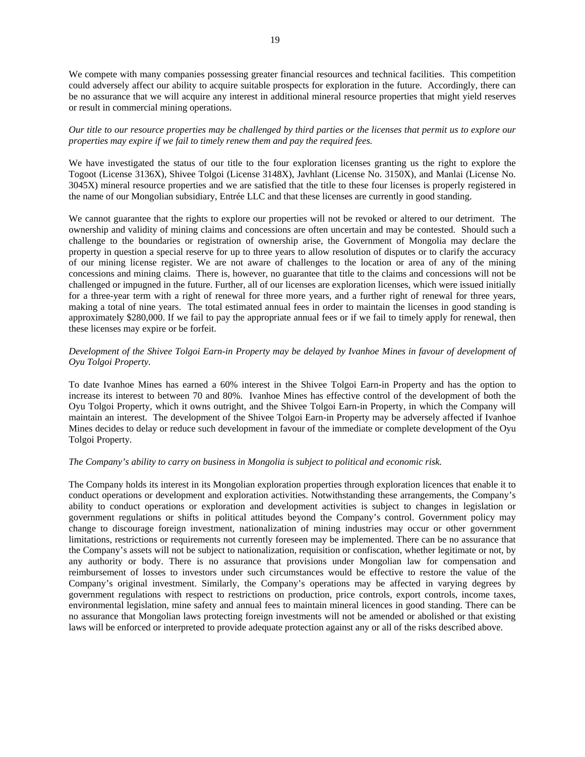We compete with many companies possessing greater financial resources and technical facilities. This competition could adversely affect our ability to acquire suitable prospects for exploration in the future. Accordingly, there can be no assurance that we will acquire any interest in additional mineral resource properties that might yield reserves or result in commercial mining operations.

*Our title to our resource properties may be challenged by third parties or the licenses that permit us to explore our properties may expire if we fail to timely renew them and pay the required fees.*

We have investigated the status of our title to the four exploration licenses granting us the right to explore the Togoot (License 3136X), Shivee Tolgoi (License 3148X), Javhlant (License No. 3150X), and Manlai (License No. 3045X) mineral resource properties and we are satisfied that the title to these four licenses is properly registered in the name of our Mongolian subsidiary, Entrée LLC and that these licenses are currently in good standing.

We cannot guarantee that the rights to explore our properties will not be revoked or altered to our detriment. The ownership and validity of mining claims and concessions are often uncertain and may be contested. Should such a challenge to the boundaries or registration of ownership arise, the Government of Mongolia may declare the property in question a special reserve for up to three years to allow resolution of disputes or to clarify the accuracy of our mining license register. We are not aware of challenges to the location or area of any of the mining concessions and mining claims. There is, however, no guarantee that title to the claims and concessions will not be challenged or impugned in the future. Further, all of our licenses are exploration licenses, which were issued initially for a three-year term with a right of renewal for three more years, and a further right of renewal for three years, making a total of nine years. The total estimated annual fees in order to maintain the licenses in good standing is approximately $280,000. If we fail to pay the appropriate annual fees or if we fail to timely apply for renewal, then these licenses may expire or be forfeit.

*Development of the Shivee Tolgoi Earn-in Property may be delayed by Ivanhoe Mines in favour of development of Oyu Tolgoi Property.*

To date Ivanhoe Mines has earned a 60% interest in the Shivee Tolgoi Earn-in Property and has the option to increase its interest to between 70 and 80%. Ivanhoe Mines has effective control of the development of both the Oyu Tolgoi Property, which it owns outright, and the Shivee Tolgoi Earn-in Property, in which the Company will maintain an interest. The development of the Shivee Tolgoi Earn-in Property may be adversely affected if Ivanhoe Mines decides to delay or reduce such development in favour of the immediate or complete development of the Oyu Tolgoi Property.

*The Company's ability to carry on business in Mongolia is subject to political and economic risk.*

The Company holds its interest in its Mongolian exploration properties through exploration licences that enable it to conduct operations or development and exploration activities. Notwithstanding these arrangements, the Company's ability to conduct operations or exploration and development activities is subject to changes in legislation or government regulations or shifts in political attitudes beyond the Company's control. Government policy may change to discourage foreign investment, nationalization of mining industries may occur or other government limitations, restrictions or requirements not currently foreseen may be implemented. There can be no assurance that the Company's assets will not be subject to nationalization, requisition or confiscation, whether legitimate or not, by any authority or body. There is no assurance that provisions under Mongolian law for compensation and reimbursement of losses to investors under such circumstances would be effective to restore the value of the Company's original investment. Similarly, the Company's operations may be affected in varying degrees by government regulations with respect to restrictions on production, price controls, export controls, income taxes, environmental legislation, mine safety and annual fees to maintain mineral licences in good standing. There can be no assurance that Mongolian laws protecting foreign investments will not be amended or abolished or that existing laws will be enforced or interpreted to provide adequate protection against any or all of the risks described above.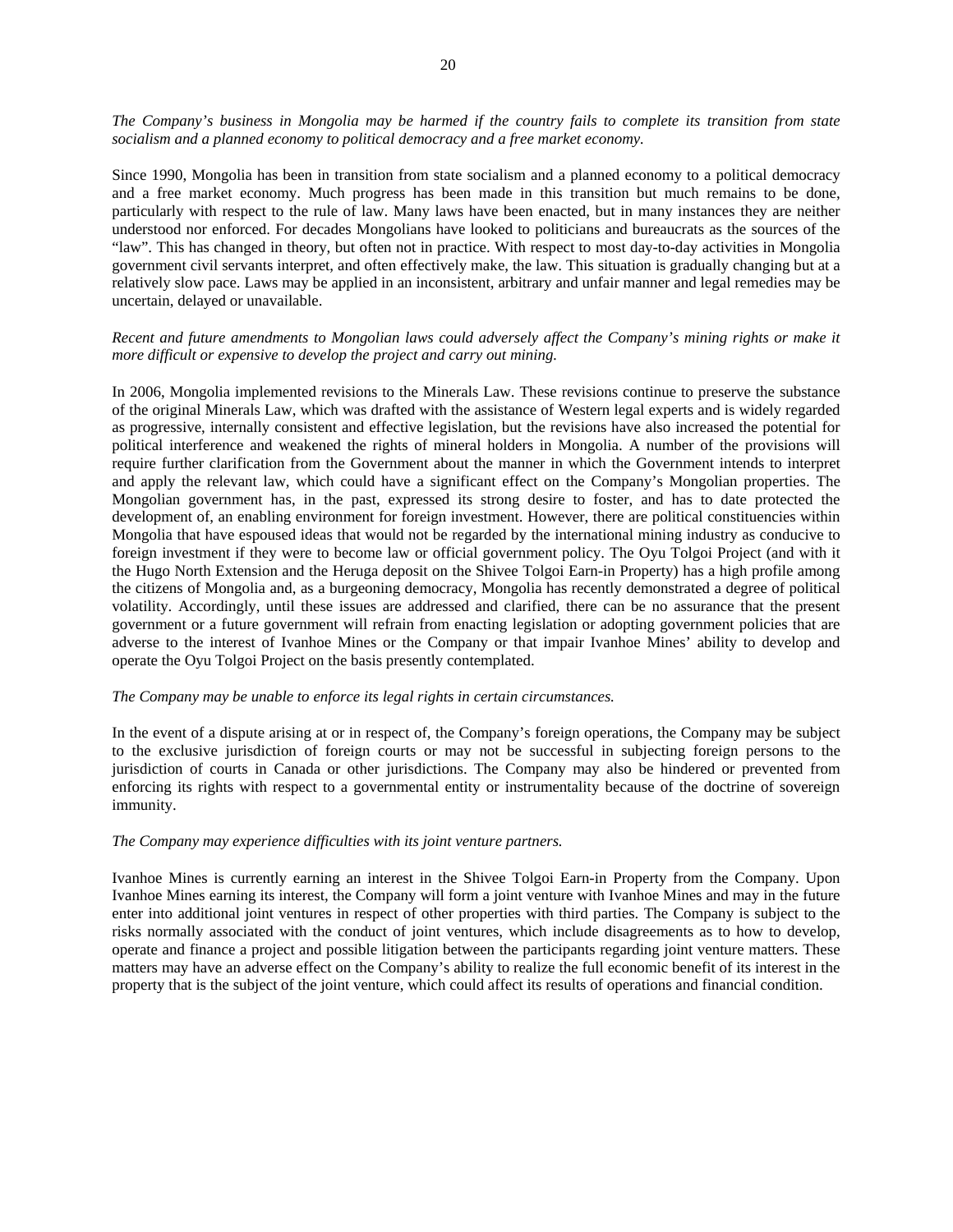*The Company's business in Mongolia may be harmed if the country fails to complete its transition from state socialism and a planned economy to political democracy and a free market economy.*

Since 1990, Mongolia has been in transition from state socialism and a planned economy to a political democracy and a free market economy. Much progress has been made in this transition but much remains to be done, particularly with respect to the rule of law. Many laws have been enacted, but in many instances they are neither understood nor enforced. For decades Mongolians have looked to politicians and bureaucrats as the sources of the "law". This has changed in theory, but often not in practice. With respect to most day-to-day activities in Mongolia government civil servants interpret, and often effectively make, the law. This situation is gradually changing but at a relatively slow pace. Laws may be applied in an inconsistent, arbitrary and unfair manner and legal remedies may be uncertain, delayed or unavailable.

*Recent and future amendments to Mongolian laws could adversely affect the Company's mining rights or make it more difficult or expensive to develop the project and carry out mining.*

In 2006, Mongolia implemented revisions to the Minerals Law. These revisions continue to preserve the substance of the original Minerals Law, which was drafted with the assistance of Western legal experts and is widely regarded as progressive, internally consistent and effective legislation, but the revisions have also increased the potential for political interference and weakened the rights of mineral holders in Mongolia. A number of the provisions will require further clarification from the Government about the manner in which the Government intends to interpret and apply the relevant law, which could have a significant effect on the Company's Mongolian properties. The Mongolian government has, in the past, expressed its strong desire to foster, and has to date protected the development of, an enabling environment for foreign investment. However, there are political constituencies within Mongolia that have espoused ideas that would not be regarded by the international mining industry as conducive to foreign investment if they were to become law or official government policy. The Oyu Tolgoi Project (and with it the Hugo North Extension and the Heruga deposit on the Shivee Tolgoi Earn-in Property) has a high profile among the citizens of Mongolia and, as a burgeoning democracy, Mongolia has recently demonstrated a degree of political volatility. Accordingly, until these issues are addressed and clarified, there can be no assurance that the present government or a future government will refrain from enacting legislation or adopting government policies that are adverse to the interest of Ivanhoe Mines or the Company or that impair Ivanhoe Mines' ability to develop and operate the Oyu Tolgoi Project on the basis presently contemplated.

*The Company may be unable to enforce its legal rights in certain circumstances.*

In the event of a dispute arising at or in respect of, the Company's foreign operations, the Company may be subject to the exclusive jurisdiction of foreign courts or may not be successful in subjecting foreign persons to the jurisdiction of courts in Canada or other jurisdictions. The Company may also be hindered or prevented from enforcing its rights with respect to a governmental entity or instrumentality because of the doctrine of sovereign immunity.

*The Company may experience difficulties with its joint venture partners.*

Ivanhoe Mines is currently earning an interest in the Shivee Tolgoi Earn-in Property from the Company. Upon Ivanhoe Mines earning its interest, the Company will form a joint venture with Ivanhoe Mines and may in the future enter into additional joint ventures in respect of other properties with third parties. The Company is subject to the risks normally associated with the conduct of joint ventures, which include disagreements as to how to develop, operate and finance a project and possible litigation between the participants regarding joint venture matters. These matters may have an adverse effect on the Company's ability to realize the full economic benefit of its interest in the property that is the subject of the joint venture, which could affect its results of operations and financial condition.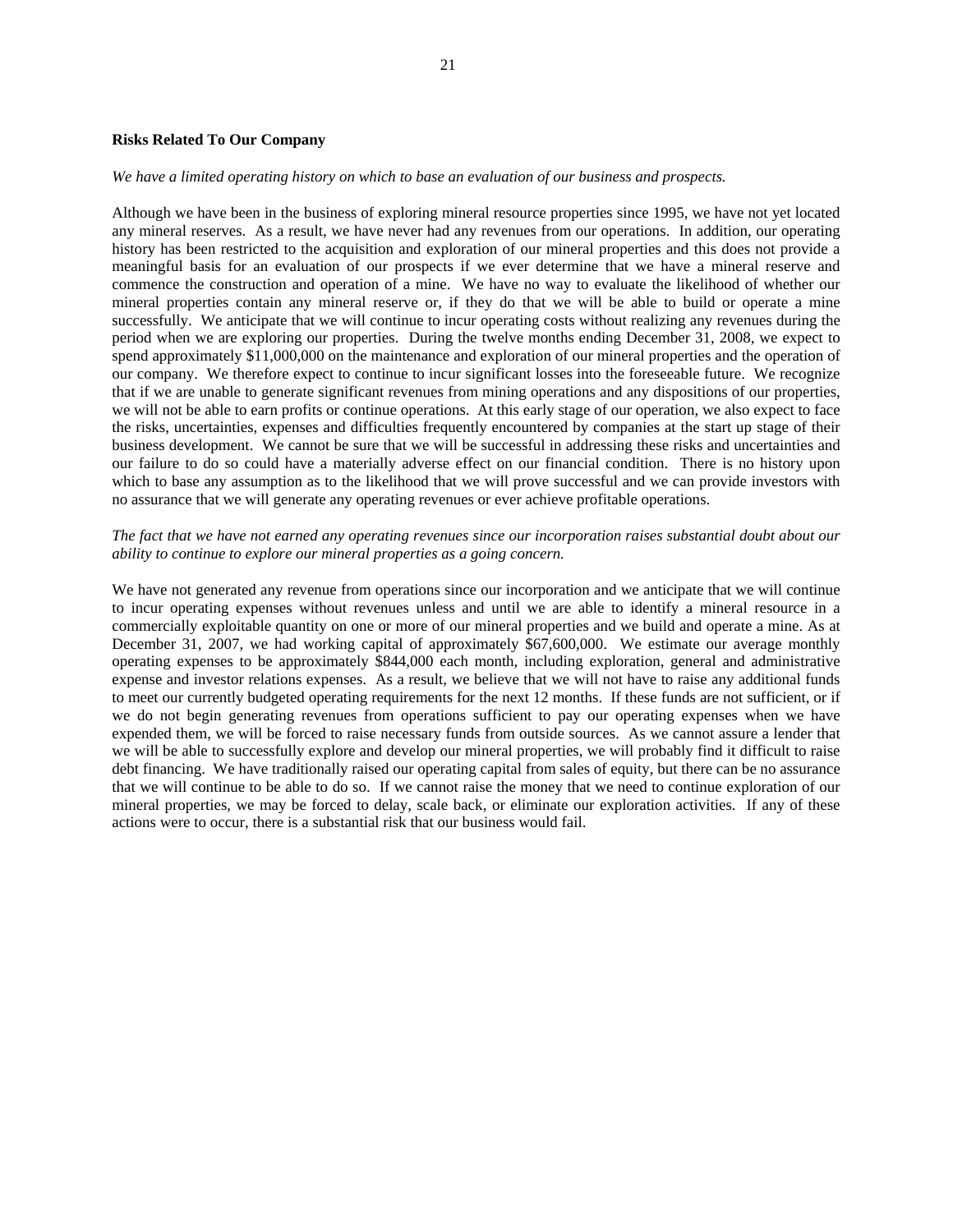**Risks Related To Our Company**

*We have a limited operating history on which to base an evaluation of our business and prospects.*

Although we have been in the business of exploring mineral resource properties since 1995, we have not yet located any mineral reserves. As a result, we have never had any revenues from our operations. In addition, our operating history has been restricted to the acquisition and exploration of our mineral properties and this does not provide a meaningful basis for an evaluation of our prospects if we ever determine that we have a mineral reserve and commence the construction and operation of a mine. We have no way to evaluate the likelihood of whether our mineral properties contain any mineral reserve or, if they do that we will be able to build or operate a mine successfully. We anticipate that we will continue to incur operating costs without realizing any revenues during the period when we are exploring our properties. During the twelve months ending December 31, 2008, we expect to spend approximately $11,000,000 on the maintenance and exploration of our mineral properties and the operation of our company. We therefore expect to continue to incur significant losses into the foreseeable future. We recognize that if we are unable to generate significant revenues from mining operations and any dispositions of our properties, we will not be able to earn profits or continue operations. At this early stage of our operation, we also expect to face the risks, uncertainties, expenses and difficulties frequently encountered by companies at the start up stage of their business development. We cannot be sure that we will be successful in addressing these risks and uncertainties and our failure to do so could have a materially adverse effect on our financial condition. There is no history upon which to base any assumption as to the likelihood that we will prove successful and we can provide investors with no assurance that we will generate any operating revenues or ever achieve profitable operations.

*The fact that we have not earned any operating revenues since our incorporation raises substantial doubt about our ability to continue to explore our mineral properties as a going concern.*

We have not generated any revenue from operations since our incorporation and we anticipate that we will continue to incur operating expenses without revenues unless and until we are able to identify a mineral resource in a commercially exploitable quantity on one or more of our mineral properties and we build and operate a mine. As at December 31, 2007, we had working capital of approximately $67,600,000. We estimate our average monthly operating expenses to be approximately $844,000 each month, including exploration, general and administrative expense and investor relations expenses. As a result, we believe that we will not have to raise any additional funds to meet our currently budgeted operating requirements for the next 12 months. If these funds are not sufficient, or if we do not begin generating revenues from operations sufficient to pay our operating expenses when we have expended them, we will be forced to raise necessary funds from outside sources. As we cannot assure a lender that we will be able to successfully explore and develop our mineral properties, we will probably find it difficult to raise debt financing. We have traditionally raised our operating capital from sales of equity, but there can be no assurance that we will continue to be able to do so. If we cannot raise the money that we need to continue exploration of our mineral properties, we may be forced to delay, scale back, or eliminate our exploration activities. If any of these actions were to occur, there is a substantial risk that our business would fail.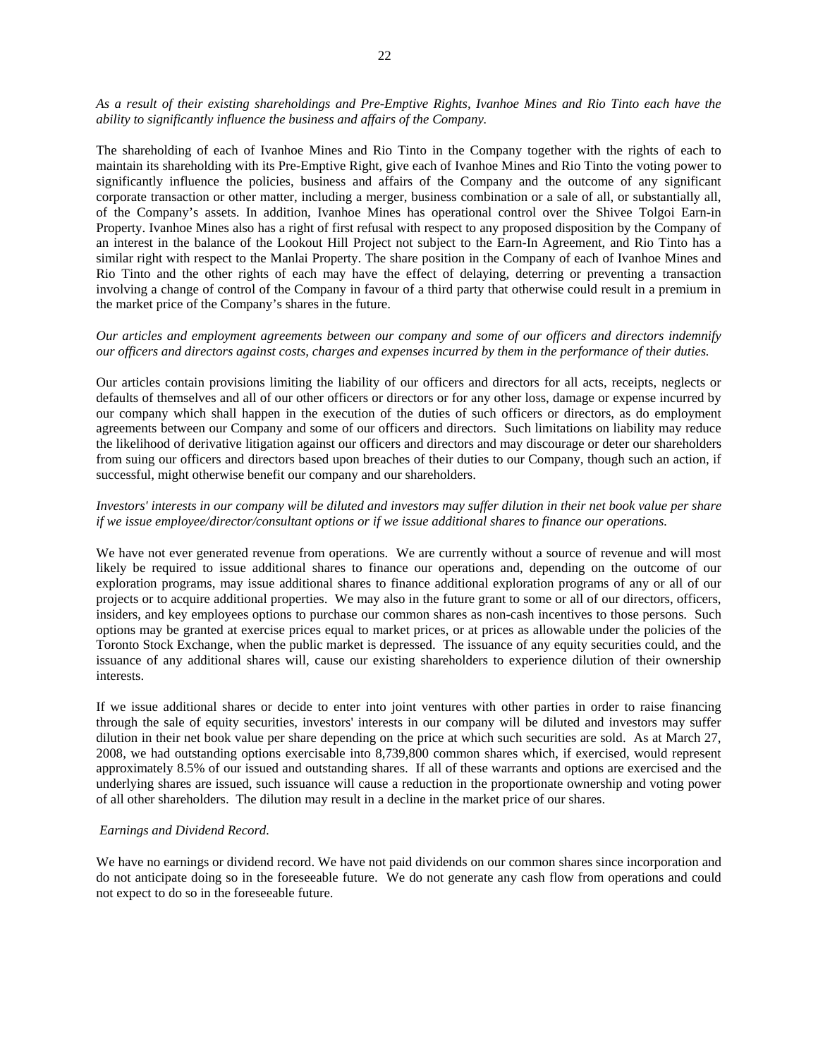*As a result of their existing shareholdings and Pre-Emptive Rights, Ivanhoe Mines and Rio Tinto each have the ability to significantly influence the business and affairs of the Company.*

The shareholding of each of Ivanhoe Mines and Rio Tinto in the Company together with the rights of each to maintain its shareholding with its Pre-Emptive Right, give each of Ivanhoe Mines and Rio Tinto the voting power to significantly influence the policies, business and affairs of the Company and the outcome of any significant corporate transaction or other matter, including a merger, business combination or a sale of all, or substantially all, of the Company's assets. In addition, Ivanhoe Mines has operational control over the Shivee Tolgoi Earn-in Property. Ivanhoe Mines also has a right of first refusal with respect to any proposed disposition by the Company of an interest in the balance of the Lookout Hill Project not subject to the Earn-In Agreement, and Rio Tinto has a similar right with respect to the Manlai Property. The share position in the Company of each of Ivanhoe Mines and Rio Tinto and the other rights of each may have the effect of delaying, deterring or preventing a transaction involving a change of control of the Company in favour of a third party that otherwise could result in a premium in the market price of the Company's shares in the future.

*Our articles and employment agreements between our company and some of our officers and directors indemnify our officers and directors against costs, charges and expenses incurred by them in the performance of their duties.*

Our articles contain provisions limiting the liability of our officers and directors for all acts, receipts, neglects or defaults of themselves and all of our other officers or directors or for any other loss, damage or expense incurred by our company which shall happen in the execution of the duties of such officers or directors, as do employment agreements between our Company and some of our officers and directors. Such limitations on liability may reduce the likelihood of derivative litigation against our officers and directors and may discourage or deter our shareholders from suing our officers and directors based upon breaches of their duties to our Company, though such an action, if successful, might otherwise benefit our company and our shareholders.

*Investors' interests in our company will be diluted and investors may suffer dilution in their net book value per share if we issue employee/director/consultant options or if we issue additional shares to finance our operations.*

We have not ever generated revenue from operations. We are currently without a source of revenue and will most likely be required to issue additional shares to finance our operations and, depending on the outcome of our exploration programs, may issue additional shares to finance additional exploration programs of any or all of our projects or to acquire additional properties. We may also in the future grant to some or all of our directors, officers, insiders, and key employees options to purchase our common shares as non-cash incentives to those persons. Such options may be granted at exercise prices equal to market prices, or at prices as allowable under the policies of the Toronto Stock Exchange, when the public market is depressed. The issuance of any equity securities could, and the issuance of any additional shares will, cause our existing shareholders to experience dilution of their ownership interests.

If we issue additional shares or decide to enter into joint ventures with other parties in order to raise financing through the sale of equity securities, investors' interests in our company will be diluted and investors may suffer dilution in their net book value per share depending on the price at which such securities are sold. As at March 27, 2008, we had outstanding options exercisable into 8,739,800 common shares which, if exercised, would represent approximately 8.5% of our issued and outstanding shares. If all of these warrants and options are exercised and the underlying shares are issued, such issuance will cause a reduction in the proportionate ownership and voting power of all other shareholders. The dilution may result in a decline in the market price of our shares.

*Earnings and Dividend Record.*

We have no earnings or dividend record. We have not paid dividends on our common shares since incorporation and do not anticipate doing so in the foreseeable future. We do not generate any cash flow from operations and could not expect to do so in the foreseeable future.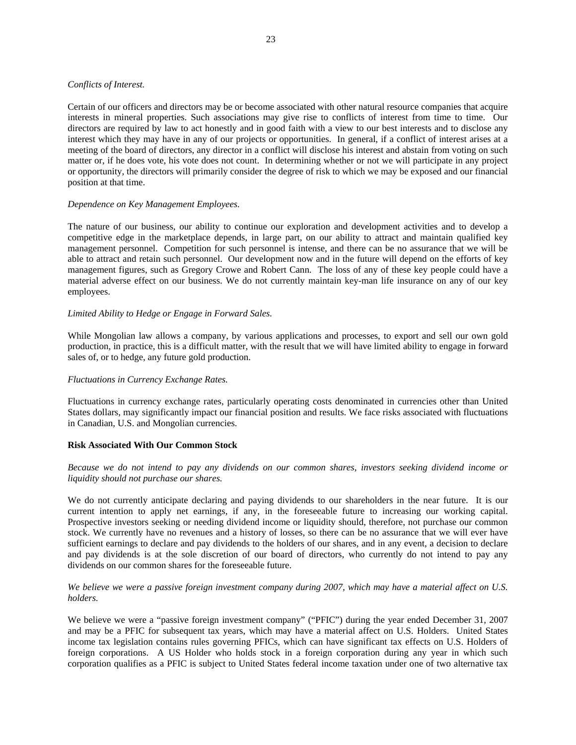*Conflicts of Interest.*

Certain of our officers and directors may be or become associated with other natural resource companies that acquire interests in mineral properties. Such associations may give rise to conflicts of interest from time to time. Our directors are required by law to act honestly and in good faith with a view to our best interests and to disclose any interest which they may have in any of our projects or opportunities. In general, if a conflict of interest arises at a meeting of the board of directors, any director in a conflict will disclose his interest and abstain from voting on such matter or, if he does vote, his vote does not count. In determining whether or not we will participate in any project or opportunity, the directors will primarily consider the degree of risk to which we may be exposed and our financial position at that time.

*Dependence on Key Management Employees.*

The nature of our business, our ability to continue our exploration and development activities and to develop a competitive edge in the marketplace depends, in large part, on our ability to attract and maintain qualified key management personnel. Competition for such personnel is intense, and there can be no assurance that we will be able to attract and retain such personnel. Our development now and in the future will depend on the efforts of key management figures, such as Gregory Crowe and Robert Cann. The loss of any of these key people could have a material adverse effect on our business. We do not currently maintain key-man life insurance on any of our key employees.

*Limited Ability to Hedge or Engage in Forward Sales.*

While Mongolian law allows a company, by various applications and processes, to export and sell our own gold production, in practice, this is a difficult matter, with the result that we will have limited ability to engage in forward sales of, or to hedge, any future gold production.

*Fluctuations in Currency Exchange Rates.*

Fluctuations in currency exchange rates, particularly operating costs denominated in currencies other than United States dollars, may significantly impact our financial position and results. We face risks associated with fluctuations in Canadian, U.S. and Mongolian currencies.

**Risk Associated With Our Common Stock**

*Because we do not intend to pay any dividends on our common shares, investors seeking dividend income or liquidity should not purchase our shares.*

We do not currently anticipate declaring and paying dividends to our shareholders in the near future. It is our current intention to apply net earnings, if any, in the foreseeable future to increasing our working capital. Prospective investors seeking or needing dividend income or liquidity should, therefore, not purchase our common stock. We currently have no revenues and a history of losses, so there can be no assurance that we will ever have sufficient earnings to declare and pay dividends to the holders of our shares, and in any event, a decision to declare and pay dividends is at the sole discretion of our board of directors, who currently do not intend to pay any dividends on our common shares for the foreseeable future.

*We believe we were a passive foreign investment company during 2007, which may have a material affect on U.S. holders.*

We believe we were a "passive foreign investment company" ("PFIC") during the year ended December 31, 2007 and may be a PFIC for subsequent tax years, which may have a material affect on U.S. Holders. United States income tax legislation contains rules governing PFICs, which can have significant tax effects on U.S. Holders of foreign corporations. A US Holder who holds stock in a foreign corporation during any year in which such corporation qualifies as a PFIC is subject to United States federal income taxation under one of two alternative tax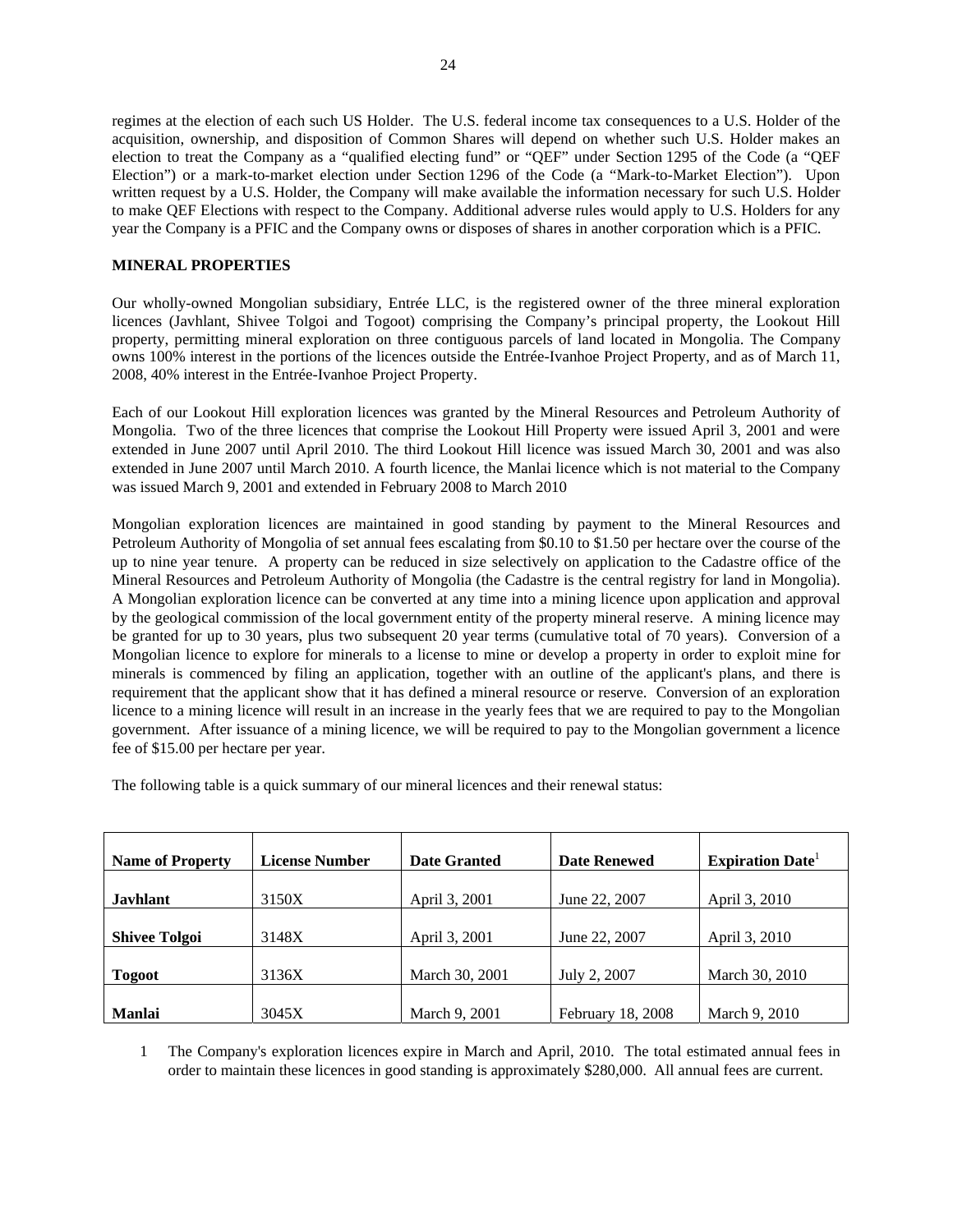regimes at the election of each such US Holder. The U.S. federal income tax consequences to a U.S. Holder of the acquisition, ownership, and disposition of Common Shares will depend on whether such U.S. Holder makes an election to treat the Company as a "qualified electing fund" or "QEF" under Section 1295 of the Code (a "QEF Election") or a mark-to-market election under Section 1296 of the Code (a "Mark-to-Market Election"). Upon written request by a U.S. Holder, the Company will make available the information necessary for such U.S. Holder to make QEF Elections with respect to the Company. Additional adverse rules would apply to U.S. Holders for any year the Company is a PFIC and the Company owns or disposes of shares in another corporation which is a PFIC.

**MINERAL PROPERTIES**

Our wholly-owned Mongolian subsidiary, Entrée LLC, is the registered owner of the three mineral exploration licences (Javhlant, Shivee Tolgoi and Togoot) comprising the Company's principal property, the Lookout Hill property, permitting mineral exploration on three contiguous parcels of land located in Mongolia. The Company owns 100% interest in the portions of the licences outside the Entrée-Ivanhoe Project Property, and as of March 11, 2008, 40% interest in the Entrée-Ivanhoe Project Property.

Each of our Lookout Hill exploration licences was granted by the Mineral Resources and Petroleum Authority of Mongolia. Two of the three licences that comprise the Lookout Hill Property were issued April 3, 2001 and were extended in June 2007 until April 2010. The third Lookout Hill licence was issued March 30, 2001 and was also extended in June 2007 until March 2010. A fourth licence, the Manlai licence which is not material to the Company was issued March 9, 2001 and extended in February 2008 to March 2010

Mongolian exploration licences are maintained in good standing by payment to the Mineral Resources and Petroleum Authority of Mongolia of set annual fees escalating from $0.10 to $1.50 per hectare over the course of the up to nine year tenure. A property can be reduced in size selectively on application to the Cadastre office of the Mineral Resources and Petroleum Authority of Mongolia (the Cadastre is the central registry for land in Mongolia). A Mongolian exploration licence can be converted at any time into a mining licence upon application and approval by the geological commission of the local government entity of the property mineral reserve. A mining licence may be granted for up to 30 years, plus two subsequent 20 year terms (cumulative total of 70 years). Conversion of a Mongolian licence to explore for minerals to a license to mine or develop a property in order to exploit mine for minerals is commenced by filing an application, together with an outline of the applicant's plans, and there is requirement that the applicant show that it has defined a mineral resource or reserve. Conversion of an exploration licence to a mining licence will result in an increase in the yearly fees that we are required to pay to the Mongolian government. After issuance of a mining licence, we will be required to pay to the Mongolian government a licence fee of $15.00 per hectare per year.

The following table is a quick summary of our mineral licences and their renewal status:

| Name of Property | License Number | Date Granted | Date Renewed | Expiration Date[1] |
|---|---|---|---|---|
| **Javhlant** | 3150X | April 3, 2001 | June 22, 2007 | April 3, 2010 |
| **Shivee Tolgoi** | 3148X | April 3, 2001 | June 22, 2007 | April 3, 2010 |
| **Togoot** | 3136X | March 30, 2001 | July 2, 2007 | March 30, 2010 |
| **Manlai** | 3045X | March 9, 2001 | February 18, 2008 | March 9, 2010 |

1 The Company's exploration licences expire in March and April, 2010. The total estimated annual fees in order to maintain these licences in good standing is approximately $280,000. All annual fees are current.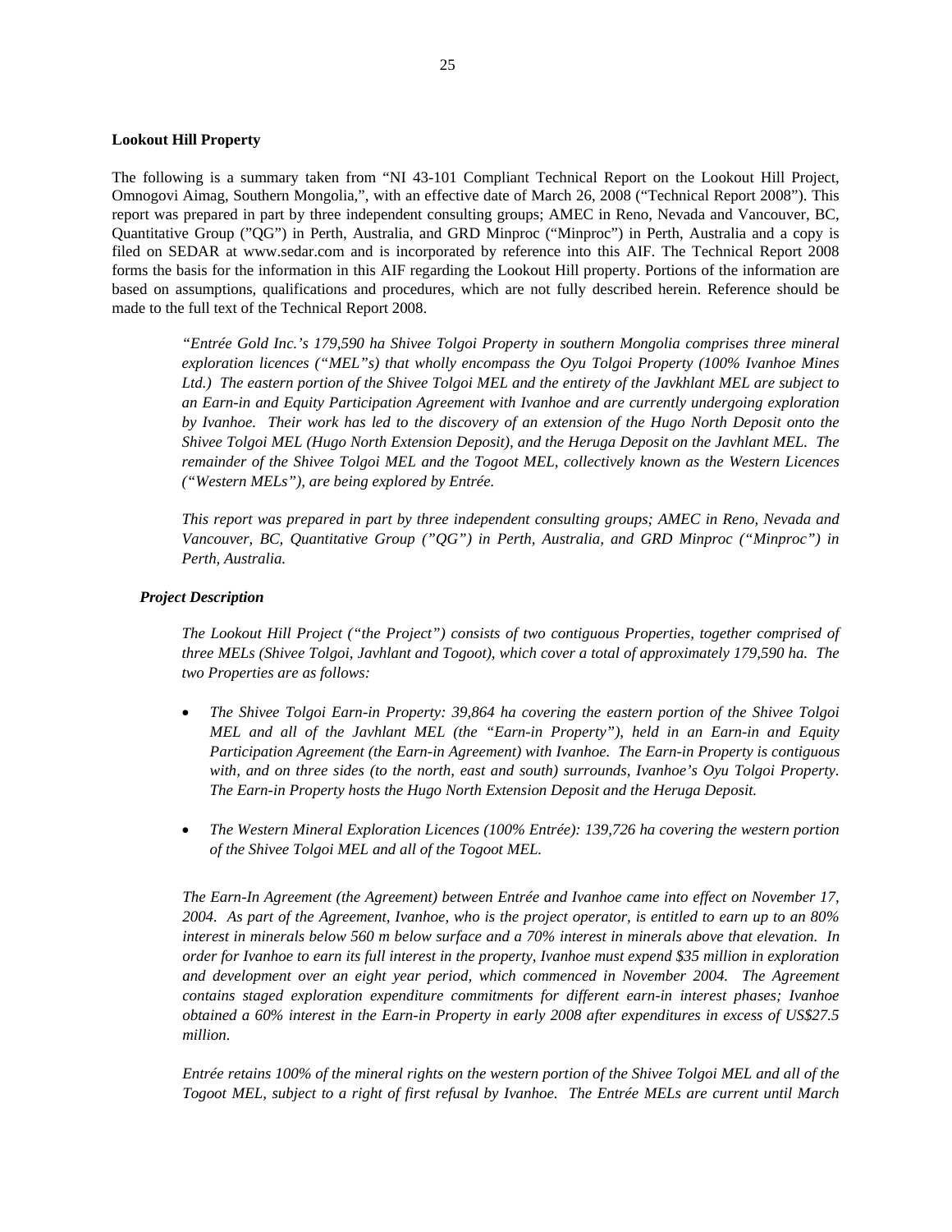**Lookout Hill Property**

The following is a summary taken from "NI 43-101 Compliant Technical Report on the Lookout Hill Project, Omnogovi Aimag, Southern Mongolia,", with an effective date of March 26, 2008 ("Technical Report 2008"). This report was prepared in part by three independent consulting groups; AMEC in Reno, Nevada and Vancouver, BC, Quantitative Group ("QG") in Perth, Australia, and GRD Minproc ("Minproc") in Perth, Australia and a copy is filed on SEDAR at www.sedar.com and is incorporated by reference into this AIF. The Technical Report 2008 forms the basis for the information in this AIF regarding the Lookout Hill property. Portions of the information are based on assumptions, qualifications and procedures, which are not fully described herein. Reference should be made to the full text of the Technical Report 2008.

*"Entrée Gold Inc.'s 179,590 ha Shivee Tolgoi Property in southern Mongolia comprises three mineral exploration licences ("MEL"s) that wholly encompass the Oyu Tolgoi Property (100% Ivanhoe Mines Ltd.) The eastern portion of the Shivee Tolgoi MEL and the entirety of the Javkhlant MEL are subject to an Earn-in and Equity Participation Agreement with Ivanhoe and are currently undergoing exploration by Ivanhoe. Their work has led to the discovery of an extension of the Hugo North Deposit onto the Shivee Tolgoi MEL (Hugo North Extension Deposit), and the Heruga Deposit on the Javhlant MEL. The remainder of the Shivee Tolgoi MEL and the Togoot MEL, collectively known as the Western Licences ("Western MELs"), are being explored by Entrée.*

*This report was prepared in part by three independent consulting groups; AMEC in Reno, Nevada and Vancouver, BC, Quantitative Group ("QG") in Perth, Australia, and GRD Minproc ("Minproc") in Perth, Australia.*

***Project Description***

*The Lookout Hill Project ("the Project") consists of two contiguous Properties, together comprised of three MELs (Shivee Tolgoi, Javhlant and Togoot), which cover a total of approximately 179,590 ha. The two Properties are as follows:*

- *The Shivee Tolgoi Earn-in Property: 39,864 ha covering the eastern portion of the Shivee Tolgoi MEL and all of the Javhlant MEL (the "Earn-in Property"), held in an Earn-in and Equity Participation Agreement (the Earn-in Agreement) with Ivanhoe. The Earn-in Property is contiguous with, and on three sides (to the north, east and south) surrounds, Ivanhoe's Oyu Tolgoi Property. The Earn-in Property hosts the Hugo North Extension Deposit and the Heruga Deposit.*
- *The Western Mineral Exploration Licences (100% Entrée): 139,726 ha covering the western portion of the Shivee Tolgoi MEL and all of the Togoot MEL.*

*The Earn-In Agreement (the Agreement) between Entrée and Ivanhoe came into effect on November 17, 2004. As part of the Agreement, Ivanhoe, who is the project operator, is entitled to earn up to an 80% interest in minerals below 560 m below surface and a 70% interest in minerals above that elevation. In order for Ivanhoe to earn its full interest in the property, Ivanhoe must expend $35 million in exploration and development over an eight year period, which commenced in November 2004. The Agreement contains staged exploration expenditure commitments for different earn-in interest phases; Ivanhoe obtained a 60% interest in the Earn-in Property in early 2008 after expenditures in excess of US$27.5 million.*

*Entrée retains 100% of the mineral rights on the western portion of the Shivee Tolgoi MEL and all of the Togoot MEL, subject to a right of first refusal by Ivanhoe. The Entrée MELs are current until March*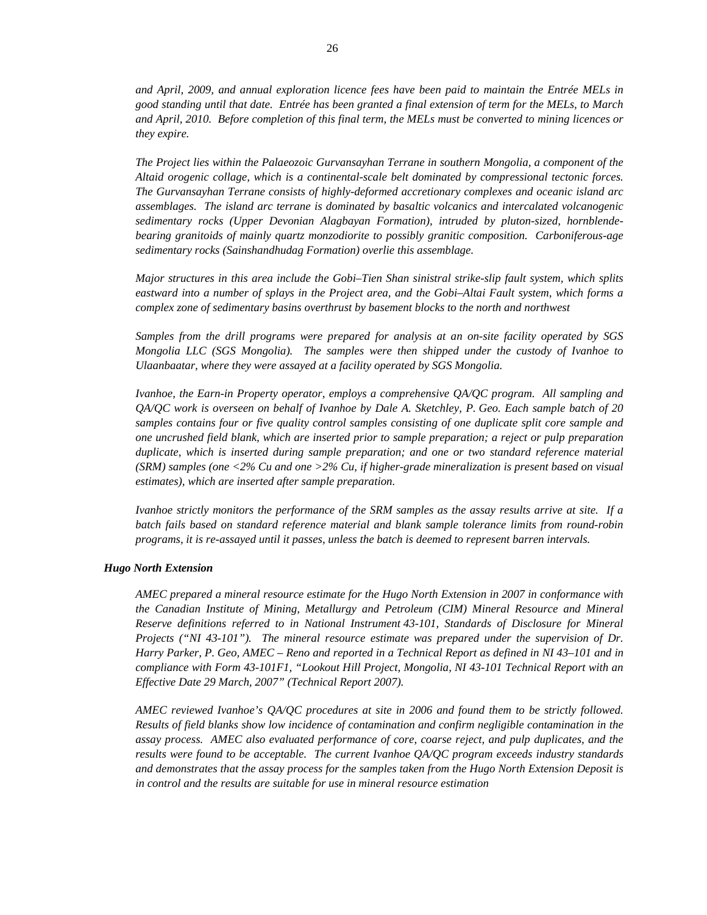*and April, 2009, and annual exploration licence fees have been paid to maintain the Entrée MELs in good standing until that date. Entrée has been granted a final extension of term for the MELs, to March and April, 2010. Before completion of this final term, the MELs must be converted to mining licences or they expire.*

*The Project lies within the Palaeozoic Gurvansayhan Terrane in southern Mongolia, a component of the Altaid orogenic collage, which is a continental-scale belt dominated by compressional tectonic forces. The Gurvansayhan Terrane consists of highly-deformed accretionary complexes and oceanic island arc assemblages. The island arc terrane is dominated by basaltic volcanics and intercalated volcanogenic sedimentary rocks (Upper Devonian Alagbayan Formation), intruded by pluton-sized, hornblende-bearing granitoids of mainly quartz monzodiorite to possibly granitic composition. Carboniferous-age sedimentary rocks (Sainshandhudag Formation) overlie this assemblage.*

*Major structures in this area include the Gobi–Tien Shan sinistral strike-slip fault system, which splits eastward into a number of splays in the Project area, and the Gobi–Altai Fault system, which forms a complex zone of sedimentary basins overthrust by basement blocks to the north and northwest*

*Samples from the drill programs were prepared for analysis at an on-site facility operated by SGS Mongolia LLC (SGS Mongolia). The samples were then shipped under the custody of Ivanhoe to Ulaanbaatar, where they were assayed at a facility operated by SGS Mongolia.*

*Ivanhoe, the Earn-in Property operator, employs a comprehensive QA/QC program. All sampling and QA/QC work is overseen on behalf of Ivanhoe by Dale A. Sketchley, P. Geo. Each sample batch of 20 samples contains four or five quality control samples consisting of one duplicate split core sample and one uncrushed field blank, which are inserted prior to sample preparation; a reject or pulp preparation duplicate, which is inserted during sample preparation; and one or two standard reference material (SRM) samples (one <2% Cu and one >2% Cu, if higher-grade mineralization is present based on visual estimates), which are inserted after sample preparation.*

*Ivanhoe strictly monitors the performance of the SRM samples as the assay results arrive at site. If a batch fails based on standard reference material and blank sample tolerance limits from round-robin programs, it is re-assayed until it passes, unless the batch is deemed to represent barren intervals.*

***Hugo North Extension***

*AMEC prepared a mineral resource estimate for the Hugo North Extension in 2007 in conformance with the Canadian Institute of Mining, Metallurgy and Petroleum (CIM) Mineral Resource and Mineral Reserve definitions referred to in National Instrument 43-101, Standards of Disclosure for Mineral Projects ("NI 43-101"). The mineral resource estimate was prepared under the supervision of Dr. Harry Parker, P. Geo, AMEC – Reno and reported in a Technical Report as defined in NI 43–101 and in compliance with Form 43-101F1, "Lookout Hill Project, Mongolia, NI 43-101 Technical Report with an Effective Date 29 March, 2007" (Technical Report 2007).*

*AMEC reviewed Ivanhoe's QA/QC procedures at site in 2006 and found them to be strictly followed. Results of field blanks show low incidence of contamination and confirm negligible contamination in the assay process. AMEC also evaluated performance of core, coarse reject, and pulp duplicates, and the results were found to be acceptable. The current Ivanhoe QA/QC program exceeds industry standards and demonstrates that the assay process for the samples taken from the Hugo North Extension Deposit is in control and the results are suitable for use in mineral resource estimation*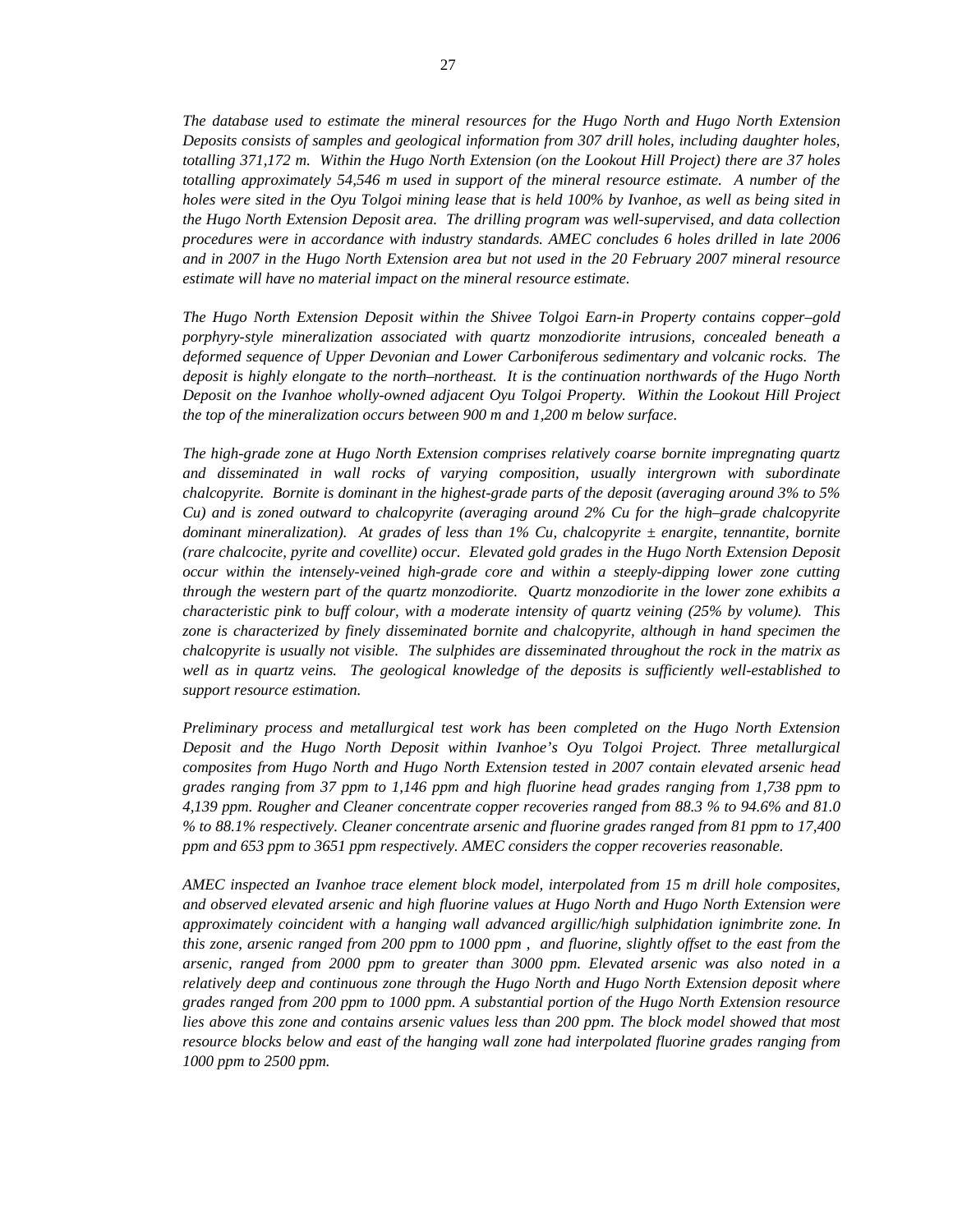*The database used to estimate the mineral resources for the Hugo North and Hugo North Extension Deposits consists of samples and geological information from 307 drill holes, including daughter holes, totalling 371,172 m. Within the Hugo North Extension (on the Lookout Hill Project) there are 37 holes totalling approximately 54,546 m used in support of the mineral resource estimate. A number of the holes were sited in the Oyu Tolgoi mining lease that is held 100% by Ivanhoe, as well as being sited in the Hugo North Extension Deposit area. The drilling program was well-supervised, and data collection procedures were in accordance with industry standards. AMEC concludes 6 holes drilled in late 2006 and in 2007 in the Hugo North Extension area but not used in the 20 February 2007 mineral resource estimate will have no material impact on the mineral resource estimate.*

*The Hugo North Extension Deposit within the Shivee Tolgoi Earn-in Property contains copper–gold porphyry-style mineralization associated with quartz monzodiorite intrusions, concealed beneath a deformed sequence of Upper Devonian and Lower Carboniferous sedimentary and volcanic rocks. The deposit is highly elongate to the north–northeast. It is the continuation northwards of the Hugo North Deposit on the Ivanhoe wholly-owned adjacent Oyu Tolgoi Property. Within the Lookout Hill Project the top of the mineralization occurs between 900 m and 1,200 m below surface.*

*The high-grade zone at Hugo North Extension comprises relatively coarse bornite impregnating quartz and disseminated in wall rocks of varying composition, usually intergrown with subordinate chalcopyrite. Bornite is dominant in the highest-grade parts of the deposit (averaging around 3% to 5% Cu) and is zoned outward to chalcopyrite (averaging around 2% Cu for the high–grade chalcopyrite dominant mineralization). At grades of less than 1% Cu, chalcopyrite ± enargite, tennantite, bornite (rare chalcocite, pyrite and covellite) occur. Elevated gold grades in the Hugo North Extension Deposit occur within the intensely-veined high-grade core and within a steeply-dipping lower zone cutting through the western part of the quartz monzodiorite. Quartz monzodiorite in the lower zone exhibits a characteristic pink to buff colour, with a moderate intensity of quartz veining (25% by volume). This zone is characterized by finely disseminated bornite and chalcopyrite, although in hand specimen the chalcopyrite is usually not visible. The sulphides are disseminated throughout the rock in the matrix as well as in quartz veins. The geological knowledge of the deposits is sufficiently well-established to support resource estimation.*

*Preliminary process and metallurgical test work has been completed on the Hugo North Extension Deposit and the Hugo North Deposit within Ivanhoe's Oyu Tolgoi Project. Three metallurgical composites from Hugo North and Hugo North Extension tested in 2007 contain elevated arsenic head grades ranging from 37 ppm to 1,146 ppm and high fluorine head grades ranging from 1,738 ppm to 4,139 ppm. Rougher and Cleaner concentrate copper recoveries ranged from 88.3 % to 94.6% and 81.0 % to 88.1% respectively. Cleaner concentrate arsenic and fluorine grades ranged from 81 ppm to 17,400 ppm and 653 ppm to 3651 ppm respectively. AMEC considers the copper recoveries reasonable.*

*AMEC inspected an Ivanhoe trace element block model, interpolated from 15 m drill hole composites, and observed elevated arsenic and high fluorine values at Hugo North and Hugo North Extension were approximately coincident with a hanging wall advanced argillic/high sulphidation ignimbrite zone. In this zone, arsenic ranged from 200 ppm to 1000 ppm , and fluorine, slightly offset to the east from the arsenic, ranged from 2000 ppm to greater than 3000 ppm. Elevated arsenic was also noted in a relatively deep and continuous zone through the Hugo North and Hugo North Extension deposit where grades ranged from 200 ppm to 1000 ppm. A substantial portion of the Hugo North Extension resource lies above this zone and contains arsenic values less than 200 ppm. The block model showed that most resource blocks below and east of the hanging wall zone had interpolated fluorine grades ranging from 1000 ppm to 2500 ppm.*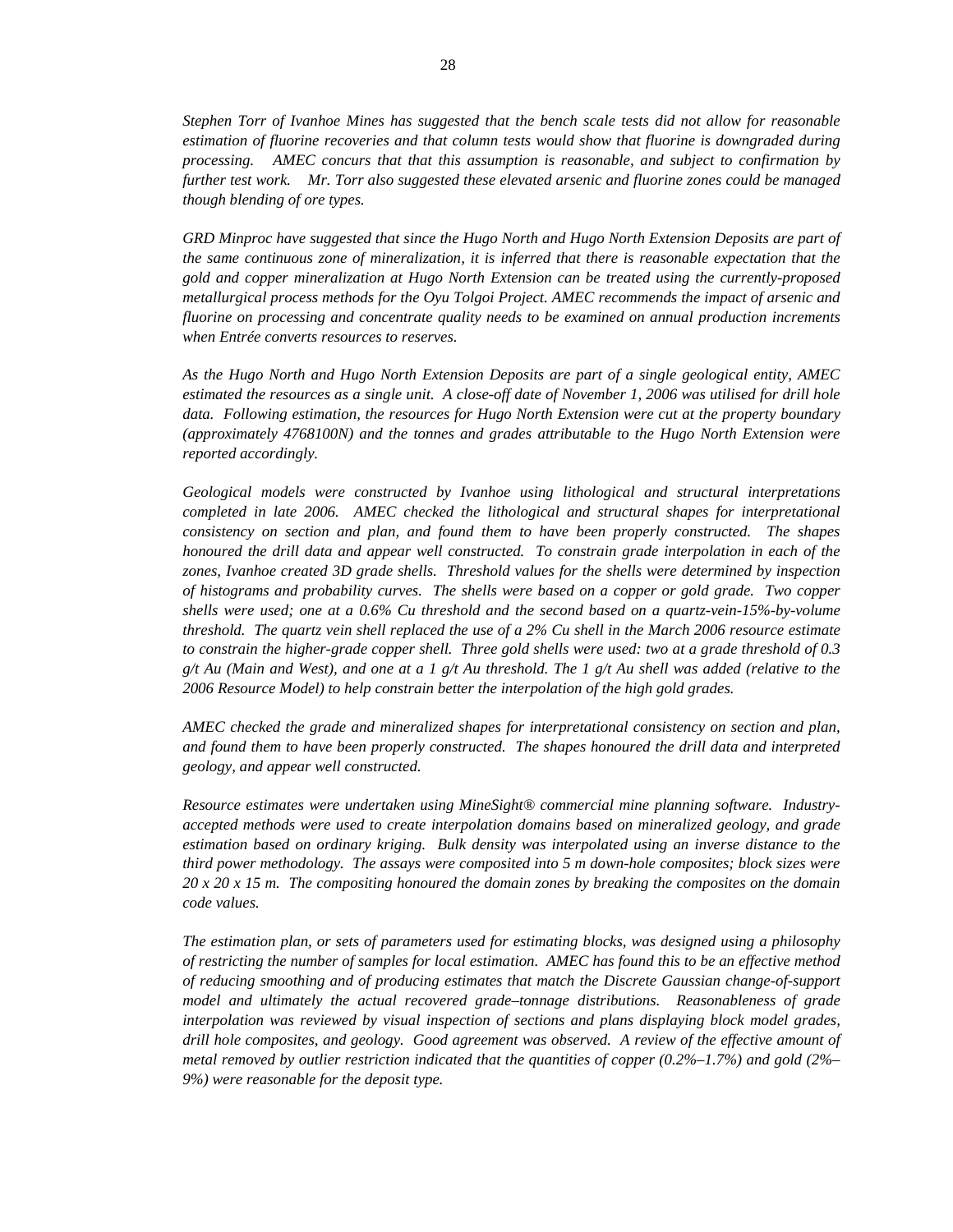*Stephen Torr of Ivanhoe Mines has suggested that the bench scale tests did not allow for reasonable estimation of fluorine recoveries and that column tests would show that fluorine is downgraded during processing. AMEC concurs that that this assumption is reasonable, and subject to confirmation by further test work. Mr. Torr also suggested these elevated arsenic and fluorine zones could be managed though blending of ore types.*

*GRD Minproc have suggested that since the Hugo North and Hugo North Extension Deposits are part of the same continuous zone of mineralization, it is inferred that there is reasonable expectation that the gold and copper mineralization at Hugo North Extension can be treated using the currently-proposed metallurgical process methods for the Oyu Tolgoi Project. AMEC recommends the impact of arsenic and fluorine on processing and concentrate quality needs to be examined on annual production increments when Entrée converts resources to reserves.*

*As the Hugo North and Hugo North Extension Deposits are part of a single geological entity, AMEC estimated the resources as a single unit. A close-off date of November 1, 2006 was utilised for drill hole data. Following estimation, the resources for Hugo North Extension were cut at the property boundary (approximately 4768100N) and the tonnes and grades attributable to the Hugo North Extension were reported accordingly.*

*Geological models were constructed by Ivanhoe using lithological and structural interpretations completed in late 2006. AMEC checked the lithological and structural shapes for interpretational consistency on section and plan, and found them to have been properly constructed. The shapes honoured the drill data and appear well constructed. To constrain grade interpolation in each of the zones, Ivanhoe created 3D grade shells. Threshold values for the shells were determined by inspection of histograms and probability curves. The shells were based on a copper or gold grade. Two copper shells were used; one at a 0.6% Cu threshold and the second based on a quartz-vein-15%-by-volume threshold. The quartz vein shell replaced the use of a 2% Cu shell in the March 2006 resource estimate to constrain the higher-grade copper shell. Three gold shells were used: two at a grade threshold of 0.3 g/t Au (Main and West), and one at a 1 g/t Au threshold. The 1 g/t Au shell was added (relative to the 2006 Resource Model) to help constrain better the interpolation of the high gold grades.*

*AMEC checked the grade and mineralized shapes for interpretational consistency on section and plan, and found them to have been properly constructed. The shapes honoured the drill data and interpreted geology, and appear well constructed.*

*Resource estimates were undertaken using MineSight® commercial mine planning software. Industry-accepted methods were used to create interpolation domains based on mineralized geology, and grade estimation based on ordinary kriging. Bulk density was interpolated using an inverse distance to the third power methodology. The assays were composited into 5 m down-hole composites; block sizes were 20 x 20 x 15 m. The compositing honoured the domain zones by breaking the composites on the domain code values.*

*The estimation plan, or sets of parameters used for estimating blocks, was designed using a philosophy of restricting the number of samples for local estimation. AMEC has found this to be an effective method of reducing smoothing and of producing estimates that match the Discrete Gaussian change-of-support model and ultimately the actual recovered grade–tonnage distributions. Reasonableness of grade interpolation was reviewed by visual inspection of sections and plans displaying block model grades, drill hole composites, and geology. Good agreement was observed. A review of the effective amount of metal removed by outlier restriction indicated that the quantities of copper (0.2%–1.7%) and gold (2%–9%) were reasonable for the deposit type.*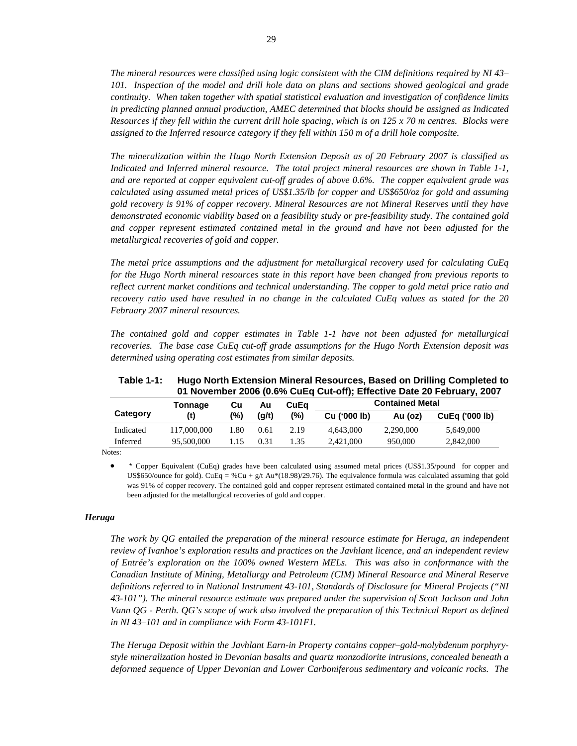*The mineral resources were classified using logic consistent with the CIM definitions required by NI 43–101. Inspection of the model and drill hole data on plans and sections showed geological and grade continuity. When taken together with spatial statistical evaluation and investigation of confidence limits in predicting planned annual production, AMEC determined that blocks should be assigned as Indicated Resources if they fell within the current drill hole spacing, which is on 125 x 70 m centres. Blocks were assigned to the Inferred resource category if they fell within 150 m of a drill hole composite.*

*The mineralization within the Hugo North Extension Deposit as of 20 February 2007 is classified as Indicated and Inferred mineral resource. The total project mineral resources are shown in Table 1-1, and are reported at copper equivalent cut-off grades of above 0.6%. The copper equivalent grade was calculated using assumed metal prices of US$1.35/lb for copper and US$650/oz for gold and assuming gold recovery is 91% of copper recovery. Mineral Resources are not Mineral Reserves until they have demonstrated economic viability based on a feasibility study or pre-feasibility study. The contained gold and copper represent estimated contained metal in the ground and have not been adjusted for the metallurgical recoveries of gold and copper.*

*The metal price assumptions and the adjustment for metallurgical recovery used for calculating CuEq for the Hugo North mineral resources state in this report have been changed from previous reports to reflect current market conditions and technical understanding. The copper to gold metal price ratio and recovery ratio used have resulted in no change in the calculated CuEq values as stated for the 20 February 2007 mineral resources.*

*The contained gold and copper estimates in Table 1-1 have not been adjusted for metallurgical recoveries. The base case CuEq cut-off grade assumptions for the Hugo North Extension deposit was determined using operating cost estimates from similar deposits.*

**Table 1-1: Hugo North Extension Mineral Resources, Based on Drilling Completed to 01 November 2006 (0.6% CuEq Cut-off); Effective Date 20 February, 2007**

| Category | Tonnage (t) | Cu (%) | Au (g/t) | CuEq (%) | Contained Metal | | |
|---|---|---|---|---|---|---|---|
| | | | | | Cu ('000 lb) | Au (oz) | CuEq ('000 lb) |
| Indicated | 117,000,000 | 1.80 | 0.61 | 2.19 | 4,643,000 | 2,290,000 | 5,649,000 |
| Inferred | 95,500,000 | 1.15 | 0.31 | 1.35 | 2,421,000 | 950,000 | 2,842,000 |

Notes:

- * Copper Equivalent (CuEq) grades have been calculated using assumed metal prices (US$1.35/pound for copper and US$650/ounce for gold). CuEq = %Cu + g/t Au*(18.98)/29.76). The equivalence formula was calculated assuming that gold was 91% of copper recovery. The contained gold and copper represent estimated contained metal in the ground and have not been adjusted for the metallurgical recoveries of gold and copper.

### *Heruga*

*The work by QG entailed the preparation of the mineral resource estimate for Heruga, an independent review of Ivanhoe's exploration results and practices on the Javhlant licence, and an independent review of Entrée's exploration on the 100% owned Western MELs. This was also in conformance with the Canadian Institute of Mining, Metallurgy and Petroleum (CIM) Mineral Resource and Mineral Reserve definitions referred to in National Instrument 43-101, Standards of Disclosure for Mineral Projects ("NI 43-101"). The mineral resource estimate was prepared under the supervision of Scott Jackson and John Vann QG - Perth. QG's scope of work also involved the preparation of this Technical Report as defined in NI 43–101 and in compliance with Form 43-101F1.*

*The Heruga Deposit within the Javhlant Earn-in Property contains copper–gold-molybdenum porphyry-style mineralization hosted in Devonian basalts and quartz monzodiorite intrusions, concealed beneath a deformed sequence of Upper Devonian and Lower Carboniferous sedimentary and volcanic rocks. The*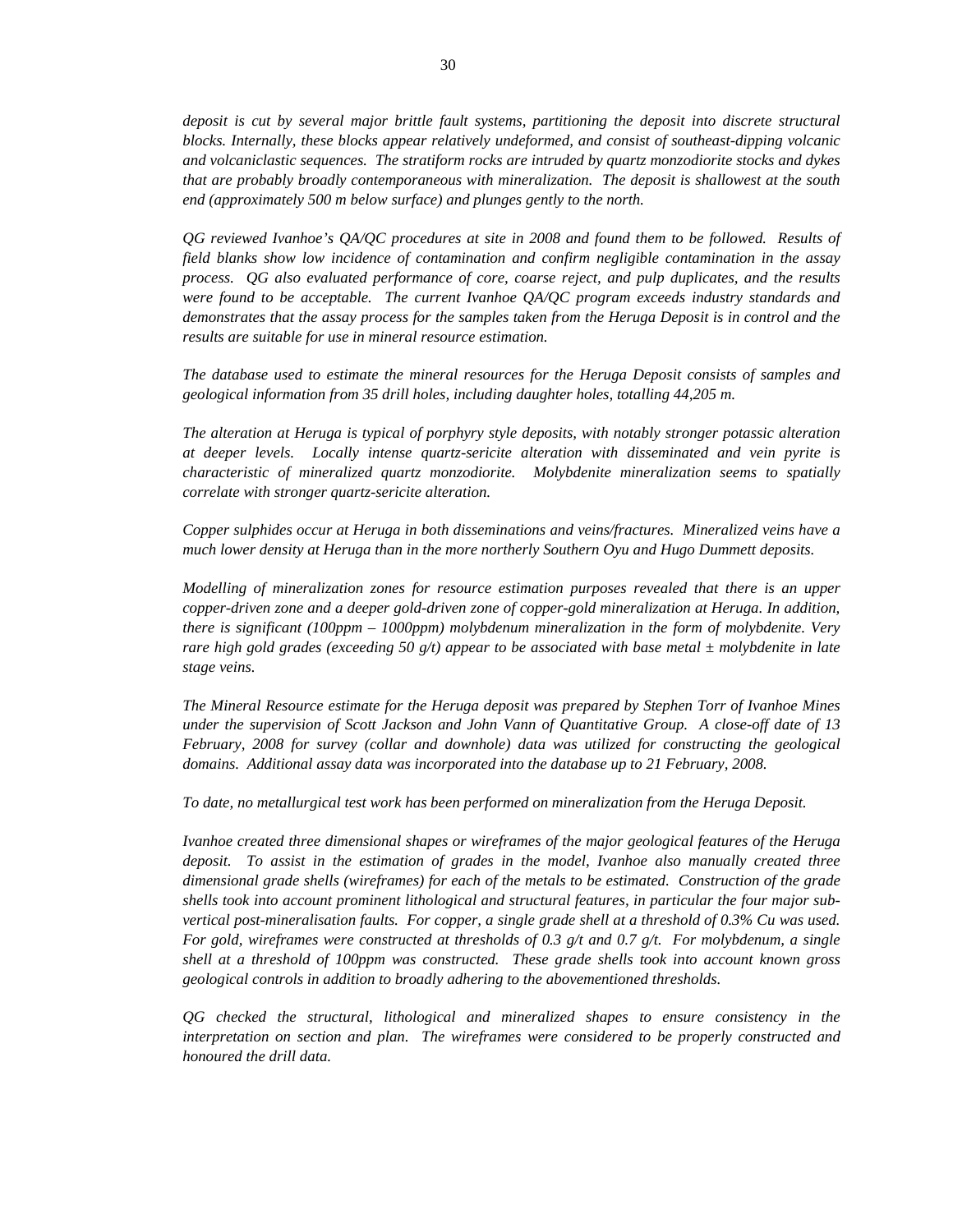*deposit is cut by several major brittle fault systems, partitioning the deposit into discrete structural blocks. Internally, these blocks appear relatively undeformed, and consist of southeast-dipping volcanic and volcaniclastic sequences. The stratiform rocks are intruded by quartz monzodiorite stocks and dykes that are probably broadly contemporaneous with mineralization. The deposit is shallowest at the south end (approximately 500 m below surface) and plunges gently to the north.*

*QG reviewed Ivanhoe's QA/QC procedures at site in 2008 and found them to be followed. Results of field blanks show low incidence of contamination and confirm negligible contamination in the assay process. QG also evaluated performance of core, coarse reject, and pulp duplicates, and the results were found to be acceptable. The current Ivanhoe QA/QC program exceeds industry standards and demonstrates that the assay process for the samples taken from the Heruga Deposit is in control and the results are suitable for use in mineral resource estimation.*

*The database used to estimate the mineral resources for the Heruga Deposit consists of samples and geological information from 35 drill holes, including daughter holes, totalling 44,205 m.*

*The alteration at Heruga is typical of porphyry style deposits, with notably stronger potassic alteration at deeper levels. Locally intense quartz-sericite alteration with disseminated and vein pyrite is characteristic of mineralized quartz monzodiorite. Molybdenite mineralization seems to spatially correlate with stronger quartz-sericite alteration.*

*Copper sulphides occur at Heruga in both disseminations and veins/fractures. Mineralized veins have a much lower density at Heruga than in the more northerly Southern Oyu and Hugo Dummett deposits.*

*Modelling of mineralization zones for resource estimation purposes revealed that there is an upper copper-driven zone and a deeper gold-driven zone of copper-gold mineralization at Heruga. In addition, there is significant (100ppm – 1000ppm) molybdenum mineralization in the form of molybdenite. Very rare high gold grades (exceeding 50 g/t) appear to be associated with base metal ± molybdenite in late stage veins.*

*The Mineral Resource estimate for the Heruga deposit was prepared by Stephen Torr of Ivanhoe Mines under the supervision of Scott Jackson and John Vann of Quantitative Group. A close-off date of 13 February, 2008 for survey (collar and downhole) data was utilized for constructing the geological domains. Additional assay data was incorporated into the database up to 21 February, 2008.*

*To date, no metallurgical test work has been performed on mineralization from the Heruga Deposit.*

*Ivanhoe created three dimensional shapes or wireframes of the major geological features of the Heruga deposit. To assist in the estimation of grades in the model, Ivanhoe also manually created three dimensional grade shells (wireframes) for each of the metals to be estimated. Construction of the grade shells took into account prominent lithological and structural features, in particular the four major sub-vertical post-mineralisation faults. For copper, a single grade shell at a threshold of 0.3% Cu was used. For gold, wireframes were constructed at thresholds of 0.3 g/t and 0.7 g/t. For molybdenum, a single shell at a threshold of 100ppm was constructed. These grade shells took into account known gross geological controls in addition to broadly adhering to the abovementioned thresholds.*

*QG checked the structural, lithological and mineralized shapes to ensure consistency in the interpretation on section and plan. The wireframes were considered to be properly constructed and honoured the drill data.*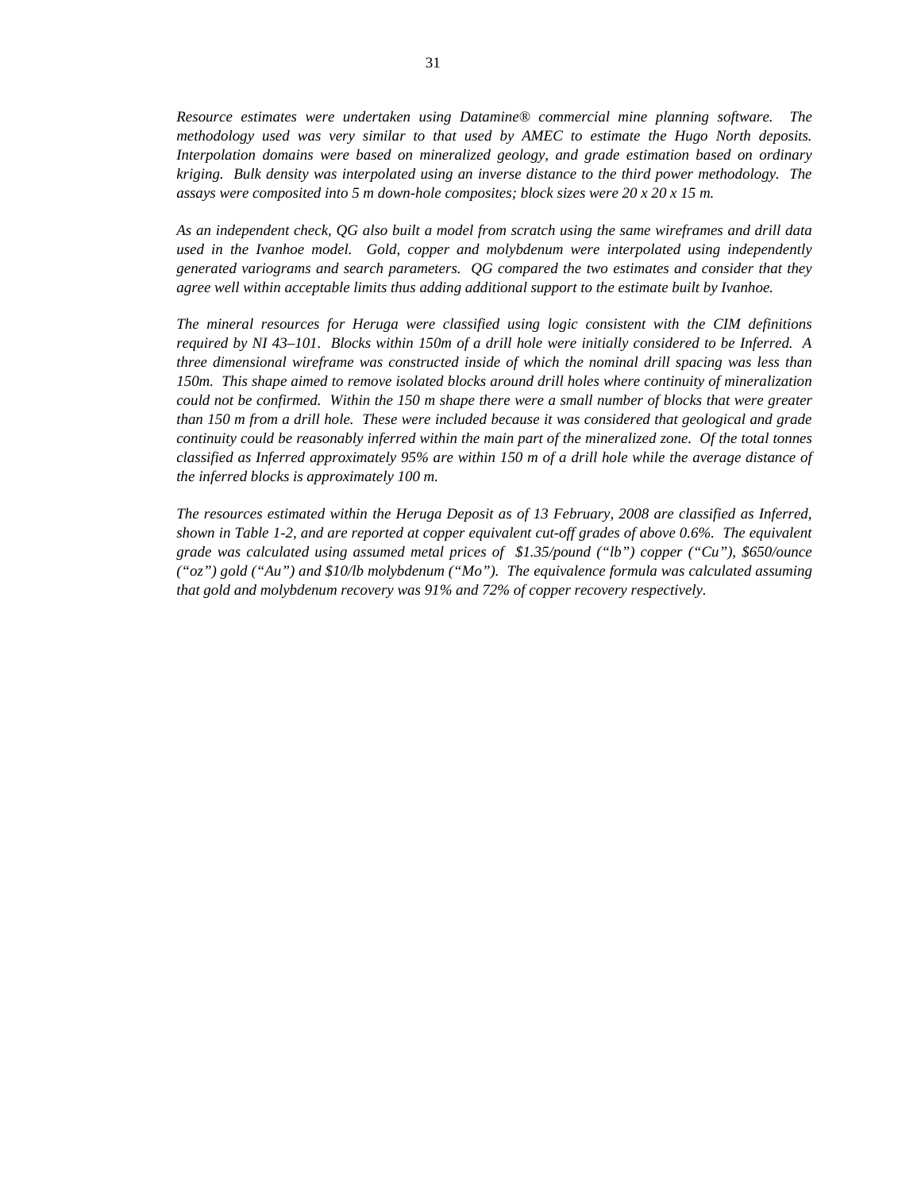*Resource estimates were undertaken using Datamine® commercial mine planning software. The methodology used was very similar to that used by AMEC to estimate the Hugo North deposits. Interpolation domains were based on mineralized geology, and grade estimation based on ordinary kriging. Bulk density was interpolated using an inverse distance to the third power methodology. The assays were composited into 5 m down-hole composites; block sizes were 20 x 20 x 15 m.*

*As an independent check, QG also built a model from scratch using the same wireframes and drill data used in the Ivanhoe model. Gold, copper and molybdenum were interpolated using independently generated variograms and search parameters. QG compared the two estimates and consider that they agree well within acceptable limits thus adding additional support to the estimate built by Ivanhoe.*

*The mineral resources for Heruga were classified using logic consistent with the CIM definitions required by NI 43–101. Blocks within 150m of a drill hole were initially considered to be Inferred. A three dimensional wireframe was constructed inside of which the nominal drill spacing was less than 150m. This shape aimed to remove isolated blocks around drill holes where continuity of mineralization could not be confirmed. Within the 150 m shape there were a small number of blocks that were greater than 150 m from a drill hole. These were included because it was considered that geological and grade continuity could be reasonably inferred within the main part of the mineralized zone. Of the total tonnes classified as Inferred approximately 95% are within 150 m of a drill hole while the average distance of the inferred blocks is approximately 100 m.*

*The resources estimated within the Heruga Deposit as of 13 February, 2008 are classified as Inferred, shown in Table 1-2, and are reported at copper equivalent cut-off grades of above 0.6%. The equivalent grade was calculated using assumed metal prices of $1.35/pound ("lb") copper ("Cu"), $650/ounce ("oz") gold ("Au") and $10/lb molybdenum ("Mo"). The equivalence formula was calculated assuming that gold and molybdenum recovery was 91% and 72% of copper recovery respectively.*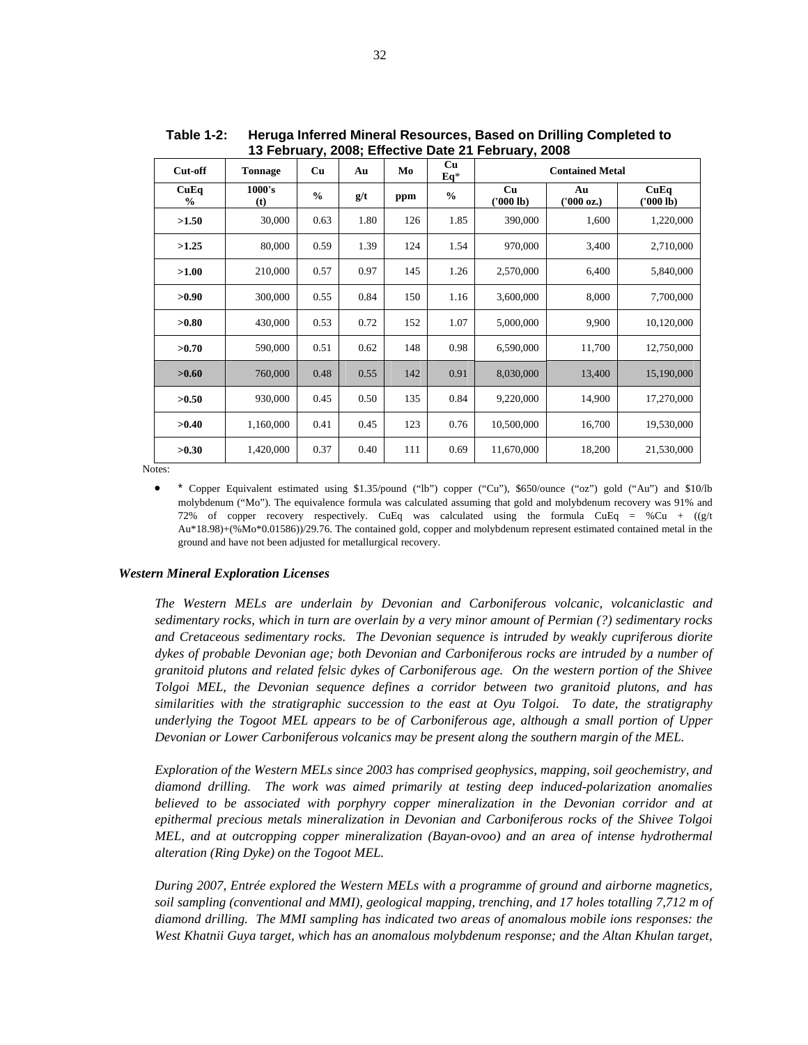**Table 1-2: Heruga Inferred Mineral Resources, Based on Drilling Completed to 13 February, 2008; Effective Date 21 February, 2008**

| Cut-off | Tonnage | Cu | Au | Mo | Cu Eq* | Contained Metal | | |
|---|---|---|---|---|---|---|---|---|
| CuEq % | 1000's (t) | % | g/t | ppm | % | Cu ('000 lb) | Au ('000 oz.) | CuEq ('000 lb) |
| **>1.50** | 30,000 | 0.63 | 1.80 | 126 | 1.85 | 390,000 | 1,600 | 1,220,000 |
| **>1.25** | 80,000 | 0.59 | 1.39 | 124 | 1.54 | 970,000 | 3,400 | 2,710,000 |
| **>1.00** | 210,000 | 0.57 | 0.97 | 145 | 1.26 | 2,570,000 | 6,400 | 5,840,000 |
| **>0.90** | 300,000 | 0.55 | 0.84 | 150 | 1.16 | 3,600,000 | 8,000 | 7,700,000 |
| **>0.80** | 430,000 | 0.53 | 0.72 | 152 | 1.07 | 5,000,000 | 9,900 | 10,120,000 |
| **>0.70** | 590,000 | 0.51 | 0.62 | 148 | 0.98 | 6,590,000 | 11,700 | 12,750,000 |
| **>0.60** | 760,000 | 0.48 | 0.55 | 142 | 0.91 | 8,030,000 | 13,400 | 15,190,000 |
| **>0.50** | 930,000 | 0.45 | 0.50 | 135 | 0.84 | 9,220,000 | 14,900 | 17,270,000 |
| **>0.40** | 1,160,000 | 0.41 | 0.45 | 123 | 0.76 | 10,500,000 | 16,700 | 19,530,000 |
| **>0.30** | 1,420,000 | 0.37 | 0.40 | 111 | 0.69 | 11,670,000 | 18,200 | 21,530,000 |

Notes:

- \* Copper Equivalent estimated using $1.35/pound ("lb") copper ("Cu"), $650/ounce ("oz") gold ("Au") and $10/lb molybdenum ("Mo"). The equivalence formula was calculated assuming that gold and molybdenum recovery was 91% and 72% of copper recovery respectively. CuEq was calculated using the formula CuEq = %Cu + ((g/t Au*18.98)+(%Mo*0.01586))/29.76. The contained gold, copper and molybdenum represent estimated contained metal in the ground and have not been adjusted for metallurgical recovery.

### *Western Mineral Exploration Licenses*

*The Western MELs are underlain by Devonian and Carboniferous volcanic, volcaniclastic and sedimentary rocks, which in turn are overlain by a very minor amount of Permian (?) sedimentary rocks and Cretaceous sedimentary rocks. The Devonian sequence is intruded by weakly cupriferous diorite dykes of probable Devonian age; both Devonian and Carboniferous rocks are intruded by a number of granitoid plutons and related felsic dykes of Carboniferous age. On the western portion of the Shivee Tolgoi MEL, the Devonian sequence defines a corridor between two granitoid plutons, and has similarities with the stratigraphic succession to the east at Oyu Tolgoi. To date, the stratigraphy underlying the Togoot MEL appears to be of Carboniferous age, although a small portion of Upper Devonian or Lower Carboniferous volcanics may be present along the southern margin of the MEL.*

*Exploration of the Western MELs since 2003 has comprised geophysics, mapping, soil geochemistry, and diamond drilling. The work was aimed primarily at testing deep induced-polarization anomalies believed to be associated with porphyry copper mineralization in the Devonian corridor and at epithermal precious metals mineralization in Devonian and Carboniferous rocks of the Shivee Tolgoi MEL, and at outcropping copper mineralization (Bayan-ovoo) and an area of intense hydrothermal alteration (Ring Dyke) on the Togoot MEL.*

*During 2007, Entrée explored the Western MELs with a programme of ground and airborne magnetics, soil sampling (conventional and MMI), geological mapping, trenching, and 17 holes totalling 7,712 m of diamond drilling. The MMI sampling has indicated two areas of anomalous mobile ions responses: the West Khatnii Guya target, which has an anomalous molybdenum response; and the Altan Khulan target,*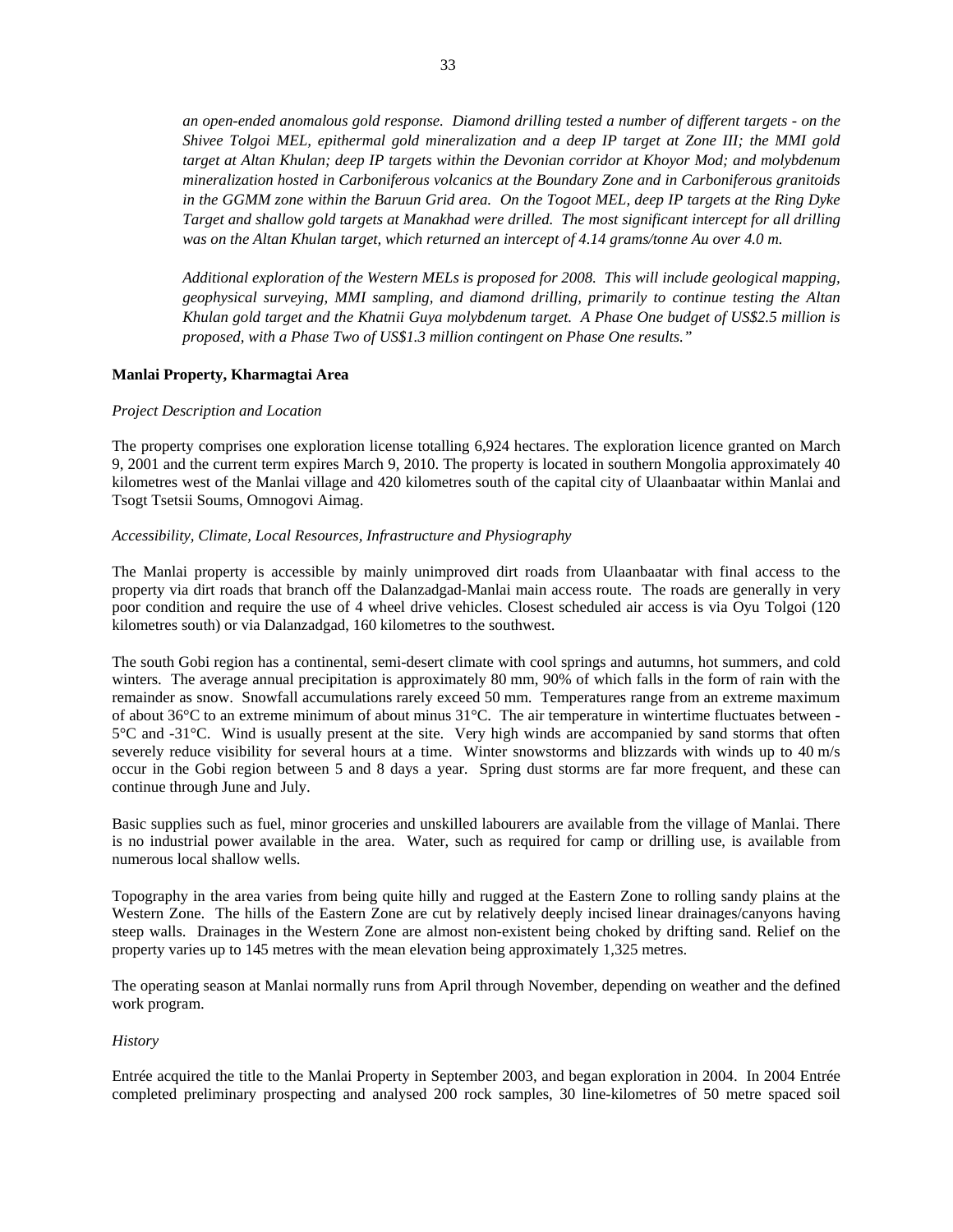*an open-ended anomalous gold response. Diamond drilling tested a number of different targets - on the Shivee Tolgoi MEL, epithermal gold mineralization and a deep IP target at Zone III; the MMI gold target at Altan Khulan; deep IP targets within the Devonian corridor at Khoyor Mod; and molybdenum mineralization hosted in Carboniferous volcanics at the Boundary Zone and in Carboniferous granitoids in the GGMM zone within the Baruun Grid area. On the Togoot MEL, deep IP targets at the Ring Dyke Target and shallow gold targets at Manakhad were drilled. The most significant intercept for all drilling was on the Altan Khulan target, which returned an intercept of 4.14 grams/tonne Au over 4.0 m.*

*Additional exploration of the Western MELs is proposed for 2008. This will include geological mapping, geophysical surveying, MMI sampling, and diamond drilling, primarily to continue testing the Altan Khulan gold target and the Khatnii Guya molybdenum target. A Phase One budget of US$2.5 million is proposed, with a Phase Two of US$1.3 million contingent on Phase One results."*

**Manlai Property, Kharmagtai Area**

*Project Description and Location*

The property comprises one exploration license totalling 6,924 hectares. The exploration licence granted on March 9, 2001 and the current term expires March 9, 2010. The property is located in southern Mongolia approximately 40 kilometres west of the Manlai village and 420 kilometres south of the capital city of Ulaanbaatar within Manlai and Tsogt Tsetsii Soums, Omnogovi Aimag.

*Accessibility, Climate, Local Resources, Infrastructure and Physiography*

The Manlai property is accessible by mainly unimproved dirt roads from Ulaanbaatar with final access to the property via dirt roads that branch off the Dalanzadgad-Manlai main access route. The roads are generally in very poor condition and require the use of 4 wheel drive vehicles. Closest scheduled air access is via Oyu Tolgoi (120 kilometres south) or via Dalanzadgad, 160 kilometres to the southwest.

The south Gobi region has a continental, semi-desert climate with cool springs and autumns, hot summers, and cold winters. The average annual precipitation is approximately 80 mm, 90% of which falls in the form of rain with the remainder as snow. Snowfall accumulations rarely exceed 50 mm. Temperatures range from an extreme maximum of about 36°C to an extreme minimum of about minus 31°C. The air temperature in wintertime fluctuates between -5°C and -31°C. Wind is usually present at the site. Very high winds are accompanied by sand storms that often severely reduce visibility for several hours at a time. Winter snowstorms and blizzards with winds up to 40 m/s occur in the Gobi region between 5 and 8 days a year. Spring dust storms are far more frequent, and these can continue through June and July.

Basic supplies such as fuel, minor groceries and unskilled labourers are available from the village of Manlai. There is no industrial power available in the area. Water, such as required for camp or drilling use, is available from numerous local shallow wells.

Topography in the area varies from being quite hilly and rugged at the Eastern Zone to rolling sandy plains at the Western Zone. The hills of the Eastern Zone are cut by relatively deeply incised linear drainages/canyons having steep walls. Drainages in the Western Zone are almost non-existent being choked by drifting sand. Relief on the property varies up to 145 metres with the mean elevation being approximately 1,325 metres.

The operating season at Manlai normally runs from April through November, depending on weather and the defined work program.

*History*

Entrée acquired the title to the Manlai Property in September 2003, and began exploration in 2004. In 2004 Entrée completed preliminary prospecting and analysed 200 rock samples, 30 line-kilometres of 50 metre spaced soil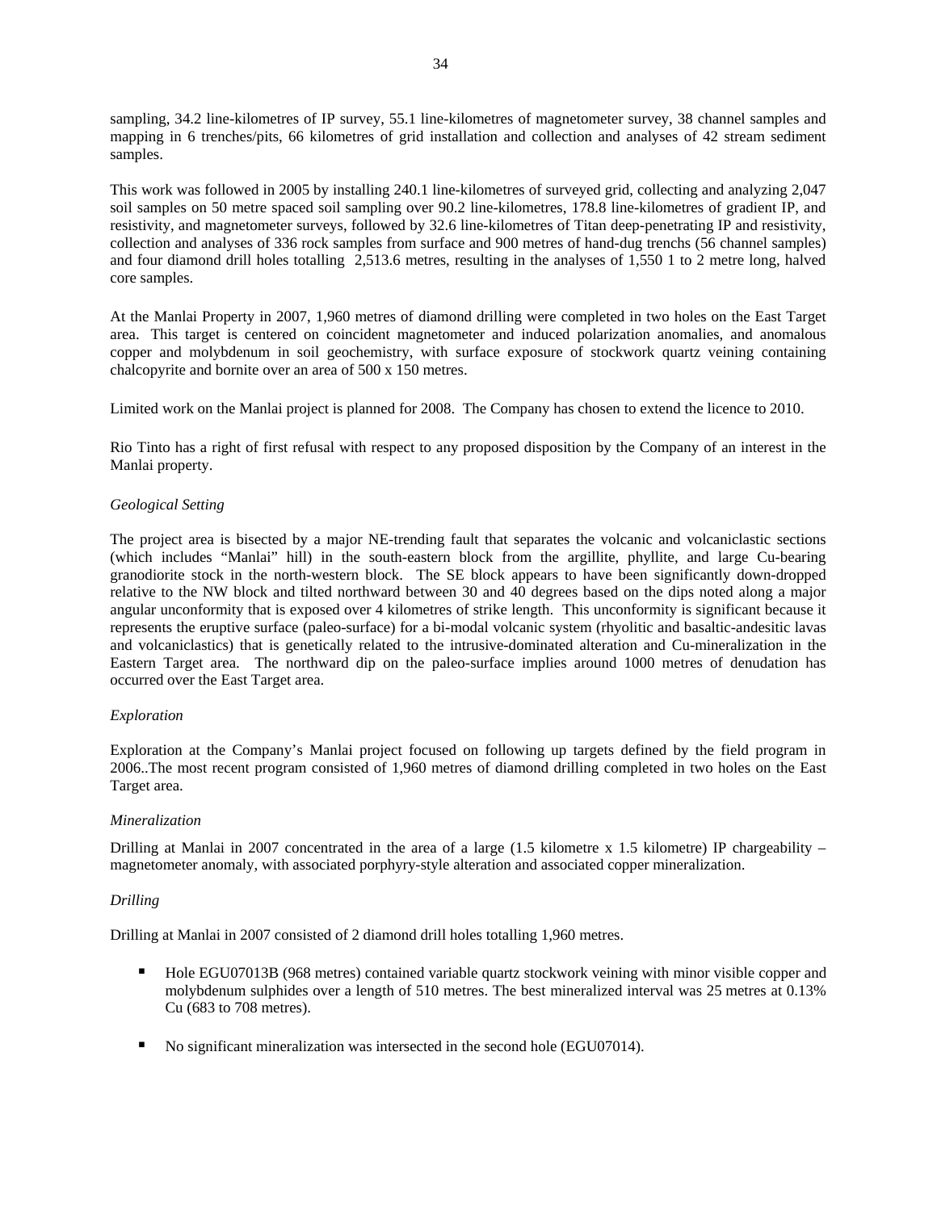sampling, 34.2 line-kilometres of IP survey, 55.1 line-kilometres of magnetometer survey, 38 channel samples and mapping in 6 trenches/pits, 66 kilometres of grid installation and collection and analyses of 42 stream sediment samples.

This work was followed in 2005 by installing 240.1 line-kilometres of surveyed grid, collecting and analyzing 2,047 soil samples on 50 metre spaced soil sampling over 90.2 line-kilometres, 178.8 line-kilometres of gradient IP, and resistivity, and magnetometer surveys, followed by 32.6 line-kilometres of Titan deep-penetrating IP and resistivity, collection and analyses of 336 rock samples from surface and 900 metres of hand-dug trenchs (56 channel samples) and four diamond drill holes totalling 2,513.6 metres, resulting in the analyses of 1,550 1 to 2 metre long, halved core samples.

At the Manlai Property in 2007, 1,960 metres of diamond drilling were completed in two holes on the East Target area. This target is centered on coincident magnetometer and induced polarization anomalies, and anomalous copper and molybdenum in soil geochemistry, with surface exposure of stockwork quartz veining containing chalcopyrite and bornite over an area of 500 x 150 metres.

Limited work on the Manlai project is planned for 2008. The Company has chosen to extend the licence to 2010.

Rio Tinto has a right of first refusal with respect to any proposed disposition by the Company of an interest in the Manlai property.

*Geological Setting*

The project area is bisected by a major NE-trending fault that separates the volcanic and volcaniclastic sections (which includes "Manlai" hill) in the south-eastern block from the argillite, phyllite, and large Cu-bearing granodiorite stock in the north-western block. The SE block appears to have been significantly down-dropped relative to the NW block and tilted northward between 30 and 40 degrees based on the dips noted along a major angular unconformity that is exposed over 4 kilometres of strike length. This unconformity is significant because it represents the eruptive surface (paleo-surface) for a bi-modal volcanic system (rhyolitic and basaltic-andesitic lavas and volcaniclastics) that is genetically related to the intrusive-dominated alteration and Cu-mineralization in the Eastern Target area. The northward dip on the paleo-surface implies around 1000 metres of denudation has occurred over the East Target area.

*Exploration*

Exploration at the Company's Manlai project focused on following up targets defined by the field program in 2006..The most recent program consisted of 1,960 metres of diamond drilling completed in two holes on the East Target area.

*Mineralization*

Drilling at Manlai in 2007 concentrated in the area of a large (1.5 kilometre x 1.5 kilometre) IP chargeability – magnetometer anomaly, with associated porphyry-style alteration and associated copper mineralization.

*Drilling*

Drilling at Manlai in 2007 consisted of 2 diamond drill holes totalling 1,960 metres.

- Hole EGU07013B (968 metres) contained variable quartz stockwork veining with minor visible copper and molybdenum sulphides over a length of 510 metres. The best mineralized interval was 25 metres at 0.13% Cu (683 to 708 metres).

- No significant mineralization was intersected in the second hole (EGU07014).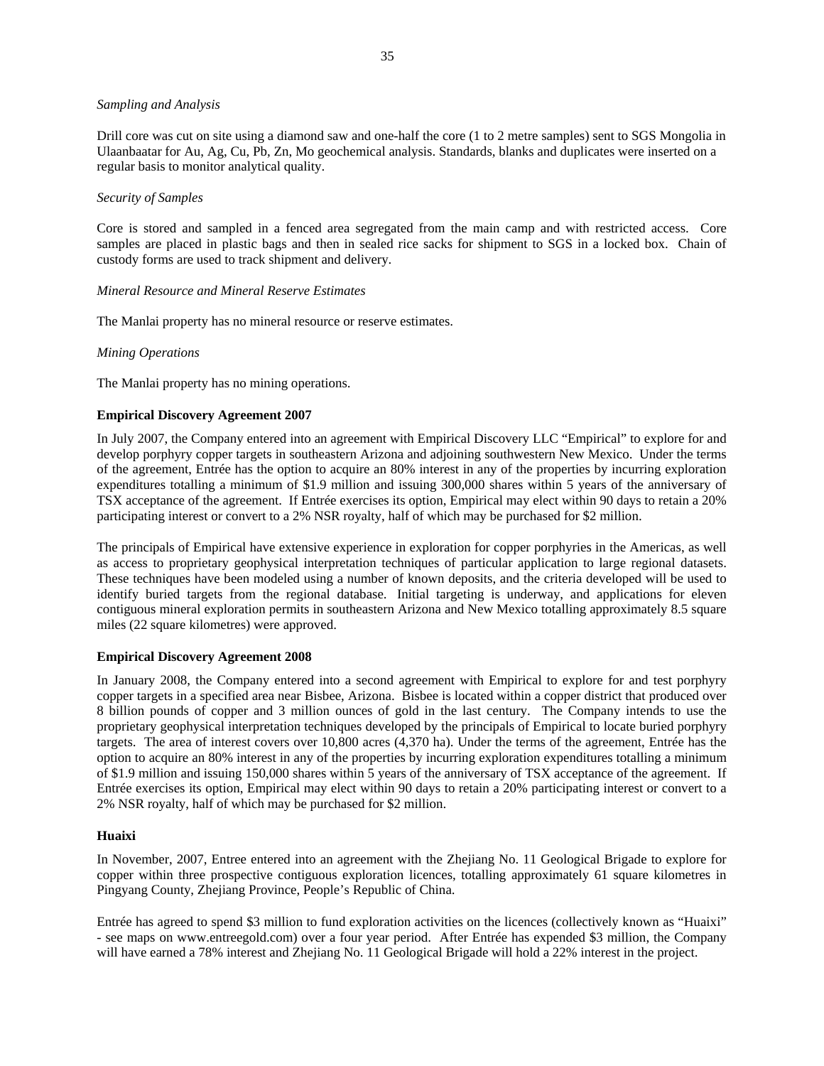*Sampling and Analysis*

Drill core was cut on site using a diamond saw and one-half the core (1 to 2 metre samples) sent to SGS Mongolia in Ulaanbaatar for Au, Ag, Cu, Pb, Zn, Mo geochemical analysis. Standards, blanks and duplicates were inserted on a regular basis to monitor analytical quality.

*Security of Samples*

Core is stored and sampled in a fenced area segregated from the main camp and with restricted access. Core samples are placed in plastic bags and then in sealed rice sacks for shipment to SGS in a locked box. Chain of custody forms are used to track shipment and delivery.

*Mineral Resource and Mineral Reserve Estimates*

The Manlai property has no mineral resource or reserve estimates.

*Mining Operations*

The Manlai property has no mining operations.

**Empirical Discovery Agreement 2007**

In July 2007, the Company entered into an agreement with Empirical Discovery LLC "Empirical" to explore for and develop porphyry copper targets in southeastern Arizona and adjoining southwestern New Mexico. Under the terms of the agreement, Entrée has the option to acquire an 80% interest in any of the properties by incurring exploration expenditures totalling a minimum of $1.9 million and issuing 300,000 shares within 5 years of the anniversary of TSX acceptance of the agreement. If Entrée exercises its option, Empirical may elect within 90 days to retain a 20% participating interest or convert to a 2% NSR royalty, half of which may be purchased for $2 million.

The principals of Empirical have extensive experience in exploration for copper porphyries in the Americas, as well as access to proprietary geophysical interpretation techniques of particular application to large regional datasets. These techniques have been modeled using a number of known deposits, and the criteria developed will be used to identify buried targets from the regional database. Initial targeting is underway, and applications for eleven contiguous mineral exploration permits in southeastern Arizona and New Mexico totalling approximately 8.5 square miles (22 square kilometres) were approved.

**Empirical Discovery Agreement 2008**

In January 2008, the Company entered into a second agreement with Empirical to explore for and test porphyry copper targets in a specified area near Bisbee, Arizona. Bisbee is located within a copper district that produced over 8 billion pounds of copper and 3 million ounces of gold in the last century. The Company intends to use the proprietary geophysical interpretation techniques developed by the principals of Empirical to locate buried porphyry targets. The area of interest covers over 10,800 acres (4,370 ha). Under the terms of the agreement, Entrée has the option to acquire an 80% interest in any of the properties by incurring exploration expenditures totalling a minimum of $1.9 million and issuing 150,000 shares within 5 years of the anniversary of TSX acceptance of the agreement. If Entrée exercises its option, Empirical may elect within 90 days to retain a 20% participating interest or convert to a 2% NSR royalty, half of which may be purchased for $2 million.

**Huaixi**

In November, 2007, Entree entered into an agreement with the Zhejiang No. 11 Geological Brigade to explore for copper within three prospective contiguous exploration licences, totalling approximately 61 square kilometres in Pingyang County, Zhejiang Province, People's Republic of China.

Entrée has agreed to spend $3 million to fund exploration activities on the licences (collectively known as "Huaixi" - see maps on www.entreegold.com) over a four year period. After Entrée has expended $3 million, the Company will have earned a 78% interest and Zhejiang No. 11 Geological Brigade will hold a 22% interest in the project.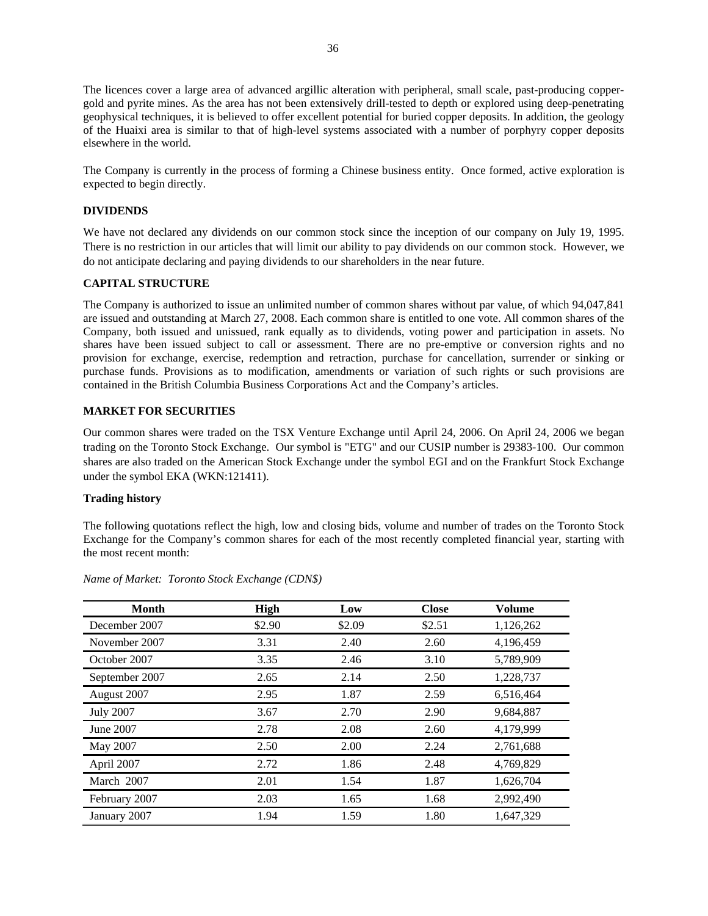The licences cover a large area of advanced argillic alteration with peripheral, small scale, past-producing copper-gold and pyrite mines. As the area has not been extensively drill-tested to depth or explored using deep-penetrating geophysical techniques, it is believed to offer excellent potential for buried copper deposits. In addition, the geology of the Huaixi area is similar to that of high-level systems associated with a number of porphyry copper deposits elsewhere in the world.

The Company is currently in the process of forming a Chinese business entity. Once formed, active exploration is expected to begin directly.

## DIVIDENDS

We have not declared any dividends on our common stock since the inception of our company on July 19, 1995. There is no restriction in our articles that will limit our ability to pay dividends on our common stock. However, we do not anticipate declaring and paying dividends to our shareholders in the near future.

## CAPITAL STRUCTURE

The Company is authorized to issue an unlimited number of common shares without par value, of which 94,047,841 are issued and outstanding at March 27, 2008. Each common share is entitled to one vote. All common shares of the Company, both issued and unissued, rank equally as to dividends, voting power and participation in assets. No shares have been issued subject to call or assessment. There are no pre-emptive or conversion rights and no provision for exchange, exercise, redemption and retraction, purchase for cancellation, surrender or sinking or purchase funds. Provisions as to modification, amendments or variation of such rights or such provisions are contained in the British Columbia Business Corporations Act and the Company's articles.

## MARKET FOR SECURITIES

Our common shares were traded on the TSX Venture Exchange until April 24, 2006. On April 24, 2006 we began trading on the Toronto Stock Exchange. Our symbol is "ETG" and our CUSIP number is 29383-100. Our common shares are also traded on the American Stock Exchange under the symbol EGI and on the Frankfurt Stock Exchange under the symbol EKA (WKN:121411).

### Trading history

The following quotations reflect the high, low and closing bids, volume and number of trades on the Toronto Stock Exchange for the Company's common shares for each of the most recently completed financial year, starting with the most recent month:

*Name of Market: Toronto Stock Exchange (CDN$)*

| Month | High | Low | Close | Volume |
|---|---|---|---|---|
| December 2007 | $2.90 | $2.09 | $2.51 | 1,126,262 |
| November 2007 | 3.31 | 2.40 | 2.60 | 4,196,459 |
| October 2007 | 3.35 | 2.46 | 3.10 | 5,789,909 |
| September 2007 | 2.65 | 2.14 | 2.50 | 1,228,737 |
| August 2007 | 2.95 | 1.87 | 2.59 | 6,516,464 |
| July 2007 | 3.67 | 2.70 | 2.90 | 9,684,887 |
| June 2007 | 2.78 | 2.08 | 2.60 | 4,179,999 |
| May 2007 | 2.50 | 2.00 | 2.24 | 2,761,688 |
| April 2007 | 2.72 | 1.86 | 2.48 | 4,769,829 |
| March 2007 | 2.01 | 1.54 | 1.87 | 1,626,704 |
| February 2007 | 2.03 | 1.65 | 1.68 | 2,992,490 |
| January 2007 | 1.94 | 1.59 | 1.80 | 1,647,329 |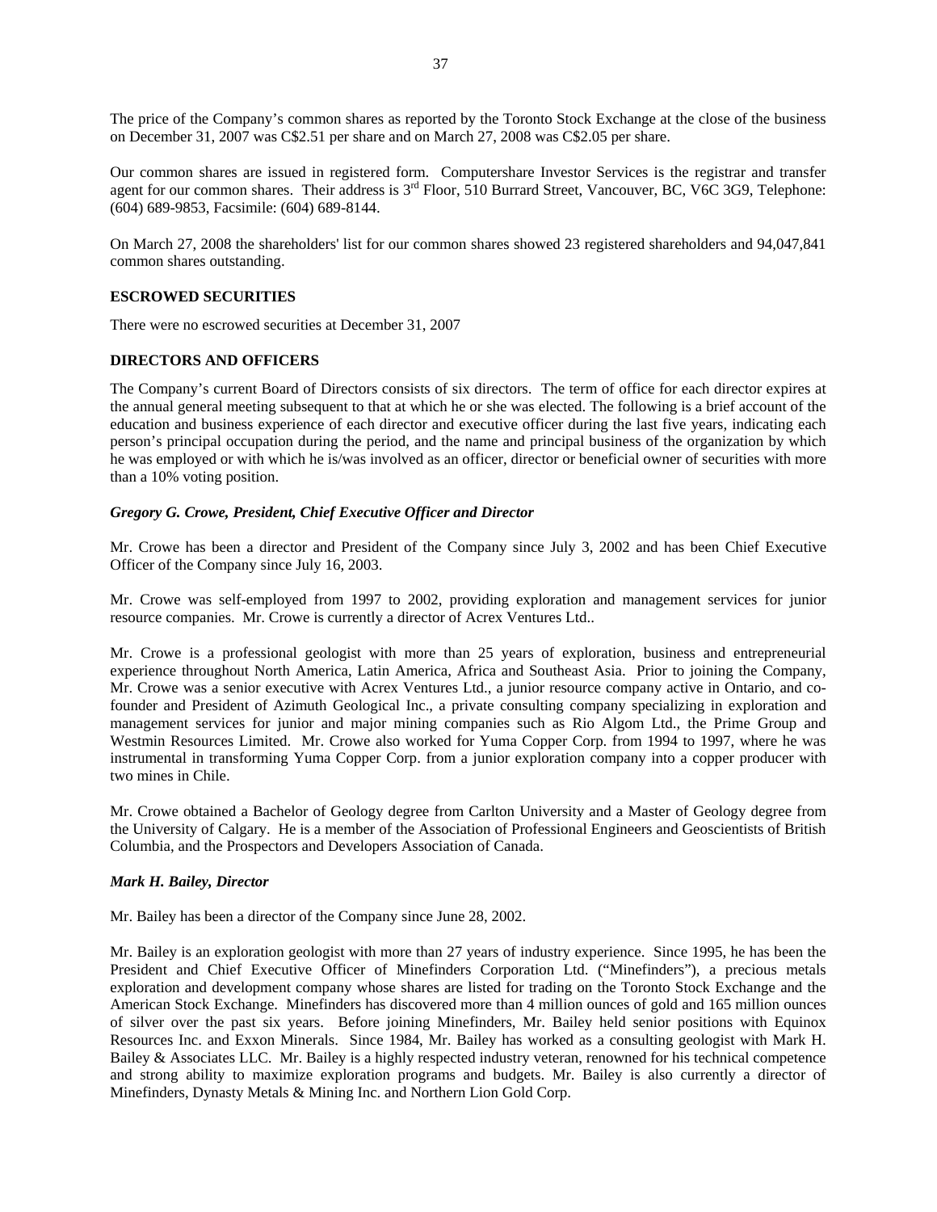The price of the Company's common shares as reported by the Toronto Stock Exchange at the close of the business on December 31, 2007 was C$2.51 per share and on March 27, 2008 was C$2.05 per share.

Our common shares are issued in registered form. Computershare Investor Services is the registrar and transfer agent for our common shares. Their address is 3rd Floor, 510 Burrard Street, Vancouver, BC, V6C 3G9, Telephone: (604) 689-9853, Facsimile: (604) 689-8144.

On March 27, 2008 the shareholders' list for our common shares showed 23 registered shareholders and 94,047,841 common shares outstanding.

**ESCROWED SECURITIES**

There were no escrowed securities at December 31, 2007

**DIRECTORS AND OFFICERS**

The Company's current Board of Directors consists of six directors. The term of office for each director expires at the annual general meeting subsequent to that at which he or she was elected. The following is a brief account of the education and business experience of each director and executive officer during the last five years, indicating each person's principal occupation during the period, and the name and principal business of the organization by which he was employed or with which he is/was involved as an officer, director or beneficial owner of securities with more than a 10% voting position.

***Gregory G. Crowe, President, Chief Executive Officer and Director***

Mr. Crowe has been a director and President of the Company since July 3, 2002 and has been Chief Executive Officer of the Company since July 16, 2003.

Mr. Crowe was self-employed from 1997 to 2002, providing exploration and management services for junior resource companies. Mr. Crowe is currently a director of Acrex Ventures Ltd..

Mr. Crowe is a professional geologist with more than 25 years of exploration, business and entrepreneurial experience throughout North America, Latin America, Africa and Southeast Asia. Prior to joining the Company, Mr. Crowe was a senior executive with Acrex Ventures Ltd., a junior resource company active in Ontario, and co-founder and President of Azimuth Geological Inc., a private consulting company specializing in exploration and management services for junior and major mining companies such as Rio Algom Ltd., the Prime Group and Westmin Resources Limited. Mr. Crowe also worked for Yuma Copper Corp. from 1994 to 1997, where he was instrumental in transforming Yuma Copper Corp. from a junior exploration company into a copper producer with two mines in Chile.

Mr. Crowe obtained a Bachelor of Geology degree from Carlton University and a Master of Geology degree from the University of Calgary. He is a member of the Association of Professional Engineers and Geoscientists of British Columbia, and the Prospectors and Developers Association of Canada.

***Mark H. Bailey, Director***

Mr. Bailey has been a director of the Company since June 28, 2002.

Mr. Bailey is an exploration geologist with more than 27 years of industry experience. Since 1995, he has been the President and Chief Executive Officer of Minefinders Corporation Ltd. ("Minefinders"), a precious metals exploration and development company whose shares are listed for trading on the Toronto Stock Exchange and the American Stock Exchange. Minefinders has discovered more than 4 million ounces of gold and 165 million ounces of silver over the past six years. Before joining Minefinders, Mr. Bailey held senior positions with Equinox Resources Inc. and Exxon Minerals. Since 1984, Mr. Bailey has worked as a consulting geologist with Mark H. Bailey & Associates LLC. Mr. Bailey is a highly respected industry veteran, renowned for his technical competence and strong ability to maximize exploration programs and budgets. Mr. Bailey is also currently a director of Minefinders, Dynasty Metals & Mining Inc. and Northern Lion Gold Corp.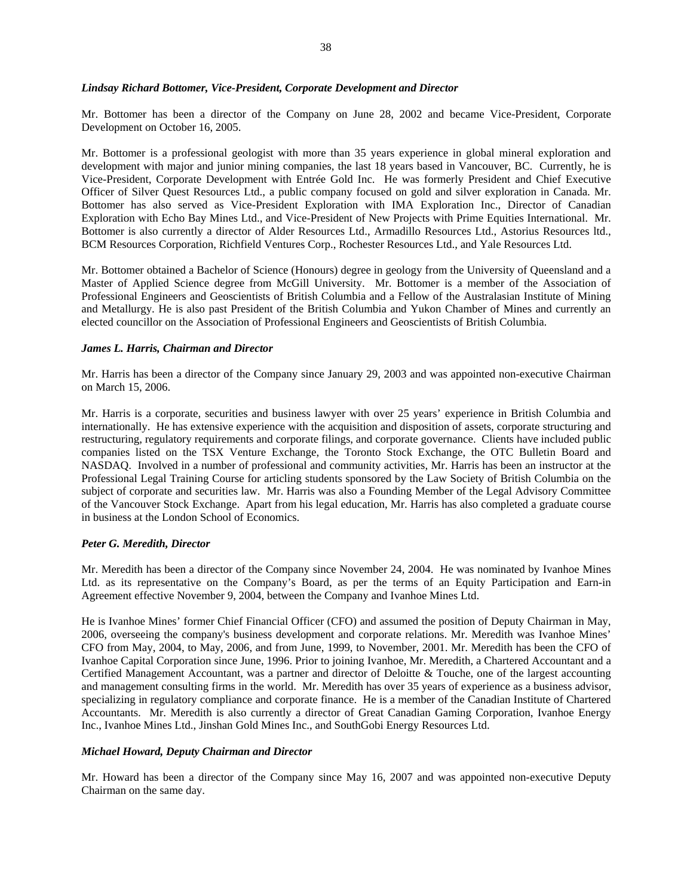***Lindsay Richard Bottomer, Vice-President, Corporate Development and Director***

Mr. Bottomer has been a director of the Company on June 28, 2002 and became Vice-President, Corporate Development on October 16, 2005.

Mr. Bottomer is a professional geologist with more than 35 years experience in global mineral exploration and development with major and junior mining companies, the last 18 years based in Vancouver, BC. Currently, he is Vice-President, Corporate Development with Entrée Gold Inc. He was formerly President and Chief Executive Officer of Silver Quest Resources Ltd., a public company focused on gold and silver exploration in Canada. Mr. Bottomer has also served as Vice-President Exploration with IMA Exploration Inc., Director of Canadian Exploration with Echo Bay Mines Ltd., and Vice-President of New Projects with Prime Equities International. Mr. Bottomer is also currently a director of Alder Resources Ltd., Armadillo Resources Ltd., Astorius Resources ltd., BCM Resources Corporation, Richfield Ventures Corp., Rochester Resources Ltd., and Yale Resources Ltd.

Mr. Bottomer obtained a Bachelor of Science (Honours) degree in geology from the University of Queensland and a Master of Applied Science degree from McGill University. Mr. Bottomer is a member of the Association of Professional Engineers and Geoscientists of British Columbia and a Fellow of the Australasian Institute of Mining and Metallurgy. He is also past President of the British Columbia and Yukon Chamber of Mines and currently an elected councillor on the Association of Professional Engineers and Geoscientists of British Columbia.

***James L. Harris, Chairman and Director***

Mr. Harris has been a director of the Company since January 29, 2003 and was appointed non-executive Chairman on March 15, 2006.

Mr. Harris is a corporate, securities and business lawyer with over 25 years' experience in British Columbia and internationally. He has extensive experience with the acquisition and disposition of assets, corporate structuring and restructuring, regulatory requirements and corporate filings, and corporate governance. Clients have included public companies listed on the TSX Venture Exchange, the Toronto Stock Exchange, the OTC Bulletin Board and NASDAQ. Involved in a number of professional and community activities, Mr. Harris has been an instructor at the Professional Legal Training Course for articling students sponsored by the Law Society of British Columbia on the subject of corporate and securities law. Mr. Harris was also a Founding Member of the Legal Advisory Committee of the Vancouver Stock Exchange. Apart from his legal education, Mr. Harris has also completed a graduate course in business at the London School of Economics.

***Peter G. Meredith, Director***

Mr. Meredith has been a director of the Company since November 24, 2004. He was nominated by Ivanhoe Mines Ltd. as its representative on the Company's Board, as per the terms of an Equity Participation and Earn-in Agreement effective November 9, 2004, between the Company and Ivanhoe Mines Ltd.

He is Ivanhoe Mines' former Chief Financial Officer (CFO) and assumed the position of Deputy Chairman in May, 2006, overseeing the company's business development and corporate relations. Mr. Meredith was Ivanhoe Mines' CFO from May, 2004, to May, 2006, and from June, 1999, to November, 2001. Mr. Meredith has been the CFO of Ivanhoe Capital Corporation since June, 1996. Prior to joining Ivanhoe, Mr. Meredith, a Chartered Accountant and a Certified Management Accountant, was a partner and director of Deloitte & Touche, one of the largest accounting and management consulting firms in the world. Mr. Meredith has over 35 years of experience as a business advisor, specializing in regulatory compliance and corporate finance. He is a member of the Canadian Institute of Chartered Accountants. Mr. Meredith is also currently a director of Great Canadian Gaming Corporation, Ivanhoe Energy Inc., Ivanhoe Mines Ltd., Jinshan Gold Mines Inc., and SouthGobi Energy Resources Ltd.

***Michael Howard, Deputy Chairman and Director***

Mr. Howard has been a director of the Company since May 16, 2007 and was appointed non-executive Deputy Chairman on the same day.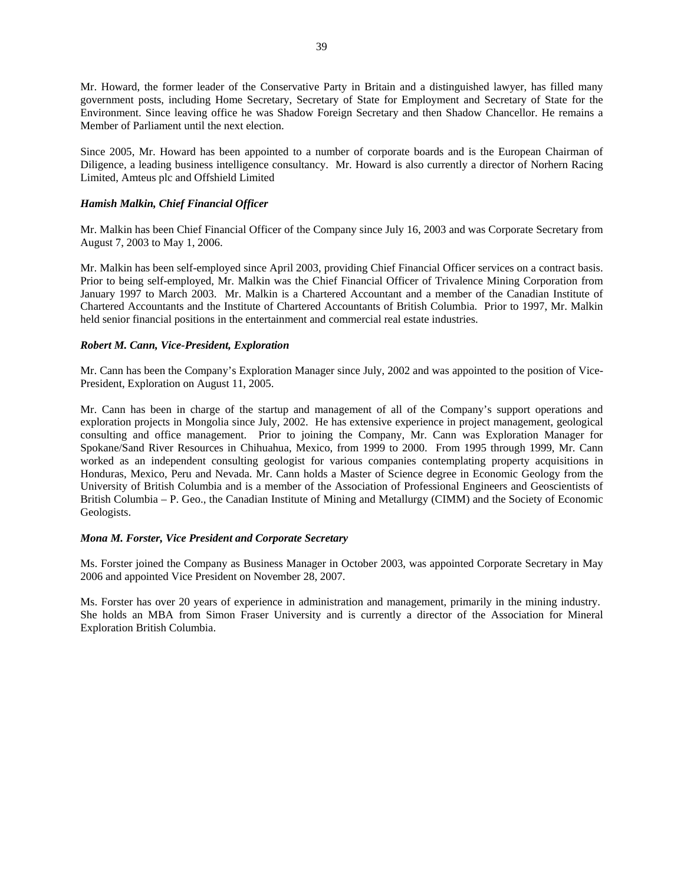Mr. Howard, the former leader of the Conservative Party in Britain and a distinguished lawyer, has filled many government posts, including Home Secretary, Secretary of State for Employment and Secretary of State for the Environment. Since leaving office he was Shadow Foreign Secretary and then Shadow Chancellor. He remains a Member of Parliament until the next election.

Since 2005, Mr. Howard has been appointed to a number of corporate boards and is the European Chairman of Diligence, a leading business intelligence consultancy. Mr. Howard is also currently a director of Norhern Racing Limited, Amteus plc and Offshield Limited

***Hamish Malkin, Chief Financial Officer***

Mr. Malkin has been Chief Financial Officer of the Company since July 16, 2003 and was Corporate Secretary from August 7, 2003 to May 1, 2006.

Mr. Malkin has been self-employed since April 2003, providing Chief Financial Officer services on a contract basis. Prior to being self-employed, Mr. Malkin was the Chief Financial Officer of Trivalence Mining Corporation from January 1997 to March 2003. Mr. Malkin is a Chartered Accountant and a member of the Canadian Institute of Chartered Accountants and the Institute of Chartered Accountants of British Columbia. Prior to 1997, Mr. Malkin held senior financial positions in the entertainment and commercial real estate industries.

***Robert M. Cann, Vice-President, Exploration***

Mr. Cann has been the Company's Exploration Manager since July, 2002 and was appointed to the position of Vice-President, Exploration on August 11, 2005.

Mr. Cann has been in charge of the startup and management of all of the Company's support operations and exploration projects in Mongolia since July, 2002. He has extensive experience in project management, geological consulting and office management. Prior to joining the Company, Mr. Cann was Exploration Manager for Spokane/Sand River Resources in Chihuahua, Mexico, from 1999 to 2000. From 1995 through 1999, Mr. Cann worked as an independent consulting geologist for various companies contemplating property acquisitions in Honduras, Mexico, Peru and Nevada. Mr. Cann holds a Master of Science degree in Economic Geology from the University of British Columbia and is a member of the Association of Professional Engineers and Geoscientists of British Columbia – P. Geo., the Canadian Institute of Mining and Metallurgy (CIMM) and the Society of Economic Geologists.

***Mona M. Forster, Vice President and Corporate Secretary***

Ms. Forster joined the Company as Business Manager in October 2003, was appointed Corporate Secretary in May 2006 and appointed Vice President on November 28, 2007.

Ms. Forster has over 20 years of experience in administration and management, primarily in the mining industry. She holds an MBA from Simon Fraser University and is currently a director of the Association for Mineral Exploration British Columbia.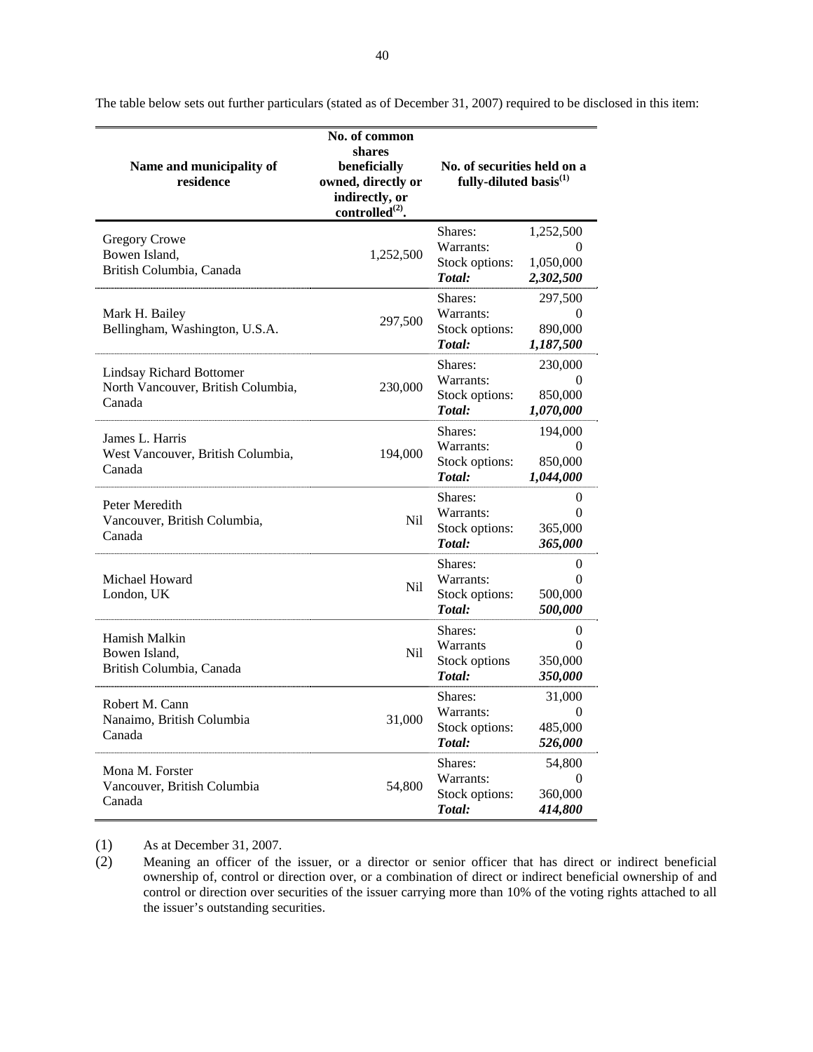The table below sets out further particulars (stated as of December 31, 2007) required to be disclosed in this item:

| Name and municipality of residence | No. of common shares beneficially owned, directly or indirectly, or controlled[(2)]. | No. of securities held on a fully-diluted basis[(1)] | |
|---|---|---|---|
| Gregory Crowe<br>Bowen Island,<br>British Columbia, Canada | 1,252,500 | Shares:<br>Warrants:<br>Stock options:<br>***Total:*** | 1,252,500<br>0<br>1,050,000<br>***2,302,500*** |
| Mark H. Bailey<br>Bellingham, Washington, U.S.A. | 297,500 | Shares:<br>Warrants:<br>Stock options:<br>***Total:*** | 297,500<br>0<br>890,000<br>***1,187,500*** |
| Lindsay Richard Bottomer<br>North Vancouver, British Columbia, Canada | 230,000 | Shares:<br>Warrants:<br>Stock options:<br>***Total:*** | 230,000<br>0<br>850,000<br>***1,070,000*** |
| James L. Harris<br>West Vancouver, British Columbia, Canada | 194,000 | Shares:<br>Warrants:<br>Stock options:<br>***Total:*** | 194,000<br>0<br>850,000<br>***1,044,000*** |
| Peter Meredith<br>Vancouver, British Columbia, Canada | Nil | Shares:<br>Warrants:<br>Stock options:<br>***Total:*** | 0<br>0<br>365,000<br>***365,000*** |
| Michael Howard<br>London, UK | Nil | Shares:<br>Warrants:<br>Stock options:<br>***Total:*** | 0<br>0<br>500,000<br>***500,000*** |
| Hamish Malkin<br>Bowen Island,<br>British Columbia, Canada | Nil | Shares:<br>Warrants<br>Stock options<br>***Total:*** | 0<br>0<br>350,000<br>***350,000*** |
| Robert M. Cann<br>Nanaimo, British Columbia<br>Canada | 31,000 | Shares:<br>Warrants:<br>Stock options:<br>***Total:*** | 31,000<br>0<br>485,000<br>***526,000*** |
| Mona M. Forster<br>Vancouver, British Columbia<br>Canada | 54,800 | Shares:<br>Warrants:<br>Stock options:<br>***Total:*** | 54,800<br>0<br>360,000<br>***414,800*** |

(1) As at December 31, 2007.

(2) Meaning an officer of the issuer, or a director or senior officer that has direct or indirect beneficial ownership of, control or direction over, or a combination of direct or indirect beneficial ownership of and control or direction over securities of the issuer carrying more than 10% of the voting rights attached to all the issuer's outstanding securities.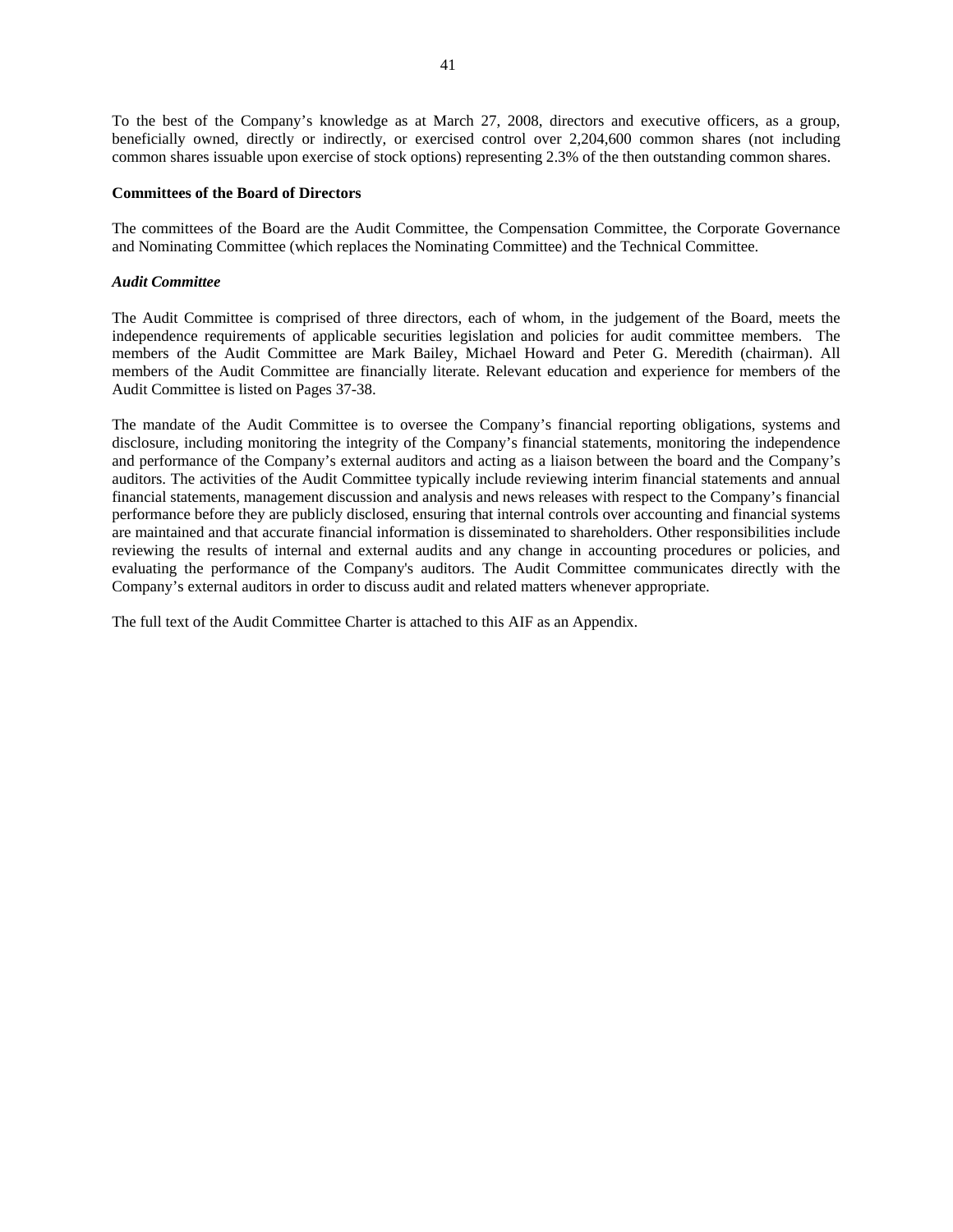To the best of the Company's knowledge as at March 27, 2008, directors and executive officers, as a group, beneficially owned, directly or indirectly, or exercised control over 2,204,600 common shares (not including common shares issuable upon exercise of stock options) representing 2.3% of the then outstanding common shares.

**Committees of the Board of Directors**

The committees of the Board are the Audit Committee, the Compensation Committee, the Corporate Governance and Nominating Committee (which replaces the Nominating Committee) and the Technical Committee.

***Audit Committee***

The Audit Committee is comprised of three directors, each of whom, in the judgement of the Board, meets the independence requirements of applicable securities legislation and policies for audit committee members. The members of the Audit Committee are Mark Bailey, Michael Howard and Peter G. Meredith (chairman). All members of the Audit Committee are financially literate. Relevant education and experience for members of the Audit Committee is listed on Pages 37-38.

The mandate of the Audit Committee is to oversee the Company's financial reporting obligations, systems and disclosure, including monitoring the integrity of the Company's financial statements, monitoring the independence and performance of the Company's external auditors and acting as a liaison between the board and the Company's auditors. The activities of the Audit Committee typically include reviewing interim financial statements and annual financial statements, management discussion and analysis and news releases with respect to the Company's financial performance before they are publicly disclosed, ensuring that internal controls over accounting and financial systems are maintained and that accurate financial information is disseminated to shareholders. Other responsibilities include reviewing the results of internal and external audits and any change in accounting procedures or policies, and evaluating the performance of the Company's auditors. The Audit Committee communicates directly with the Company's external auditors in order to discuss audit and related matters whenever appropriate.

The full text of the Audit Committee Charter is attached to this AIF as an Appendix.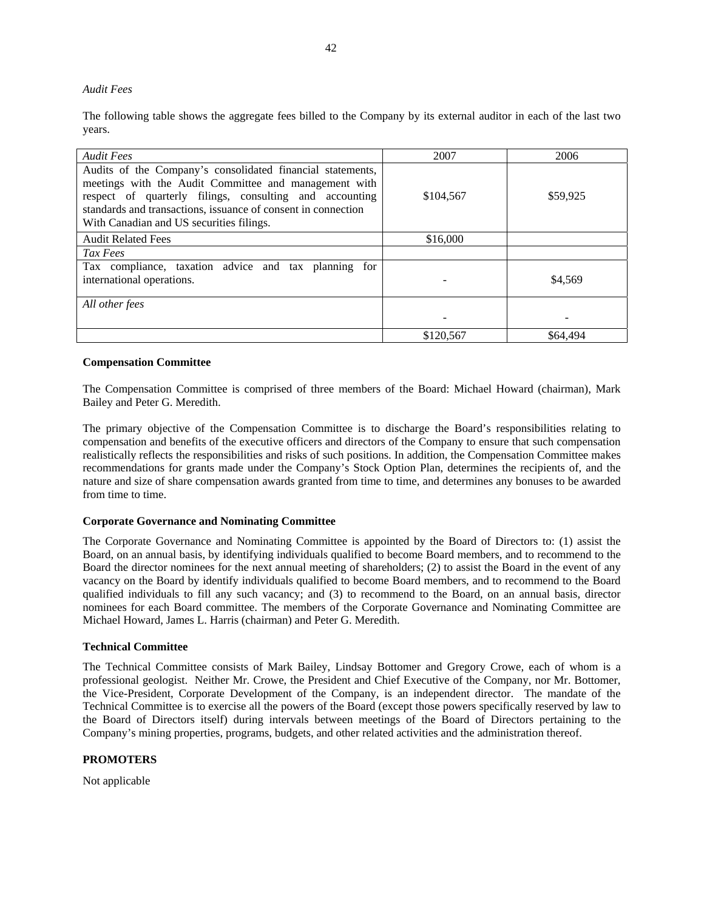*Audit Fees*

The following table shows the aggregate fees billed to the Company by its external auditor in each of the last two years.

| *Audit Fees* | 2007 | 2006 |
|---|---|---|
| Audits of the Company's consolidated financial statements, meetings with the Audit Committee and management with respect of quarterly filings, consulting and accounting standards and transactions, issuance of consent in connection With Canadian and US securities filings. | $104,567 | $59,925 |
| Audit Related Fees | $16,000 | |
| *Tax Fees* | | |
| Tax compliance, taxation advice and tax planning for international operations. | - | $4,569 |
| *All other fees* | - | - |
| | $120,567 | $64,494 |

**Compensation Committee**

The Compensation Committee is comprised of three members of the Board: Michael Howard (chairman), Mark Bailey and Peter G. Meredith.

The primary objective of the Compensation Committee is to discharge the Board's responsibilities relating to compensation and benefits of the executive officers and directors of the Company to ensure that such compensation realistically reflects the responsibilities and risks of such positions. In addition, the Compensation Committee makes recommendations for grants made under the Company's Stock Option Plan, determines the recipients of, and the nature and size of share compensation awards granted from time to time, and determines any bonuses to be awarded from time to time.

**Corporate Governance and Nominating Committee**

The Corporate Governance and Nominating Committee is appointed by the Board of Directors to: (1) assist the Board, on an annual basis, by identifying individuals qualified to become Board members, and to recommend to the Board the director nominees for the next annual meeting of shareholders; (2) to assist the Board in the event of any vacancy on the Board by identify individuals qualified to become Board members, and to recommend to the Board qualified individuals to fill any such vacancy; and (3) to recommend to the Board, on an annual basis, director nominees for each Board committee. The members of the Corporate Governance and Nominating Committee are Michael Howard, James L. Harris (chairman) and Peter G. Meredith.

**Technical Committee**

The Technical Committee consists of Mark Bailey, Lindsay Bottomer and Gregory Crowe, each of whom is a professional geologist. Neither Mr. Crowe, the President and Chief Executive of the Company, nor Mr. Bottomer, the Vice-President, Corporate Development of the Company, is an independent director. The mandate of the Technical Committee is to exercise all the powers of the Board (except those powers specifically reserved by law to the Board of Directors itself) during intervals between meetings of the Board of Directors pertaining to the Company's mining properties, programs, budgets, and other related activities and the administration thereof.

**PROMOTERS**

Not applicable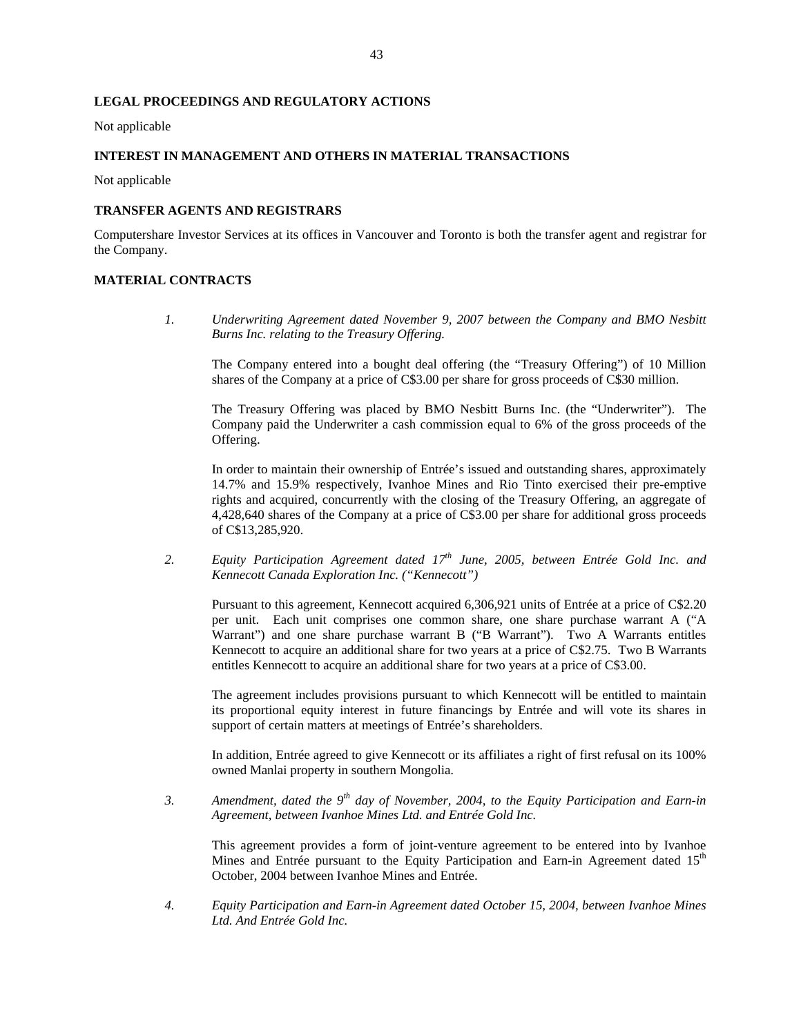## LEGAL PROCEEDINGS AND REGULATORY ACTIONS

Not applicable

## INTEREST IN MANAGEMENT AND OTHERS IN MATERIAL TRANSACTIONS

Not applicable

## TRANSFER AGENTS AND REGISTRARS

Computershare Investor Services at its offices in Vancouver and Toronto is both the transfer agent and registrar for the Company.

## MATERIAL CONTRACTS

1. *Underwriting Agreement dated November 9, 2007 between the Company and BMO Nesbitt Burns Inc. relating to the Treasury Offering.*

   The Company entered into a bought deal offering (the "Treasury Offering") of 10 Million shares of the Company at a price of C$3.00 per share for gross proceeds of C$30 million.

   The Treasury Offering was placed by BMO Nesbitt Burns Inc. (the "Underwriter"). The Company paid the Underwriter a cash commission equal to 6% of the gross proceeds of the Offering.

   In order to maintain their ownership of Entrée's issued and outstanding shares, approximately 14.7% and 15.9% respectively, Ivanhoe Mines and Rio Tinto exercised their pre-emptive rights and acquired, concurrently with the closing of the Treasury Offering, an aggregate of 4,428,640 shares of the Company at a price of C$3.00 per share for additional gross proceeds of C$13,285,920.

2. *Equity Participation Agreement dated 17th June, 2005, between Entrée Gold Inc. and Kennecott Canada Exploration Inc. ("Kennecott")*

   Pursuant to this agreement, Kennecott acquired 6,306,921 units of Entrée at a price of C$2.20 per unit. Each unit comprises one common share, one share purchase warrant A ("A Warrant") and one share purchase warrant B ("B Warrant"). Two A Warrants entitles Kennecott to acquire an additional share for two years at a price of C$2.75. Two B Warrants entitles Kennecott to acquire an additional share for two years at a price of C$3.00.

   The agreement includes provisions pursuant to which Kennecott will be entitled to maintain its proportional equity interest in future financings by Entrée and will vote its shares in support of certain matters at meetings of Entrée's shareholders.

   In addition, Entrée agreed to give Kennecott or its affiliates a right of first refusal on its 100% owned Manlai property in southern Mongolia.

3. *Amendment, dated the 9th day of November, 2004, to the Equity Participation and Earn-in Agreement, between Ivanhoe Mines Ltd. and Entrée Gold Inc.*

   This agreement provides a form of joint-venture agreement to be entered into by Ivanhoe Mines and Entrée pursuant to the Equity Participation and Earn-in Agreement dated 15th October, 2004 between Ivanhoe Mines and Entrée.

4. *Equity Participation and Earn-in Agreement dated October 15, 2004, between Ivanhoe Mines Ltd. And Entrée Gold Inc.*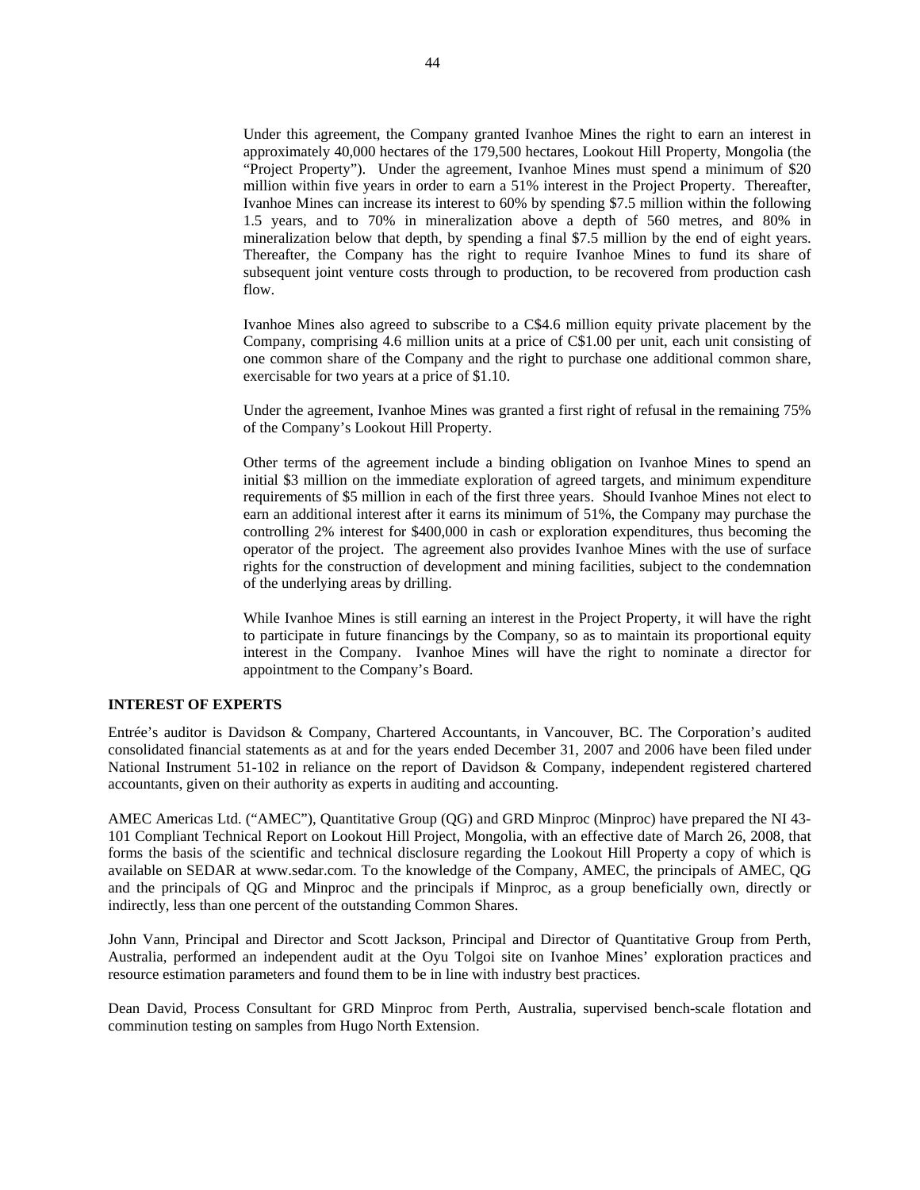Under this agreement, the Company granted Ivanhoe Mines the right to earn an interest in approximately 40,000 hectares of the 179,500 hectares, Lookout Hill Property, Mongolia (the "Project Property"). Under the agreement, Ivanhoe Mines must spend a minimum of $20 million within five years in order to earn a 51% interest in the Project Property. Thereafter, Ivanhoe Mines can increase its interest to 60% by spending $7.5 million within the following 1.5 years, and to 70% in mineralization above a depth of 560 metres, and 80% in mineralization below that depth, by spending a final $7.5 million by the end of eight years. Thereafter, the Company has the right to require Ivanhoe Mines to fund its share of subsequent joint venture costs through to production, to be recovered from production cash flow.

Ivanhoe Mines also agreed to subscribe to a C$4.6 million equity private placement by the Company, comprising 4.6 million units at a price of C$1.00 per unit, each unit consisting of one common share of the Company and the right to purchase one additional common share, exercisable for two years at a price of $1.10.

Under the agreement, Ivanhoe Mines was granted a first right of refusal in the remaining 75% of the Company's Lookout Hill Property.

Other terms of the agreement include a binding obligation on Ivanhoe Mines to spend an initial $3 million on the immediate exploration of agreed targets, and minimum expenditure requirements of $5 million in each of the first three years. Should Ivanhoe Mines not elect to earn an additional interest after it earns its minimum of 51%, the Company may purchase the controlling 2% interest for $400,000 in cash or exploration expenditures, thus becoming the operator of the project. The agreement also provides Ivanhoe Mines with the use of surface rights for the construction of development and mining facilities, subject to the condemnation of the underlying areas by drilling.

While Ivanhoe Mines is still earning an interest in the Project Property, it will have the right to participate in future financings by the Company, so as to maintain its proportional equity interest in the Company. Ivanhoe Mines will have the right to nominate a director for appointment to the Company's Board.

## INTEREST OF EXPERTS

Entrée's auditor is Davidson & Company, Chartered Accountants, in Vancouver, BC. The Corporation's audited consolidated financial statements as at and for the years ended December 31, 2007 and 2006 have been filed under National Instrument 51-102 in reliance on the report of Davidson & Company, independent registered chartered accountants, given on their authority as experts in auditing and accounting.

AMEC Americas Ltd. ("AMEC"), Quantitative Group (QG) and GRD Minproc (Minproc) have prepared the NI 43-101 Compliant Technical Report on Lookout Hill Project, Mongolia, with an effective date of March 26, 2008, that forms the basis of the scientific and technical disclosure regarding the Lookout Hill Property a copy of which is available on SEDAR at www.sedar.com. To the knowledge of the Company, AMEC, the principals of AMEC, QG and the principals of QG and Minproc and the principals if Minproc, as a group beneficially own, directly or indirectly, less than one percent of the outstanding Common Shares.

John Vann, Principal and Director and Scott Jackson, Principal and Director of Quantitative Group from Perth, Australia, performed an independent audit at the Oyu Tolgoi site on Ivanhoe Mines' exploration practices and resource estimation parameters and found them to be in line with industry best practices.

Dean David, Process Consultant for GRD Minproc from Perth, Australia, supervised bench-scale flotation and comminution testing on samples from Hugo North Extension.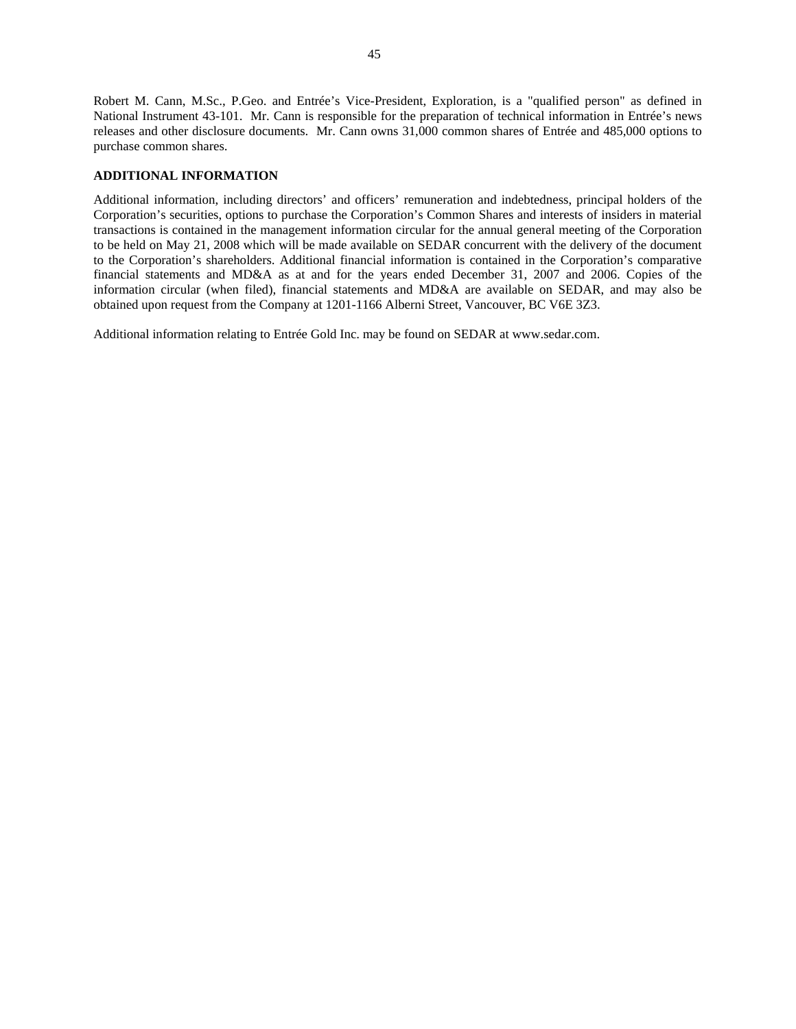Robert M. Cann, M.Sc., P.Geo. and Entrée's Vice-President, Exploration, is a "qualified person" as defined in National Instrument 43-101. Mr. Cann is responsible for the preparation of technical information in Entrée's news releases and other disclosure documents. Mr. Cann owns 31,000 common shares of Entrée and 485,000 options to purchase common shares.

## ADDITIONAL INFORMATION

Additional information, including directors' and officers' remuneration and indebtedness, principal holders of the Corporation's securities, options to purchase the Corporation's Common Shares and interests of insiders in material transactions is contained in the management information circular for the annual general meeting of the Corporation to be held on May 21, 2008 which will be made available on SEDAR concurrent with the delivery of the document to the Corporation's shareholders. Additional financial information is contained in the Corporation's comparative financial statements and MD&A as at and for the years ended December 31, 2007 and 2006. Copies of the information circular (when filed), financial statements and MD&A are available on SEDAR, and may also be obtained upon request from the Company at 1201-1166 Alberni Street, Vancouver, BC V6E 3Z3.

Additional information relating to Entrée Gold Inc. may be found on SEDAR at www.sedar.com.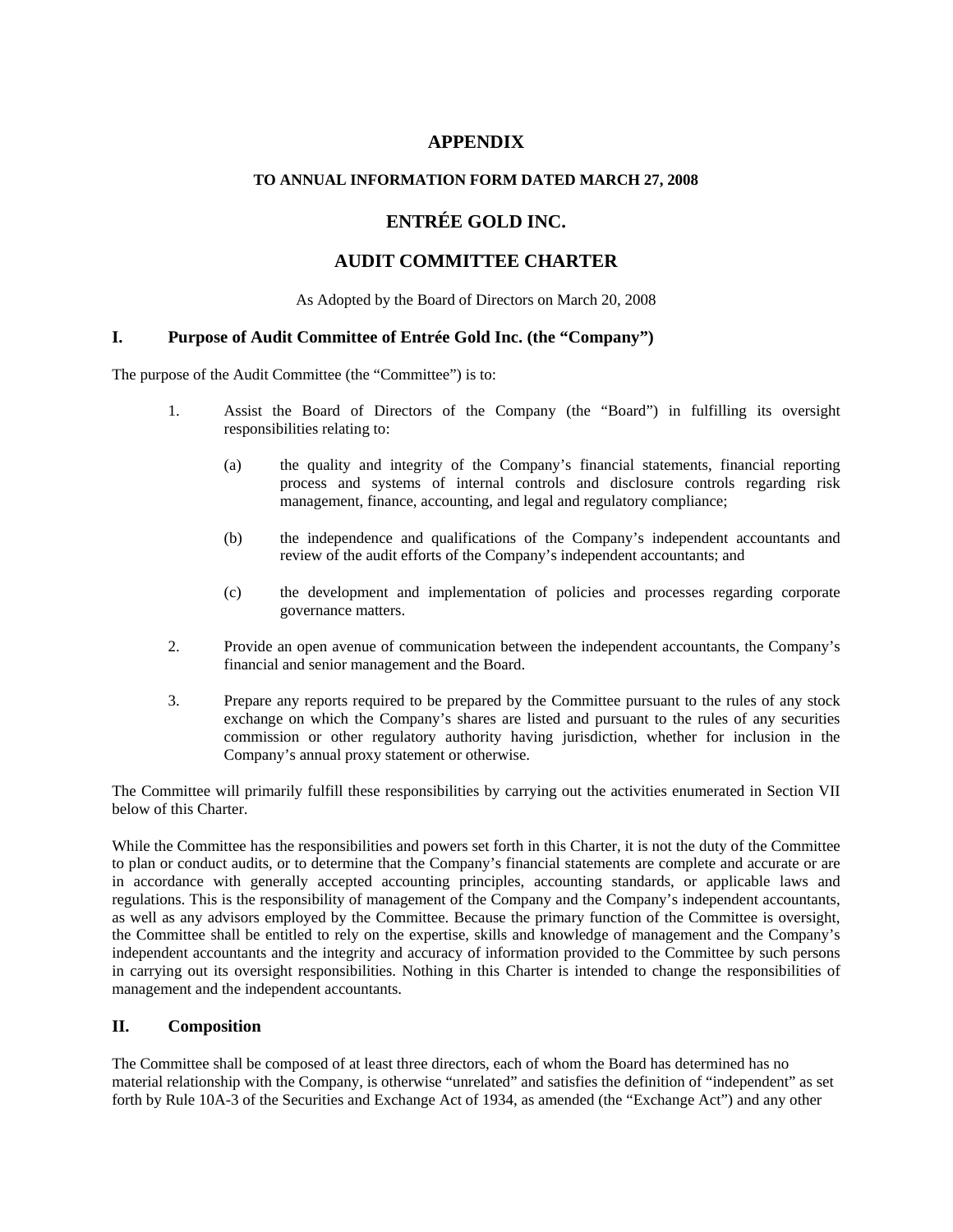# APPENDIX

### TO ANNUAL INFORMATION FORM DATED MARCH 27, 2008

## ENTRÉE GOLD INC.

## AUDIT COMMITTEE CHARTER

As Adopted by the Board of Directors on March 20, 2008

### I. Purpose of Audit Committee of Entrée Gold Inc. (the "Company")

The purpose of the Audit Committee (the "Committee") is to:

1. Assist the Board of Directors of the Company (the "Board") in fulfilling its oversight responsibilities relating to:

   (a) the quality and integrity of the Company's financial statements, financial reporting process and systems of internal controls and disclosure controls regarding risk management, finance, accounting, and legal and regulatory compliance;

   (b) the independence and qualifications of the Company's independent accountants and review of the audit efforts of the Company's independent accountants; and

   (c) the development and implementation of policies and processes regarding corporate governance matters.

2. Provide an open avenue of communication between the independent accountants, the Company's financial and senior management and the Board.

3. Prepare any reports required to be prepared by the Committee pursuant to the rules of any stock exchange on which the Company's shares are listed and pursuant to the rules of any securities commission or other regulatory authority having jurisdiction, whether for inclusion in the Company's annual proxy statement or otherwise.

The Committee will primarily fulfill these responsibilities by carrying out the activities enumerated in Section VII below of this Charter.

While the Committee has the responsibilities and powers set forth in this Charter, it is not the duty of the Committee to plan or conduct audits, or to determine that the Company's financial statements are complete and accurate or are in accordance with generally accepted accounting principles, accounting standards, or applicable laws and regulations. This is the responsibility of management of the Company and the Company's independent accountants, as well as any advisors employed by the Committee. Because the primary function of the Committee is oversight, the Committee shall be entitled to rely on the expertise, skills and knowledge of management and the Company's independent accountants and the integrity and accuracy of information provided to the Committee by such persons in carrying out its oversight responsibilities. Nothing in this Charter is intended to change the responsibilities of management and the independent accountants.

### II. Composition

The Committee shall be composed of at least three directors, each of whom the Board has determined has no material relationship with the Company, is otherwise "unrelated" and satisfies the definition of "independent" as set forth by Rule 10A-3 of the Securities and Exchange Act of 1934, as amended (the "Exchange Act") and any other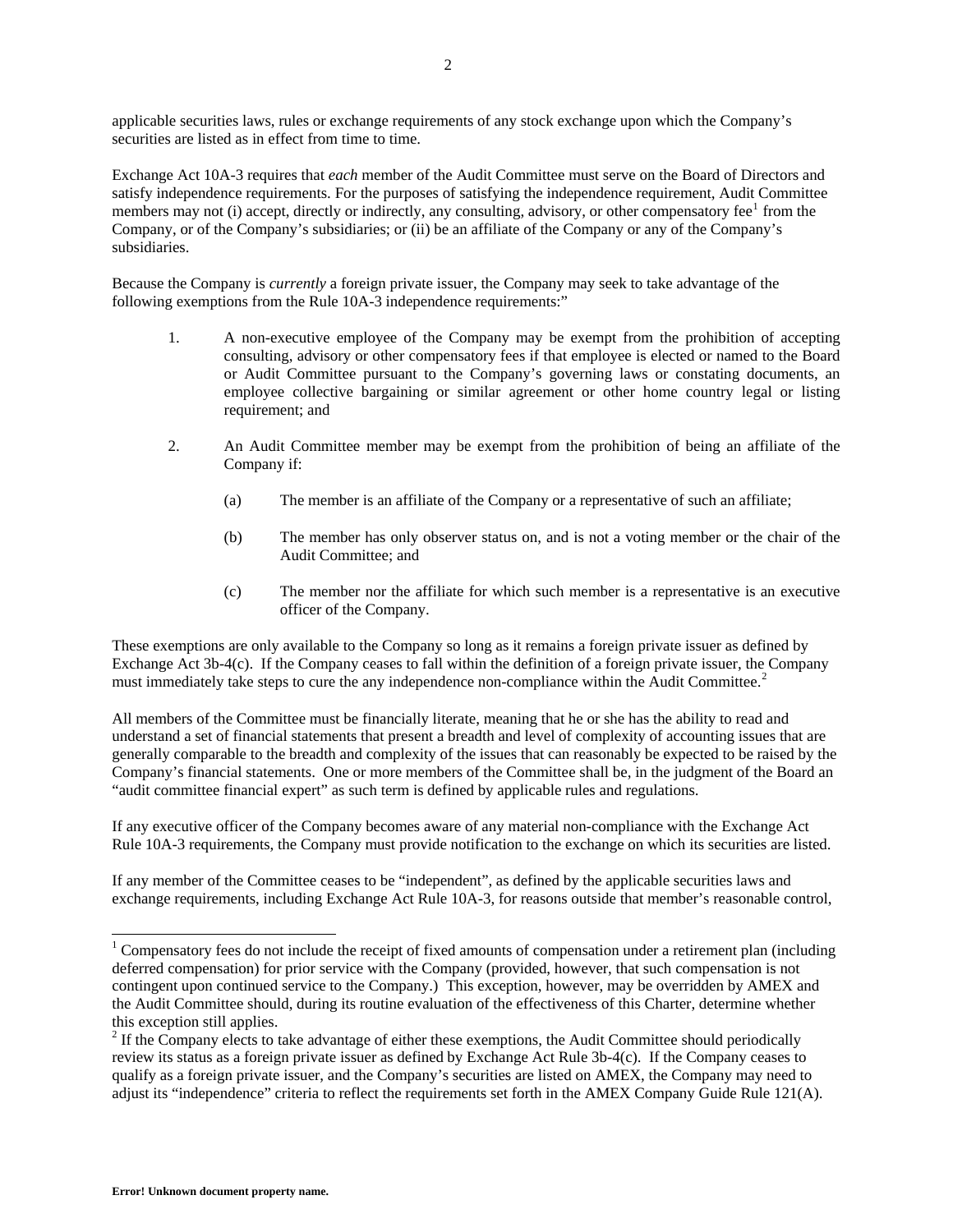applicable securities laws, rules or exchange requirements of any stock exchange upon which the Company's securities are listed as in effect from time to time.

Exchange Act 10A-3 requires that *each* member of the Audit Committee must serve on the Board of Directors and satisfy independence requirements. For the purposes of satisfying the independence requirement, Audit Committee members may not (i) accept, directly or indirectly, any consulting, advisory, or other compensatory fee[1] from the Company, or of the Company's subsidiaries; or (ii) be an affiliate of the Company or any of the Company's subsidiaries.

Because the Company is *currently* a foreign private issuer, the Company may seek to take advantage of the following exemptions from the Rule 10A-3 independence requirements:"

1. A non-executive employee of the Company may be exempt from the prohibition of accepting consulting, advisory or other compensatory fees if that employee is elected or named to the Board or Audit Committee pursuant to the Company's governing laws or constating documents, an employee collective bargaining or similar agreement or other home country legal or listing requirement; and

2. An Audit Committee member may be exempt from the prohibition of being an affiliate of the Company if:

   (a) The member is an affiliate of the Company or a representative of such an affiliate;

   (b) The member has only observer status on, and is not a voting member or the chair of the Audit Committee; and

   (c) The member nor the affiliate for which such member is a representative is an executive officer of the Company.

These exemptions are only available to the Company so long as it remains a foreign private issuer as defined by Exchange Act 3b-4(c). If the Company ceases to fall within the definition of a foreign private issuer, the Company must immediately take steps to cure the any independence non-compliance within the Audit Committee.[2]

All members of the Committee must be financially literate, meaning that he or she has the ability to read and understand a set of financial statements that present a breadth and level of complexity of accounting issues that are generally comparable to the breadth and complexity of the issues that can reasonably be expected to be raised by the Company's financial statements. One or more members of the Committee shall be, in the judgment of the Board an "audit committee financial expert" as such term is defined by applicable rules and regulations.

If any executive officer of the Company becomes aware of any material non-compliance with the Exchange Act Rule 10A-3 requirements, the Company must provide notification to the exchange on which its securities are listed.

If any member of the Committee ceases to be "independent", as defined by the applicable securities laws and exchange requirements, including Exchange Act Rule 10A-3, for reasons outside that member's reasonable control,

---

[1] Compensatory fees do not include the receipt of fixed amounts of compensation under a retirement plan (including deferred compensation) for prior service with the Company (provided, however, that such compensation is not contingent upon continued service to the Company.) This exception, however, may be overridden by AMEX and the Audit Committee should, during its routine evaluation of the effectiveness of this Charter, determine whether this exception still applies.

[2] If the Company elects to take advantage of either these exemptions, the Audit Committee should periodically review its status as a foreign private issuer as defined by Exchange Act Rule 3b-4(c). If the Company ceases to qualify as a foreign private issuer, and the Company's securities are listed on AMEX, the Company may need to adjust its "independence" criteria to reflect the requirements set forth in the AMEX Company Guide Rule 121(A).

**Error! Unknown document property name.**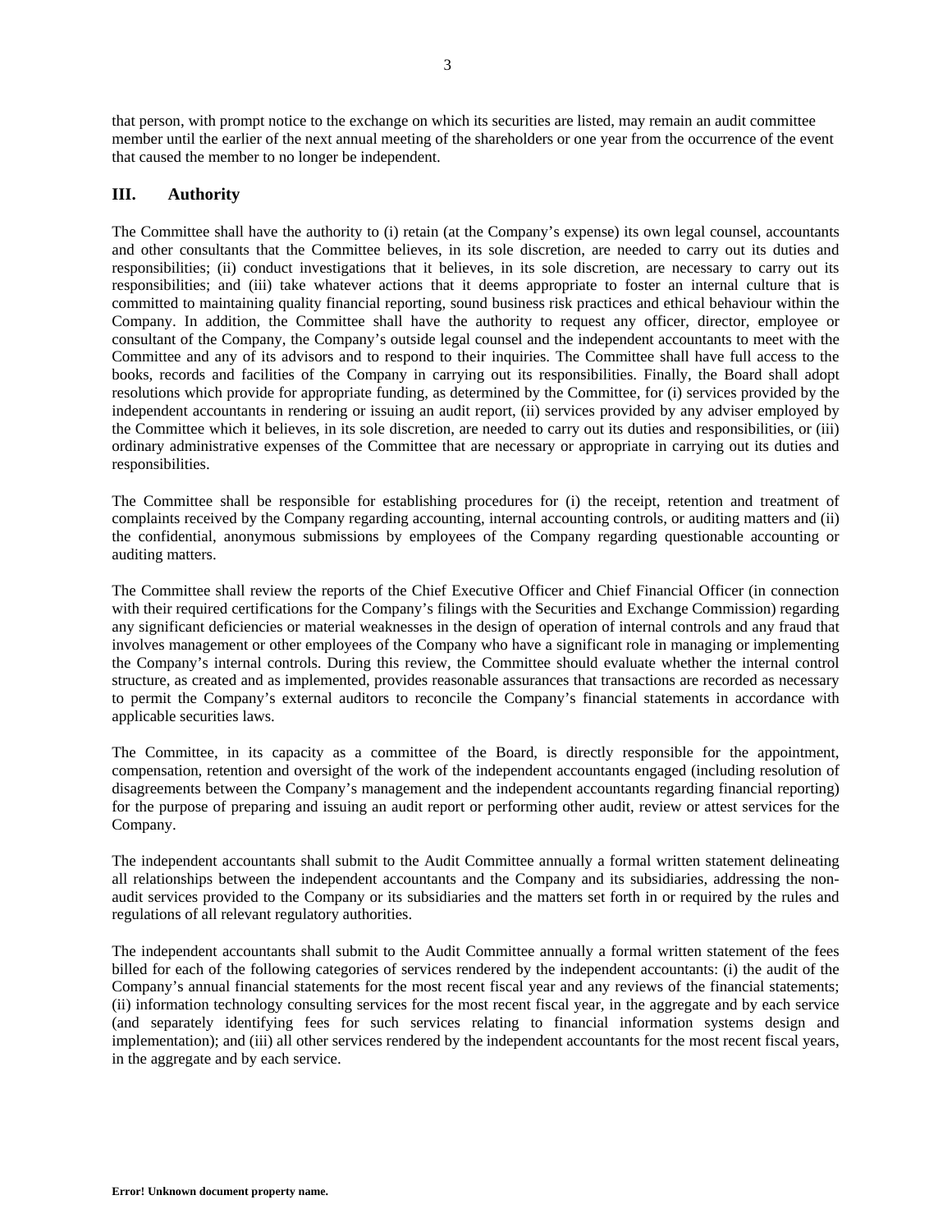that person, with prompt notice to the exchange on which its securities are listed, may remain an audit committee member until the earlier of the next annual meeting of the shareholders or one year from the occurrence of the event that caused the member to no longer be independent.

## III. Authority

The Committee shall have the authority to (i) retain (at the Company's expense) its own legal counsel, accountants and other consultants that the Committee believes, in its sole discretion, are needed to carry out its duties and responsibilities; (ii) conduct investigations that it believes, in its sole discretion, are necessary to carry out its responsibilities; and (iii) take whatever actions that it deems appropriate to foster an internal culture that is committed to maintaining quality financial reporting, sound business risk practices and ethical behaviour within the Company. In addition, the Committee shall have the authority to request any officer, director, employee or consultant of the Company, the Company's outside legal counsel and the independent accountants to meet with the Committee and any of its advisors and to respond to their inquiries. The Committee shall have full access to the books, records and facilities of the Company in carrying out its responsibilities. Finally, the Board shall adopt resolutions which provide for appropriate funding, as determined by the Committee, for (i) services provided by the independent accountants in rendering or issuing an audit report, (ii) services provided by any adviser employed by the Committee which it believes, in its sole discretion, are needed to carry out its duties and responsibilities, or (iii) ordinary administrative expenses of the Committee that are necessary or appropriate in carrying out its duties and responsibilities.

The Committee shall be responsible for establishing procedures for (i) the receipt, retention and treatment of complaints received by the Company regarding accounting, internal accounting controls, or auditing matters and (ii) the confidential, anonymous submissions by employees of the Company regarding questionable accounting or auditing matters.

The Committee shall review the reports of the Chief Executive Officer and Chief Financial Officer (in connection with their required certifications for the Company's filings with the Securities and Exchange Commission) regarding any significant deficiencies or material weaknesses in the design of operation of internal controls and any fraud that involves management or other employees of the Company who have a significant role in managing or implementing the Company's internal controls. During this review, the Committee should evaluate whether the internal control structure, as created and as implemented, provides reasonable assurances that transactions are recorded as necessary to permit the Company's external auditors to reconcile the Company's financial statements in accordance with applicable securities laws.

The Committee, in its capacity as a committee of the Board, is directly responsible for the appointment, compensation, retention and oversight of the work of the independent accountants engaged (including resolution of disagreements between the Company's management and the independent accountants regarding financial reporting) for the purpose of preparing and issuing an audit report or performing other audit, review or attest services for the Company.

The independent accountants shall submit to the Audit Committee annually a formal written statement delineating all relationships between the independent accountants and the Company and its subsidiaries, addressing the non-audit services provided to the Company or its subsidiaries and the matters set forth in or required by the rules and regulations of all relevant regulatory authorities.

The independent accountants shall submit to the Audit Committee annually a formal written statement of the fees billed for each of the following categories of services rendered by the independent accountants: (i) the audit of the Company's annual financial statements for the most recent fiscal year and any reviews of the financial statements; (ii) information technology consulting services for the most recent fiscal year, in the aggregate and by each service (and separately identifying fees for such services relating to financial information systems design and implementation); and (iii) all other services rendered by the independent accountants for the most recent fiscal years, in the aggregate and by each service.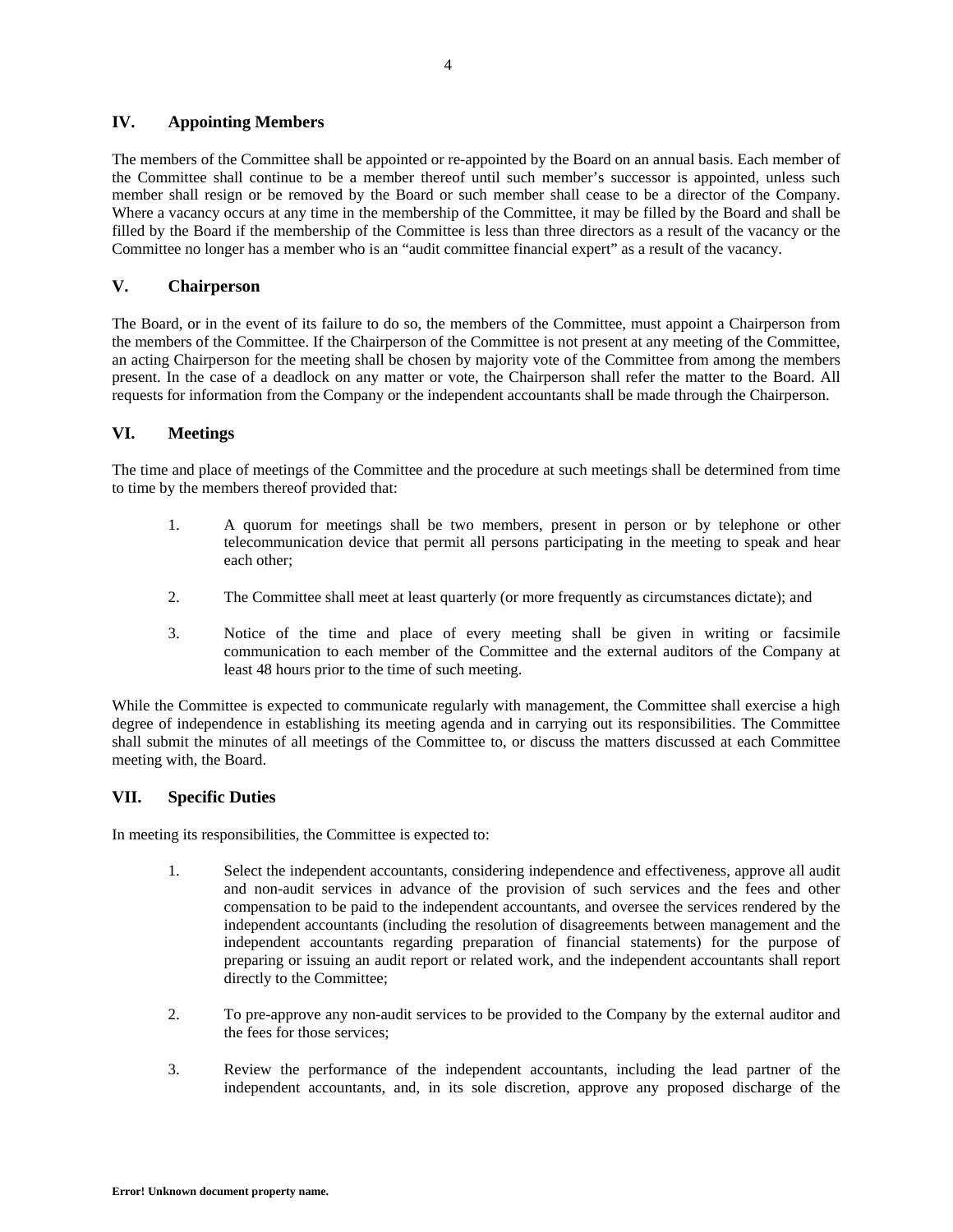## IV. Appointing Members

The members of the Committee shall be appointed or re-appointed by the Board on an annual basis. Each member of the Committee shall continue to be a member thereof until such member's successor is appointed, unless such member shall resign or be removed by the Board or such member shall cease to be a director of the Company. Where a vacancy occurs at any time in the membership of the Committee, it may be filled by the Board and shall be filled by the Board if the membership of the Committee is less than three directors as a result of the vacancy or the Committee no longer has a member who is an "audit committee financial expert" as a result of the vacancy.

## V. Chairperson

The Board, or in the event of its failure to do so, the members of the Committee, must appoint a Chairperson from the members of the Committee. If the Chairperson of the Committee is not present at any meeting of the Committee, an acting Chairperson for the meeting shall be chosen by majority vote of the Committee from among the members present. In the case of a deadlock on any matter or vote, the Chairperson shall refer the matter to the Board. All requests for information from the Company or the independent accountants shall be made through the Chairperson.

## VI. Meetings

The time and place of meetings of the Committee and the procedure at such meetings shall be determined from time to time by the members thereof provided that:

1. A quorum for meetings shall be two members, present in person or by telephone or other telecommunication device that permit all persons participating in the meeting to speak and hear each other;

2. The Committee shall meet at least quarterly (or more frequently as circumstances dictate); and

3. Notice of the time and place of every meeting shall be given in writing or facsimile communication to each member of the Committee and the external auditors of the Company at least 48 hours prior to the time of such meeting.

While the Committee is expected to communicate regularly with management, the Committee shall exercise a high degree of independence in establishing its meeting agenda and in carrying out its responsibilities. The Committee shall submit the minutes of all meetings of the Committee to, or discuss the matters discussed at each Committee meeting with, the Board.

## VII. Specific Duties

In meeting its responsibilities, the Committee is expected to:

1. Select the independent accountants, considering independence and effectiveness, approve all audit and non-audit services in advance of the provision of such services and the fees and other compensation to be paid to the independent accountants, and oversee the services rendered by the independent accountants (including the resolution of disagreements between management and the independent accountants regarding preparation of financial statements) for the purpose of preparing or issuing an audit report or related work, and the independent accountants shall report directly to the Committee;

2. To pre-approve any non-audit services to be provided to the Company by the external auditor and the fees for those services;

3. Review the performance of the independent accountants, including the lead partner of the independent accountants, and, in its sole discretion, approve any proposed discharge of the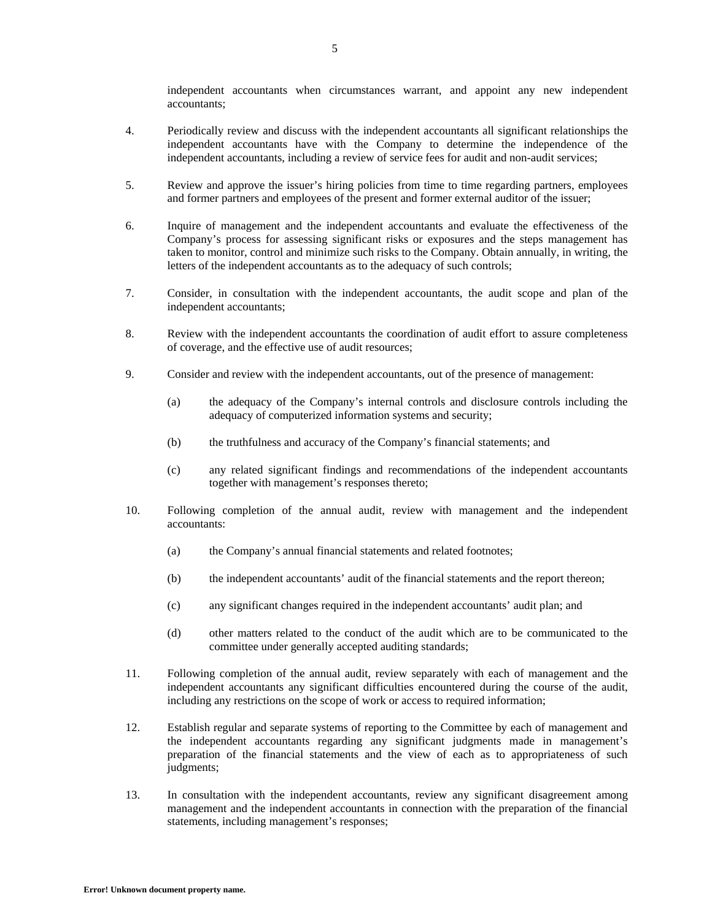independent accountants when circumstances warrant, and appoint any new independent accountants;

4. Periodically review and discuss with the independent accountants all significant relationships the independent accountants have with the Company to determine the independence of the independent accountants, including a review of service fees for audit and non-audit services;

5. Review and approve the issuer's hiring policies from time to time regarding partners, employees and former partners and employees of the present and former external auditor of the issuer;

6. Inquire of management and the independent accountants and evaluate the effectiveness of the Company's process for assessing significant risks or exposures and the steps management has taken to monitor, control and minimize such risks to the Company. Obtain annually, in writing, the letters of the independent accountants as to the adequacy of such controls;

7. Consider, in consultation with the independent accountants, the audit scope and plan of the independent accountants;

8. Review with the independent accountants the coordination of audit effort to assure completeness of coverage, and the effective use of audit resources;

9. Consider and review with the independent accountants, out of the presence of management:

   (a) the adequacy of the Company's internal controls and disclosure controls including the adequacy of computerized information systems and security;

   (b) the truthfulness and accuracy of the Company's financial statements; and

   (c) any related significant findings and recommendations of the independent accountants together with management's responses thereto;

10. Following completion of the annual audit, review with management and the independent accountants:

    (a) the Company's annual financial statements and related footnotes;

    (b) the independent accountants' audit of the financial statements and the report thereon;

    (c) any significant changes required in the independent accountants' audit plan; and

    (d) other matters related to the conduct of the audit which are to be communicated to the committee under generally accepted auditing standards;

11. Following completion of the annual audit, review separately with each of management and the independent accountants any significant difficulties encountered during the course of the audit, including any restrictions on the scope of work or access to required information;

12. Establish regular and separate systems of reporting to the Committee by each of management and the independent accountants regarding any significant judgments made in management's preparation of the financial statements and the view of each as to appropriateness of such judgments;

13. In consultation with the independent accountants, review any significant disagreement among management and the independent accountants in connection with the preparation of the financial statements, including management's responses;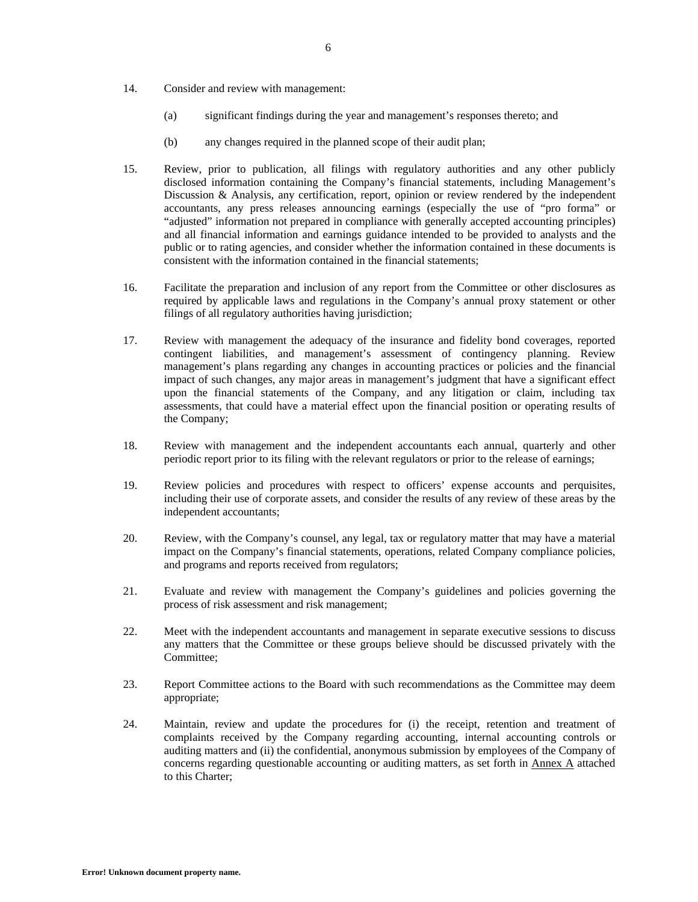14. Consider and review with management:

    (a) significant findings during the year and management's responses thereto; and

    (b) any changes required in the planned scope of their audit plan;

15. Review, prior to publication, all filings with regulatory authorities and any other publicly disclosed information containing the Company's financial statements, including Management's Discussion & Analysis, any certification, report, opinion or review rendered by the independent accountants, any press releases announcing earnings (especially the use of "pro forma" or "adjusted" information not prepared in compliance with generally accepted accounting principles) and all financial information and earnings guidance intended to be provided to analysts and the public or to rating agencies, and consider whether the information contained in these documents is consistent with the information contained in the financial statements;

16. Facilitate the preparation and inclusion of any report from the Committee or other disclosures as required by applicable laws and regulations in the Company's annual proxy statement or other filings of all regulatory authorities having jurisdiction;

17. Review with management the adequacy of the insurance and fidelity bond coverages, reported contingent liabilities, and management's assessment of contingency planning. Review management's plans regarding any changes in accounting practices or policies and the financial impact of such changes, any major areas in management's judgment that have a significant effect upon the financial statements of the Company, and any litigation or claim, including tax assessments, that could have a material effect upon the financial position or operating results of the Company;

18. Review with management and the independent accountants each annual, quarterly and other periodic report prior to its filing with the relevant regulators or prior to the release of earnings;

19. Review policies and procedures with respect to officers' expense accounts and perquisites, including their use of corporate assets, and consider the results of any review of these areas by the independent accountants;

20. Review, with the Company's counsel, any legal, tax or regulatory matter that may have a material impact on the Company's financial statements, operations, related Company compliance policies, and programs and reports received from regulators;

21. Evaluate and review with management the Company's guidelines and policies governing the process of risk assessment and risk management;

22. Meet with the independent accountants and management in separate executive sessions to discuss any matters that the Committee or these groups believe should be discussed privately with the Committee;

23. Report Committee actions to the Board with such recommendations as the Committee may deem appropriate;

24. Maintain, review and update the procedures for (i) the receipt, retention and treatment of complaints received by the Company regarding accounting, internal accounting controls or auditing matters and (ii) the confidential, anonymous submission by employees of the Company of concerns regarding questionable accounting or auditing matters, as set forth in Annex A attached to this Charter;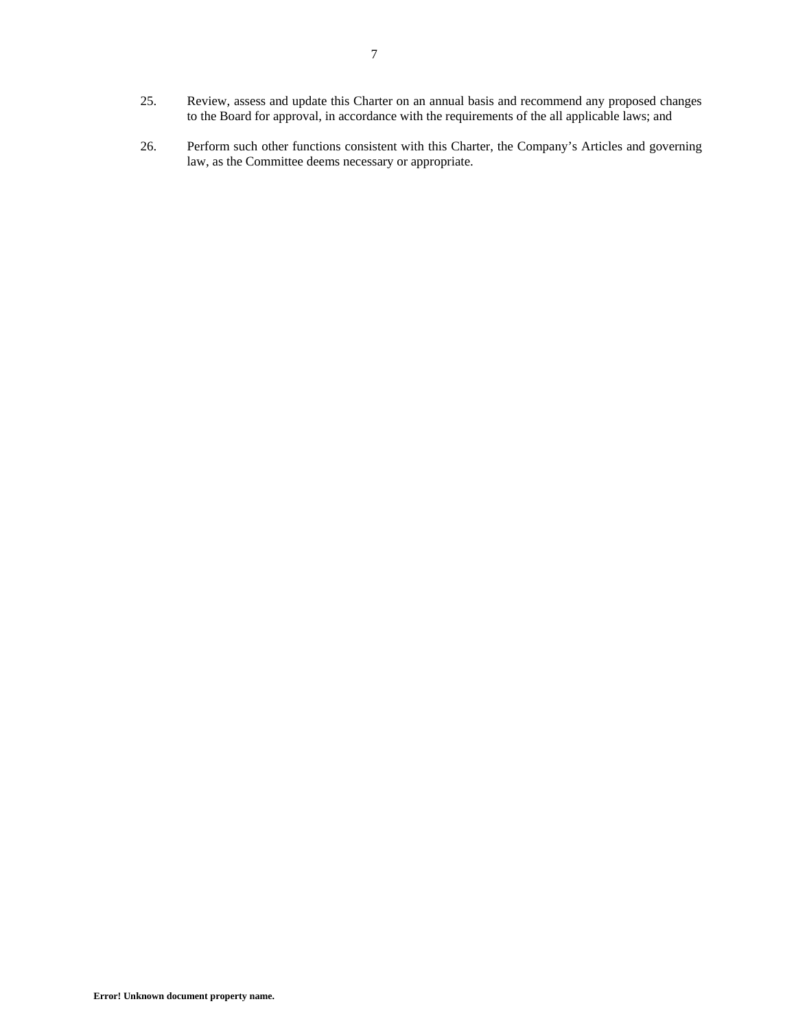25. Review, assess and update this Charter on an annual basis and recommend any proposed changes to the Board for approval, in accordance with the requirements of the all applicable laws; and

26. Perform such other functions consistent with this Charter, the Company's Articles and governing law, as the Committee deems necessary or appropriate.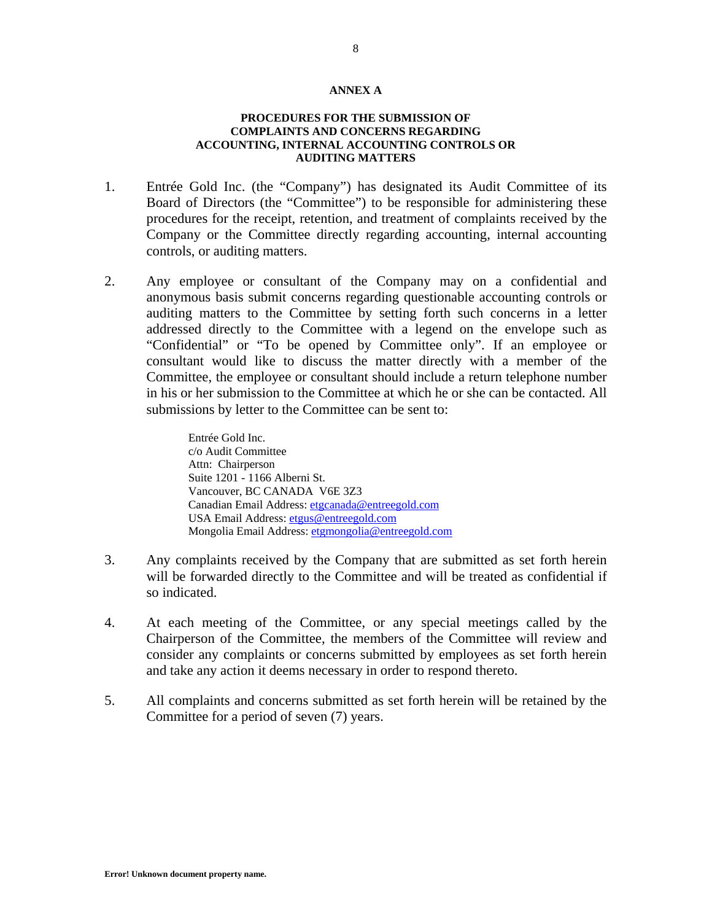# ANNEX A

## PROCEDURES FOR THE SUBMISSION OF COMPLAINTS AND CONCERNS REGARDING ACCOUNTING, INTERNAL ACCOUNTING CONTROLS OR AUDITING MATTERS

1. Entrée Gold Inc. (the "Company") has designated its Audit Committee of its Board of Directors (the "Committee") to be responsible for administering these procedures for the receipt, retention, and treatment of complaints received by the Company or the Committee directly regarding accounting, internal accounting controls, or auditing matters.

2. Any employee or consultant of the Company may on a confidential and anonymous basis submit concerns regarding questionable accounting controls or auditing matters to the Committee by setting forth such concerns in a letter addressed directly to the Committee with a legend on the envelope such as "Confidential" or "To be opened by Committee only". If an employee or consultant would like to discuss the matter directly with a member of the Committee, the employee or consultant should include a return telephone number in his or her submission to the Committee at which he or she can be contacted. All submissions by letter to the Committee can be sent to:

   Entrée Gold Inc.
   c/o Audit Committee
   Attn: Chairperson
   Suite 1201 - 1166 Alberni St.
   Vancouver, BC CANADA V6E 3Z3
   Canadian Email Address: etgcanada@entreegold.com
   USA Email Address: etgus@entreegold.com
   Mongolia Email Address: etgmongolia@entreegold.com

3. Any complaints received by the Company that are submitted as set forth herein will be forwarded directly to the Committee and will be treated as confidential if so indicated.

4. At each meeting of the Committee, or any special meetings called by the Chairperson of the Committee, the members of the Committee will review and consider any complaints or concerns submitted by employees as set forth herein and take any action it deems necessary in order to respond thereto.

5. All complaints and concerns submitted as set forth herein will be retained by the Committee for a period of seven (7) years.

**Error! Unknown document property name.**